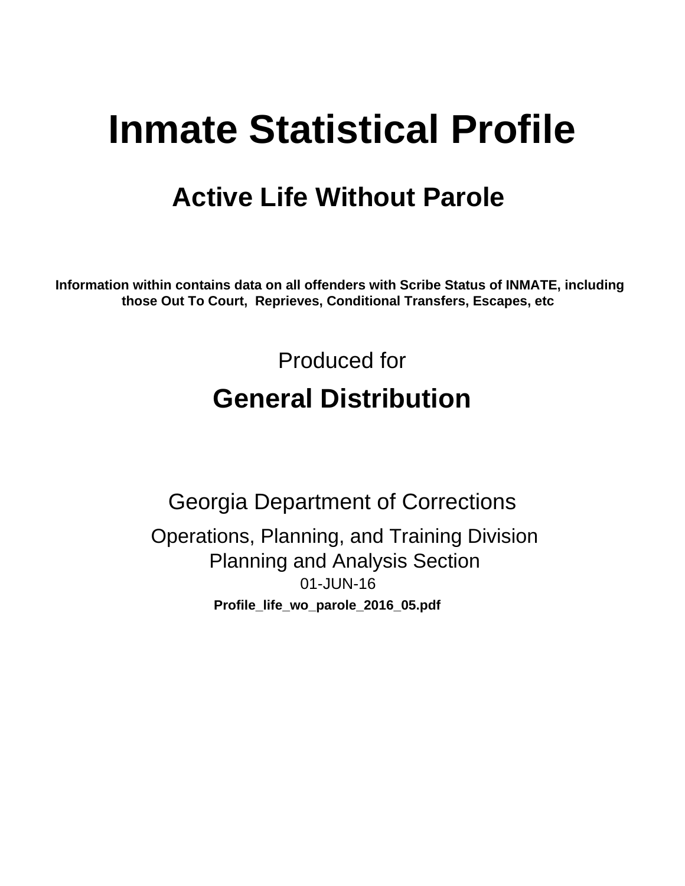# Inmate Statistical Profile

## Active Life Without Parole

**Information within contains data on all offenders with Scribe Status of INMATE, including those Out To Court, Reprieves, Conditional Transfers, Escapes, etc**

Produced for

## General Distribution

Georgia Department of Corrections

Operations, Planning, and Training Division
Planning and Analysis Section
01-JUN-16

**Profile_life_wo_parole_2016_05.pdf**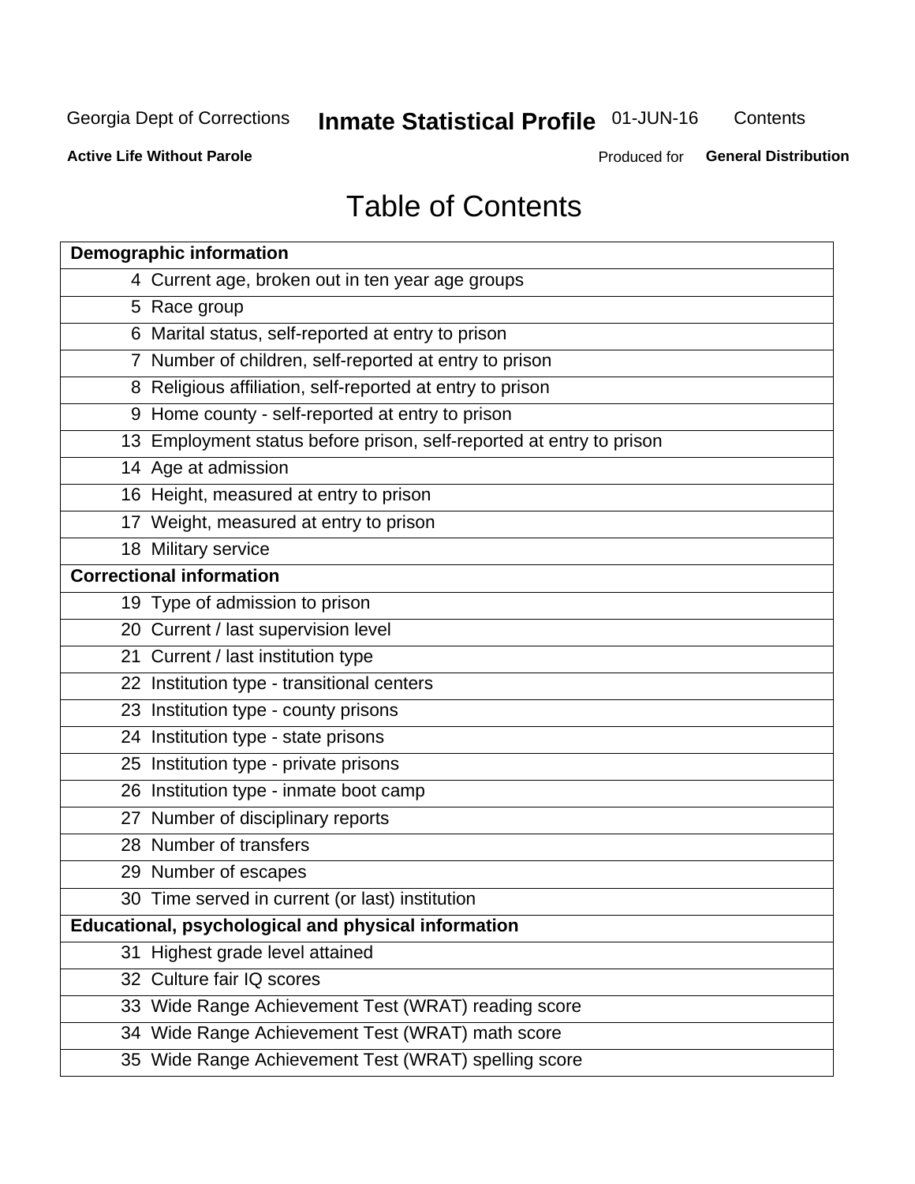# Table of Contents

| Page | Topic |
|---|---|
| **Demographic information** | |
| 4 | Current age, broken out in ten year age groups |
| 5 | Race group |
| 6 | Marital status, self-reported at entry to prison |
| 7 | Number of children, self-reported at entry to prison |
| 8 | Religious affiliation, self-reported at entry to prison |
| 9 | Home county - self-reported at entry to prison |
| 13 | Employment status before prison, self-reported at entry to prison |
| 14 | Age at admission |
| 16 | Height, measured at entry to prison |
| 17 | Weight, measured at entry to prison |
| 18 | Military service |
| **Correctional information** | |
| 19 | Type of admission to prison |
| 20 | Current / last supervision level |
| 21 | Current / last institution type |
| 22 | Institution type - transitional centers |
| 23 | Institution type - county prisons |
| 24 | Institution type - state prisons |
| 25 | Institution type - private prisons |
| 26 | Institution type - inmate boot camp |
| 27 | Number of disciplinary reports |
| 28 | Number of transfers |
| 29 | Number of escapes |
| 30 | Time served in current (or last) institution |
| **Educational, psychological and physical information** | |
| 31 | Highest grade level attained |
| 32 | Culture fair IQ scores |
| 33 | Wide Range Achievement Test (WRAT) reading score |
| 34 | Wide Range Achievement Test (WRAT) math score |
| 35 | Wide Range Achievement Test (WRAT) spelling score |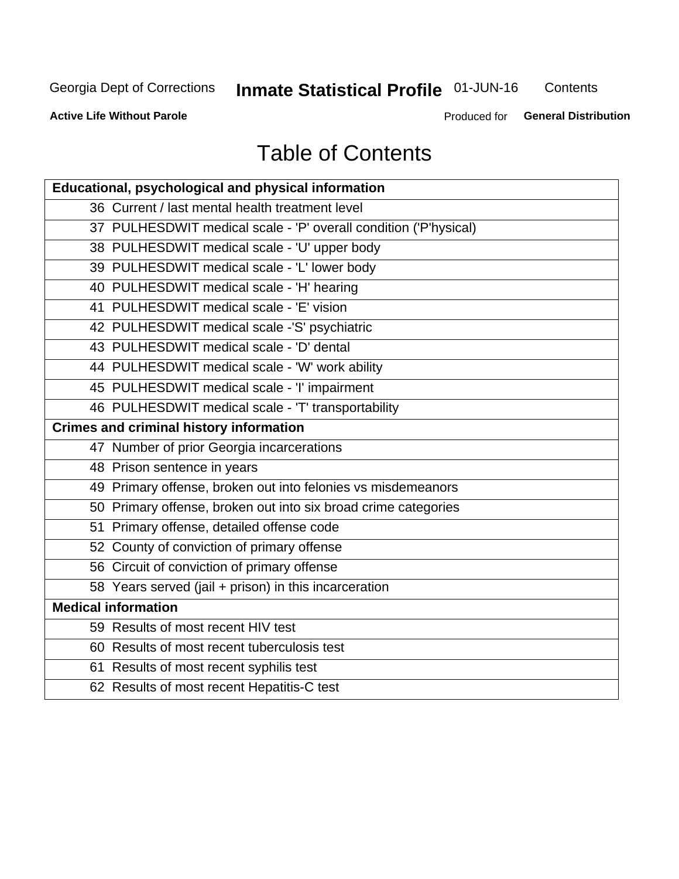# Table of Contents

| Educational, psychological and physical information |
|---|
| 36 Current / last mental health treatment level |
| 37 PULHESDWIT medical scale - 'P' overall condition ('P'hysical) |
| 38 PULHESDWIT medical scale - 'U' upper body |
| 39 PULHESDWIT medical scale - 'L' lower body |
| 40 PULHESDWIT medical scale - 'H' hearing |
| 41 PULHESDWIT medical scale - 'E' vision |
| 42 PULHESDWIT medical scale -'S' psychiatric |
| 43 PULHESDWIT medical scale - 'D' dental |
| 44 PULHESDWIT medical scale - 'W' work ability |
| 45 PULHESDWIT medical scale - 'I' impairment |
| 46 PULHESDWIT medical scale - 'T' transportability |
| **Crimes and criminal history information** |
| 47 Number of prior Georgia incarcerations |
| 48 Prison sentence in years |
| 49 Primary offense, broken out into felonies vs misdemeanors |
| 50 Primary offense, broken out into six broad crime categories |
| 51 Primary offense, detailed offense code |
| 52 County of conviction of primary offense |
| 56 Circuit of conviction of primary offense |
| 58 Years served (jail + prison) in this incarceration |
| **Medical information** |
| 59 Results of most recent HIV test |
| 60 Results of most recent tuberculosis test |
| 61 Results of most recent syphilis test |
| 62 Results of most recent Hepatitis-C test |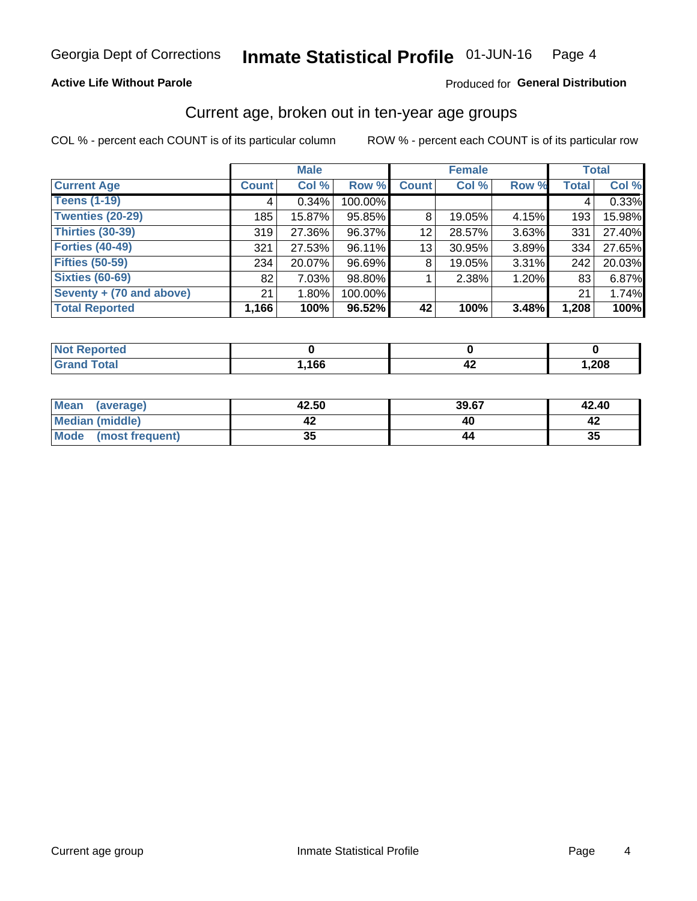Georgia Dept of Corrections **Inmate Statistical Profile** 01-JUN-16

**Active Life Without Parole**

Produced for **General Distribution**

## Current age, broken out in ten-year age groups

COL % - percent each COUNT is of its particular column

ROW % - percent each COUNT is of its particular row

| | Male | | | Female | | | Total | |
|---|---|---|---|---|---|---|---|---|
| **Current Age** | **Count** | **Col %** | **Row %** | **Count** | **Col %** | **Row %** | **Total** | **Col %** |
| **Teens (1-19)** | 4 | 0.34% | 100.00% | | | | 4 | 0.33% |
| **Twenties (20-29)** | 185 | 15.87% | 95.85% | 8 | 19.05% | 4.15% | 193 | 15.98% |
| **Thirties (30-39)** | 319 | 27.36% | 96.37% | 12 | 28.57% | 3.63% | 331 | 27.40% |
| **Forties (40-49)** | 321 | 27.53% | 96.11% | 13 | 30.95% | 3.89% | 334 | 27.65% |
| **Fifties (50-59)** | 234 | 20.07% | 96.69% | 8 | 19.05% | 3.31% | 242 | 20.03% |
| **Sixties (60-69)** | 82 | 7.03% | 98.80% | 1 | 2.38% | 1.20% | 83 | 6.87% |
| **Seventy + (70 and above)** | 21 | 1.80% | 100.00% | | | | 21 | 1.74% |
| **Total Reported** | **1,166** | **100%** | **96.52%** | **42** | **100%** | **3.48%** | **1,208** | **100%** |

| | Male | Female | Total |
|---|---|---|---|
| **Not Reported** | **0** | **0** | **0** |
| **Grand Total** | **1,166** | **42** | **1,208** |

| | Male | Female | Total |
|---|---|---|---|
| **Mean (average)** | **42.50** | **39.67** | **42.40** |
| **Median (middle)** | **42** | **40** | **42** |
| **Mode (most frequent)** | **35** | **44** | **35** |

Current age group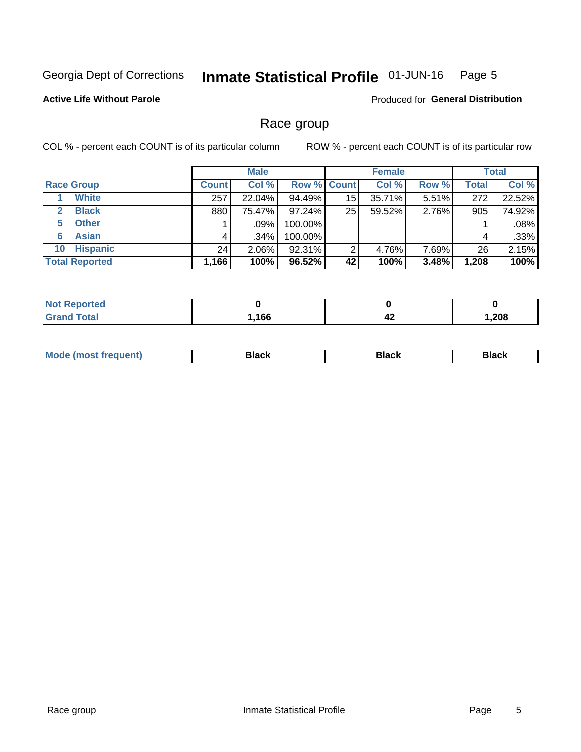Georgia Dept of Corrections **Inmate Statistical Profile** 01-JUN-16

**Active Life Without Parole**

Produced for **General Distribution**

## Race group

COL % - percent each COUNT is of its particular column

ROW % - percent each COUNT is of its particular row

| | Male | | | Female | | | Total | |
|---|---|---|---|---|---|---|---|---|
| **Race Group** | **Count** | **Col %** | **Row %** | **Count** | **Col %** | **Row %** | **Total** | **Col %** |
| 1 White | 257 | 22.04% | 94.49% | 15 | 35.71% | 5.51% | 272 | 22.52% |
| 2 Black | 880 | 75.47% | 97.24% | 25 | 59.52% | 2.76% | 905 | 74.92% |
| 5 Other | 1 | .09% | 100.00% | | | | 1 | .08% |
| 6 Asian | 4 | .34% | 100.00% | | | | 4 | .33% |
| 10 Hispanic | 24 | 2.06% | 92.31% | 2 | 4.76% | 7.69% | 26 | 2.15% |
| **Total Reported** | **1,166** | **100%** | **96.52%** | **42** | **100%** | **3.48%** | **1,208** | **100%** |

| | Male | Female | Total |
|---|---|---|---|
| Not Reported | **0** | **0** | **0** |
| Grand Total | **1,166** | **42** | **1,208** |

| | Male | Female | Total |
|---|---|---|---|
| Mode (most frequent) | **Black** | **Black** | **Black** |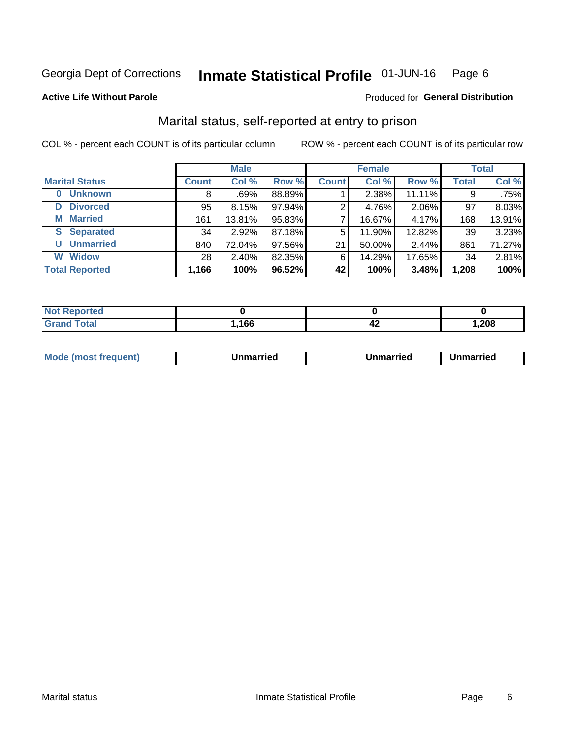Georgia Dept of Corrections **Inmate Statistical Profile** 01-JUN-16 Page 6

**Active Life Without Parole**

Produced for **General Distribution**

## Marital status, self-reported at entry to prison

COL % - percent each COUNT is of its particular column

ROW % - percent each COUNT is of its particular row

| | Male | | | Female | | | Total | |
|---|---|---|---|---|---|---|---|---|
| **Marital Status** | **Count** | **Col %** | **Row %** | **Count** | **Col %** | **Row %** | **Total** | **Col %** |
| **0 Unknown** | 8 | .69% | 88.89% | 1 | 2.38% | 11.11% | 9 | .75% |
| **D Divorced** | 95 | 8.15% | 97.94% | 2 | 4.76% | 2.06% | 97 | 8.03% |
| **M Married** | 161 | 13.81% | 95.83% | 7 | 16.67% | 4.17% | 168 | 13.91% |
| **S Separated** | 34 | 2.92% | 87.18% | 5 | 11.90% | 12.82% | 39 | 3.23% |
| **U Unmarried** | 840 | 72.04% | 97.56% | 21 | 50.00% | 2.44% | 861 | 71.27% |
| **W Widow** | 28 | 2.40% | 82.35% | 6 | 14.29% | 17.65% | 34 | 2.81% |
| **Total Reported** | **1,166** | **100%** | **96.52%** | **42** | **100%** | **3.48%** | **1,208** | **100%** |

| | Male | Female | Total |
|---|---|---|---|
| **Not Reported** | **0** | **0** | **0** |
| **Grand Total** | **1,166** | **42** | **1,208** |

| | Male | Female | Total |
|---|---|---|---|
| **Mode (most frequent)** | **Unmarried** | **Unmarried** | **Unmarried** |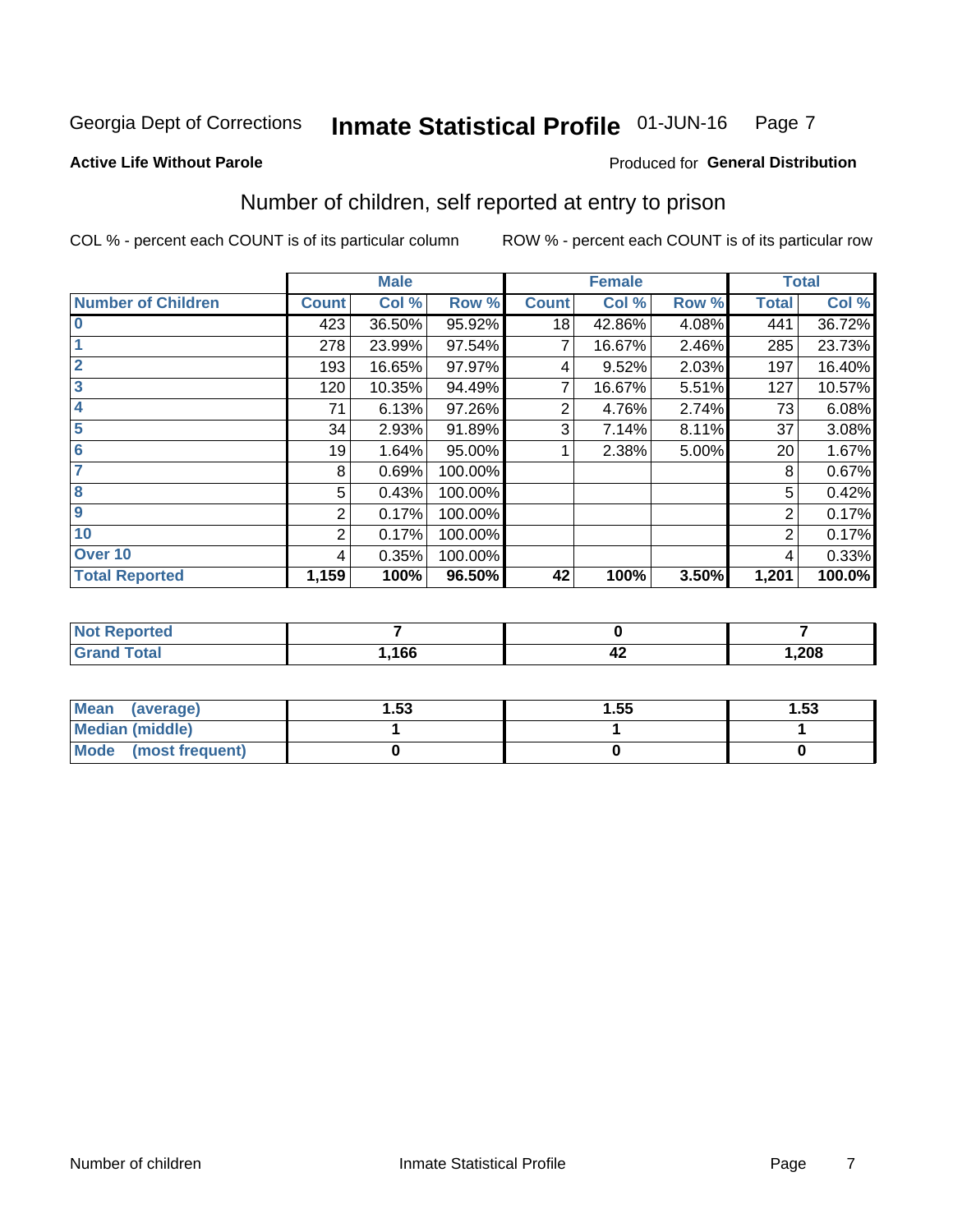Georgia Dept of Corrections **Inmate Statistical Profile** 01-JUN-16

**Active Life Without Parole**

Produced for **General Distribution**

## Number of children, self reported at entry to prison

COL % - percent each COUNT is of its particular column

ROW % - percent each COUNT is of its particular row

| | Male | | | Female | | | Total | |
|---|---|---|---|---|---|---|---|---|
| **Number of Children** | **Count** | **Col %** | **Row %** | **Count** | **Col %** | **Row %** | **Total** | **Col %** |
| **0** | 423 | 36.50% | 95.92% | 18 | 42.86% | 4.08% | 441 | 36.72% |
| **1** | 278 | 23.99% | 97.54% | 7 | 16.67% | 2.46% | 285 | 23.73% |
| **2** | 193 | 16.65% | 97.97% | 4 | 9.52% | 2.03% | 197 | 16.40% |
| **3** | 120 | 10.35% | 94.49% | 7 | 16.67% | 5.51% | 127 | 10.57% |
| **4** | 71 | 6.13% | 97.26% | 2 | 4.76% | 2.74% | 73 | 6.08% |
| **5** | 34 | 2.93% | 91.89% | 3 | 7.14% | 8.11% | 37 | 3.08% |
| **6** | 19 | 1.64% | 95.00% | 1 | 2.38% | 5.00% | 20 | 1.67% |
| **7** | 8 | 0.69% | 100.00% | | | | 8 | 0.67% |
| **8** | 5 | 0.43% | 100.00% | | | | 5 | 0.42% |
| **9** | 2 | 0.17% | 100.00% | | | | 2 | 0.17% |
| **10** | 2 | 0.17% | 100.00% | | | | 2 | 0.17% |
| **Over 10** | 4 | 0.35% | 100.00% | | | | 4 | 0.33% |
| **Total Reported** | **1,159** | **100%** | **96.50%** | **42** | **100%** | **3.50%** | **1,201** | **100.0%** |

| | Male | Female | Total |
|---|---|---|---|
| **Not Reported** | **7** | **0** | **7** |
| **Grand Total** | **1,166** | **42** | **1,208** |

| | Male | Female | Total |
|---|---|---|---|
| **Mean (average)** | **1.53** | **1.55** | **1.53** |
| **Median (middle)** | **1** | **1** | **1** |
| **Mode (most frequent)** | **0** | **0** | **0** |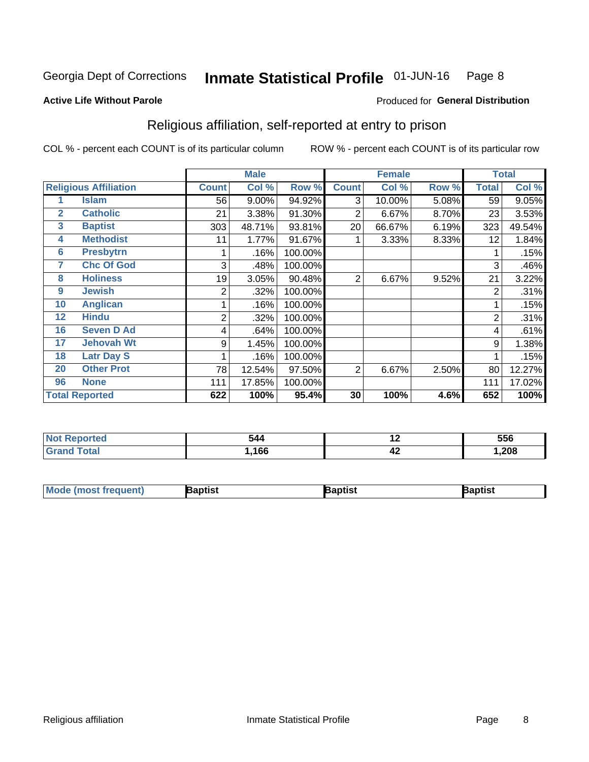Georgia Dept of Corrections **Inmate Statistical Profile** 01-JUN-16 Page 8

**Active Life Without Parole**

Produced for **General Distribution**

## Religious affiliation, self-reported at entry to prison

COL % - percent each COUNT is of its particular column ROW % - percent each COUNT is of its particular row

| | | Male | | | Female | | | Total | |
|---|---|---|---|---|---|---|---|---|---|
| **Religious Affiliation** | | **Count** | **Col %** | **Row %** | **Count** | **Col %** | **Row %** | **Total** | **Col %** |
| 1 | Islam | 56 | 9.00% | 94.92% | 3 | 10.00% | 5.08% | 59 | 9.05% |
| 2 | Catholic | 21 | 3.38% | 91.30% | 2 | 6.67% | 8.70% | 23 | 3.53% |
| 3 | Baptist | 303 | 48.71% | 93.81% | 20 | 66.67% | 6.19% | 323 | 49.54% |
| 4 | Methodist | 11 | 1.77% | 91.67% | 1 | 3.33% | 8.33% | 12 | 1.84% |
| 6 | Presbytrn | 1 | .16% | 100.00% | | | | 1 | .15% |
| 7 | Chc Of God | 3 | .48% | 100.00% | | | | 3 | .46% |
| 8 | Holiness | 19 | 3.05% | 90.48% | 2 | 6.67% | 9.52% | 21 | 3.22% |
| 9 | Jewish | 2 | .32% | 100.00% | | | | 2 | .31% |
| 10 | Anglican | 1 | .16% | 100.00% | | | | 1 | .15% |
| 12 | Hindu | 2 | .32% | 100.00% | | | | 2 | .31% |
| 16 | Seven D Ad | 4 | .64% | 100.00% | | | | 4 | .61% |
| 17 | Jehovah Wt | 9 | 1.45% | 100.00% | | | | 9 | 1.38% |
| 18 | Latr Day S | 1 | .16% | 100.00% | | | | 1 | .15% |
| 20 | Other Prot | 78 | 12.54% | 97.50% | 2 | 6.67% | 2.50% | 80 | 12.27% |
| 96 | None | 111 | 17.85% | 100.00% | | | | 111 | 17.02% |
| **Total Reported** | | **622** | **100%** | **95.4%** | **30** | **100%** | **4.6%** | **652** | **100%** |

| | Male | Female | Total |
|---|---|---|---|
| **Not Reported** | **544** | **12** | **556** |
| **Grand Total** | **1,166** | **42** | **1,208** |

| | Male | Female | Total |
|---|---|---|---|
| **Mode (most frequent)** | **Baptist** | **Baptist** | **Baptist** |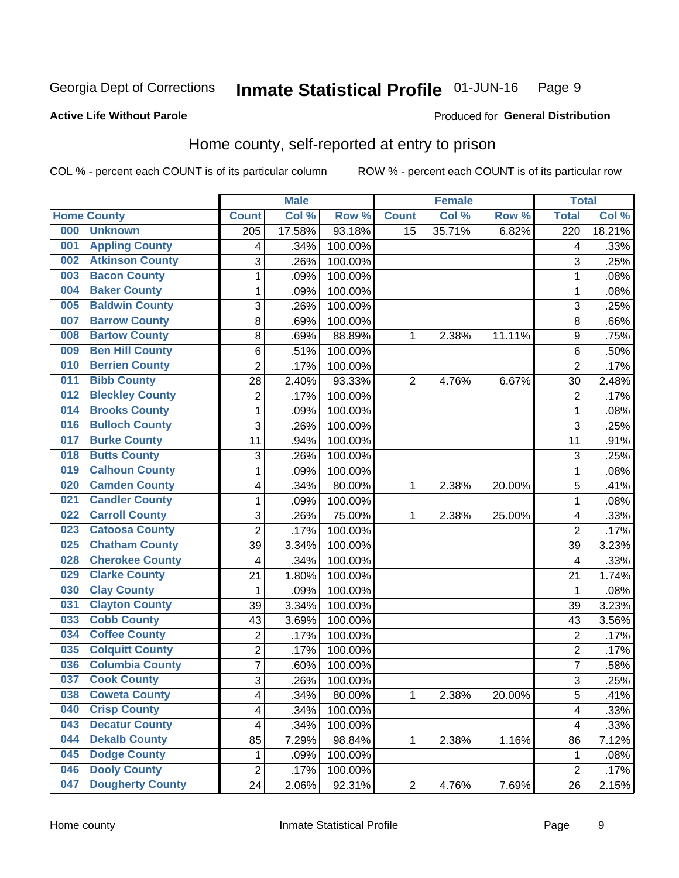Georgia Dept of Corrections **Inmate Statistical Profile** 01-JUN-16

**Active Life Without Parole**

Produced for **General Distribution**

## Home county, self-reported at entry to prison

COL % - percent each COUNT is of its particular column ROW % - percent each COUNT is of its particular row

| Home County | | Male | | | Female | | | Total | |
|---|---|---|---|---|---|---|---|---|---|
| | | Count | Col % | Row % | Count | Col % | Row % | Total | Col % |
| 000 | Unknown | 205 | 17.58% | 93.18% | 15 | 35.71% | 6.82% | 220 | 18.21% |
| 001 | Appling County | 4 | .34% | 100.00% | | | | 4 | .33% |
| 002 | Atkinson County | 3 | .26% | 100.00% | | | | 3 | .25% |
| 003 | Bacon County | 1 | .09% | 100.00% | | | | 1 | .08% |
| 004 | Baker County | 1 | .09% | 100.00% | | | | 1 | .08% |
| 005 | Baldwin County | 3 | .26% | 100.00% | | | | 3 | .25% |
| 007 | Barrow County | 8 | .69% | 100.00% | | | | 8 | .66% |
| 008 | Bartow County | 8 | .69% | 88.89% | 1 | 2.38% | 11.11% | 9 | .75% |
| 009 | Ben Hill County | 6 | .51% | 100.00% | | | | 6 | .50% |
| 010 | Berrien County | 2 | .17% | 100.00% | | | | 2 | .17% |
| 011 | Bibb County | 28 | 2.40% | 93.33% | 2 | 4.76% | 6.67% | 30 | 2.48% |
| 012 | Bleckley County | 2 | .17% | 100.00% | | | | 2 | .17% |
| 014 | Brooks County | 1 | .09% | 100.00% | | | | 1 | .08% |
| 016 | Bulloch County | 3 | .26% | 100.00% | | | | 3 | .25% |
| 017 | Burke County | 11 | .94% | 100.00% | | | | 11 | .91% |
| 018 | Butts County | 3 | .26% | 100.00% | | | | 3 | .25% |
| 019 | Calhoun County | 1 | .09% | 100.00% | | | | 1 | .08% |
| 020 | Camden County | 4 | .34% | 80.00% | 1 | 2.38% | 20.00% | 5 | .41% |
| 021 | Candler County | 1 | .09% | 100.00% | | | | 1 | .08% |
| 022 | Carroll County | 3 | .26% | 75.00% | 1 | 2.38% | 25.00% | 4 | .33% |
| 023 | Catoosa County | 2 | .17% | 100.00% | | | | 2 | .17% |
| 025 | Chatham County | 39 | 3.34% | 100.00% | | | | 39 | 3.23% |
| 028 | Cherokee County | 4 | .34% | 100.00% | | | | 4 | .33% |
| 029 | Clarke County | 21 | 1.80% | 100.00% | | | | 21 | 1.74% |
| 030 | Clay County | 1 | .09% | 100.00% | | | | 1 | .08% |
| 031 | Clayton County | 39 | 3.34% | 100.00% | | | | 39 | 3.23% |
| 033 | Cobb County | 43 | 3.69% | 100.00% | | | | 43 | 3.56% |
| 034 | Coffee County | 2 | .17% | 100.00% | | | | 2 | .17% |
| 035 | Colquitt County | 2 | .17% | 100.00% | | | | 2 | .17% |
| 036 | Columbia County | 7 | .60% | 100.00% | | | | 7 | .58% |
| 037 | Cook County | 3 | .26% | 100.00% | | | | 3 | .25% |
| 038 | Coweta County | 4 | .34% | 80.00% | 1 | 2.38% | 20.00% | 5 | .41% |
| 040 | Crisp County | 4 | .34% | 100.00% | | | | 4 | .33% |
| 043 | Decatur County | 4 | .34% | 100.00% | | | | 4 | .33% |
| 044 | Dekalb County | 85 | 7.29% | 98.84% | 1 | 2.38% | 1.16% | 86 | 7.12% |
| 045 | Dodge County | 1 | .09% | 100.00% | | | | 1 | .08% |
| 046 | Dooly County | 2 | .17% | 100.00% | | | | 2 | .17% |
| 047 | Dougherty County | 24 | 2.06% | 92.31% | 2 | 4.76% | 7.69% | 26 | 2.15% |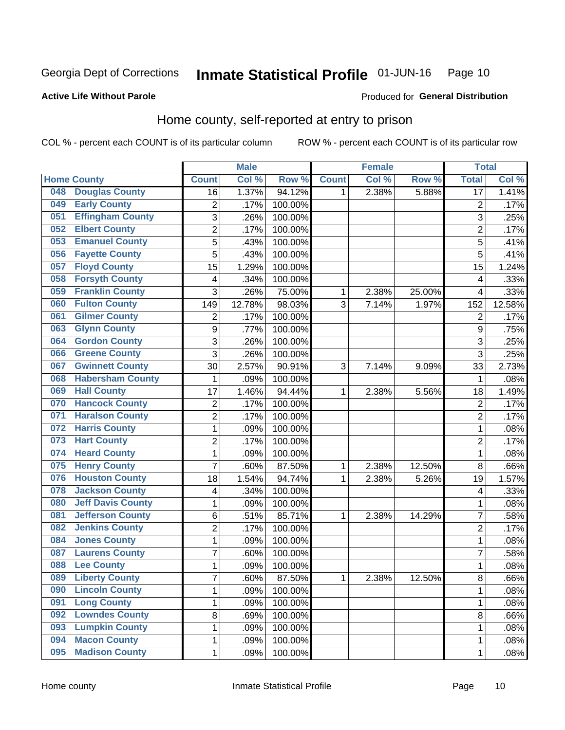Georgia Dept of Corrections **Inmate Statistical Profile** 01-JUN-16

**Active Life Without Parole**

Produced for **General Distribution**

## Home county, self-reported at entry to prison

COL % - percent each COUNT is of its particular column ROW % - percent each COUNT is of its particular row

| Home County | | Male | | | Female | | | Total | |
|---|---|---|---|---|---|---|---|---|---|
| | | Count | Col % | Row % | Count | Col % | Row % | Total | Col % |
| 048 | Douglas County | 16 | 1.37% | 94.12% | 1 | 2.38% | 5.88% | 17 | 1.41% |
| 049 | Early County | 2 | .17% | 100.00% | | | | 2 | .17% |
| 051 | Effingham County | 3 | .26% | 100.00% | | | | 3 | .25% |
| 052 | Elbert County | 2 | .17% | 100.00% | | | | 2 | .17% |
| 053 | Emanuel County | 5 | .43% | 100.00% | | | | 5 | .41% |
| 056 | Fayette County | 5 | .43% | 100.00% | | | | 5 | .41% |
| 057 | Floyd County | 15 | 1.29% | 100.00% | | | | 15 | 1.24% |
| 058 | Forsyth County | 4 | .34% | 100.00% | | | | 4 | .33% |
| 059 | Franklin County | 3 | .26% | 75.00% | 1 | 2.38% | 25.00% | 4 | .33% |
| 060 | Fulton County | 149 | 12.78% | 98.03% | 3 | 7.14% | 1.97% | 152 | 12.58% |
| 061 | Gilmer County | 2 | .17% | 100.00% | | | | 2 | .17% |
| 063 | Glynn County | 9 | .77% | 100.00% | | | | 9 | .75% |
| 064 | Gordon County | 3 | .26% | 100.00% | | | | 3 | .25% |
| 066 | Greene County | 3 | .26% | 100.00% | | | | 3 | .25% |
| 067 | Gwinnett County | 30 | 2.57% | 90.91% | 3 | 7.14% | 9.09% | 33 | 2.73% |
| 068 | Habersham County | 1 | .09% | 100.00% | | | | 1 | .08% |
| 069 | Hall County | 17 | 1.46% | 94.44% | 1 | 2.38% | 5.56% | 18 | 1.49% |
| 070 | Hancock County | 2 | .17% | 100.00% | | | | 2 | .17% |
| 071 | Haralson County | 2 | .17% | 100.00% | | | | 2 | .17% |
| 072 | Harris County | 1 | .09% | 100.00% | | | | 1 | .08% |
| 073 | Hart County | 2 | .17% | 100.00% | | | | 2 | .17% |
| 074 | Heard County | 1 | .09% | 100.00% | | | | 1 | .08% |
| 075 | Henry County | 7 | .60% | 87.50% | 1 | 2.38% | 12.50% | 8 | .66% |
| 076 | Houston County | 18 | 1.54% | 94.74% | 1 | 2.38% | 5.26% | 19 | 1.57% |
| 078 | Jackson County | 4 | .34% | 100.00% | | | | 4 | .33% |
| 080 | Jeff Davis County | 1 | .09% | 100.00% | | | | 1 | .08% |
| 081 | Jefferson County | 6 | .51% | 85.71% | 1 | 2.38% | 14.29% | 7 | .58% |
| 082 | Jenkins County | 2 | .17% | 100.00% | | | | 2 | .17% |
| 084 | Jones County | 1 | .09% | 100.00% | | | | 1 | .08% |
| 087 | Laurens County | 7 | .60% | 100.00% | | | | 7 | .58% |
| 088 | Lee County | 1 | .09% | 100.00% | | | | 1 | .08% |
| 089 | Liberty County | 7 | .60% | 87.50% | 1 | 2.38% | 12.50% | 8 | .66% |
| 090 | Lincoln County | 1 | .09% | 100.00% | | | | 1 | .08% |
| 091 | Long County | 1 | .09% | 100.00% | | | | 1 | .08% |
| 092 | Lowndes County | 8 | .69% | 100.00% | | | | 8 | .66% |
| 093 | Lumpkin County | 1 | .09% | 100.00% | | | | 1 | .08% |
| 094 | Macon County | 1 | .09% | 100.00% | | | | 1 | .08% |
| 095 | Madison County | 1 | .09% | 100.00% | | | | 1 | .08% |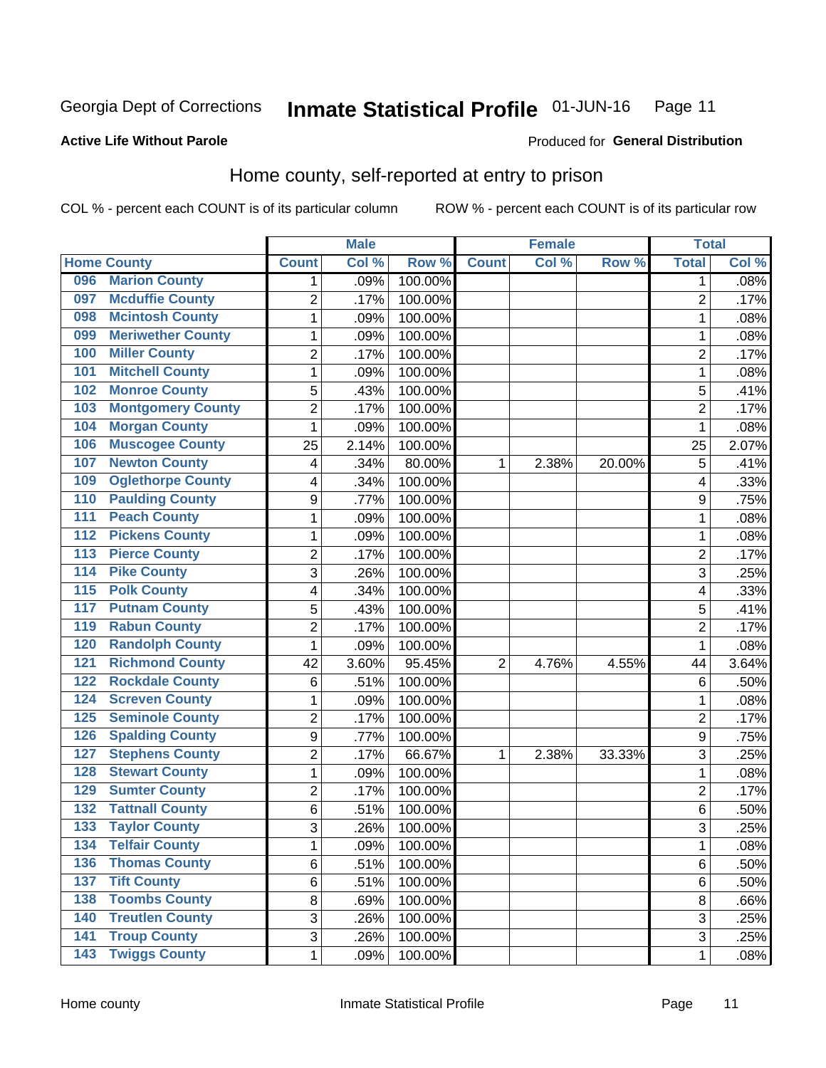Georgia Dept of Corrections **Inmate Statistical Profile** 01-JUN-16 Page 11

**Active Life Without Parole**

Produced for **General Distribution**

## Home county, self-reported at entry to prison

COL % - percent each COUNT is of its particular column ROW % - percent each COUNT is of its particular row

| Home County | Male | | | Female | | | Total | |
|---|---|---|---|---|---|---|---|---|
| | Count | Col % | Row % | Count | Col % | Row % | Total | Col % |
| 096 Marion County | 1 | .09% | 100.00% | | | | 1 | .08% |
| 097 Mcduffie County | 2 | .17% | 100.00% | | | | 2 | .17% |
| 098 Mcintosh County | 1 | .09% | 100.00% | | | | 1 | .08% |
| 099 Meriwether County | 1 | .09% | 100.00% | | | | 1 | .08% |
| 100 Miller County | 2 | .17% | 100.00% | | | | 2 | .17% |
| 101 Mitchell County | 1 | .09% | 100.00% | | | | 1 | .08% |
| 102 Monroe County | 5 | .43% | 100.00% | | | | 5 | .41% |
| 103 Montgomery County | 2 | .17% | 100.00% | | | | 2 | .17% |
| 104 Morgan County | 1 | .09% | 100.00% | | | | 1 | .08% |
| 106 Muscogee County | 25 | 2.14% | 100.00% | | | | 25 | 2.07% |
| 107 Newton County | 4 | .34% | 80.00% | 1 | 2.38% | 20.00% | 5 | .41% |
| 109 Oglethorpe County | 4 | .34% | 100.00% | | | | 4 | .33% |
| 110 Paulding County | 9 | .77% | 100.00% | | | | 9 | .75% |
| 111 Peach County | 1 | .09% | 100.00% | | | | 1 | .08% |
| 112 Pickens County | 1 | .09% | 100.00% | | | | 1 | .08% |
| 113 Pierce County | 2 | .17% | 100.00% | | | | 2 | .17% |
| 114 Pike County | 3 | .26% | 100.00% | | | | 3 | .25% |
| 115 Polk County | 4 | .34% | 100.00% | | | | 4 | .33% |
| 117 Putnam County | 5 | .43% | 100.00% | | | | 5 | .41% |
| 119 Rabun County | 2 | .17% | 100.00% | | | | 2 | .17% |
| 120 Randolph County | 1 | .09% | 100.00% | | | | 1 | .08% |
| 121 Richmond County | 42 | 3.60% | 95.45% | 2 | 4.76% | 4.55% | 44 | 3.64% |
| 122 Rockdale County | 6 | .51% | 100.00% | | | | 6 | .50% |
| 124 Screven County | 1 | .09% | 100.00% | | | | 1 | .08% |
| 125 Seminole County | 2 | .17% | 100.00% | | | | 2 | .17% |
| 126 Spalding County | 9 | .77% | 100.00% | | | | 9 | .75% |
| 127 Stephens County | 2 | .17% | 66.67% | 1 | 2.38% | 33.33% | 3 | .25% |
| 128 Stewart County | 1 | .09% | 100.00% | | | | 1 | .08% |
| 129 Sumter County | 2 | .17% | 100.00% | | | | 2 | .17% |
| 132 Tattnall County | 6 | .51% | 100.00% | | | | 6 | .50% |
| 133 Taylor County | 3 | .26% | 100.00% | | | | 3 | .25% |
| 134 Telfair County | 1 | .09% | 100.00% | | | | 1 | .08% |
| 136 Thomas County | 6 | .51% | 100.00% | | | | 6 | .50% |
| 137 Tift County | 6 | .51% | 100.00% | | | | 6 | .50% |
| 138 Toombs County | 8 | .69% | 100.00% | | | | 8 | .66% |
| 140 Treutlen County | 3 | .26% | 100.00% | | | | 3 | .25% |
| 141 Troup County | 3 | .26% | 100.00% | | | | 3 | .25% |
| 143 Twiggs County | 1 | .09% | 100.00% | | | | 1 | .08% |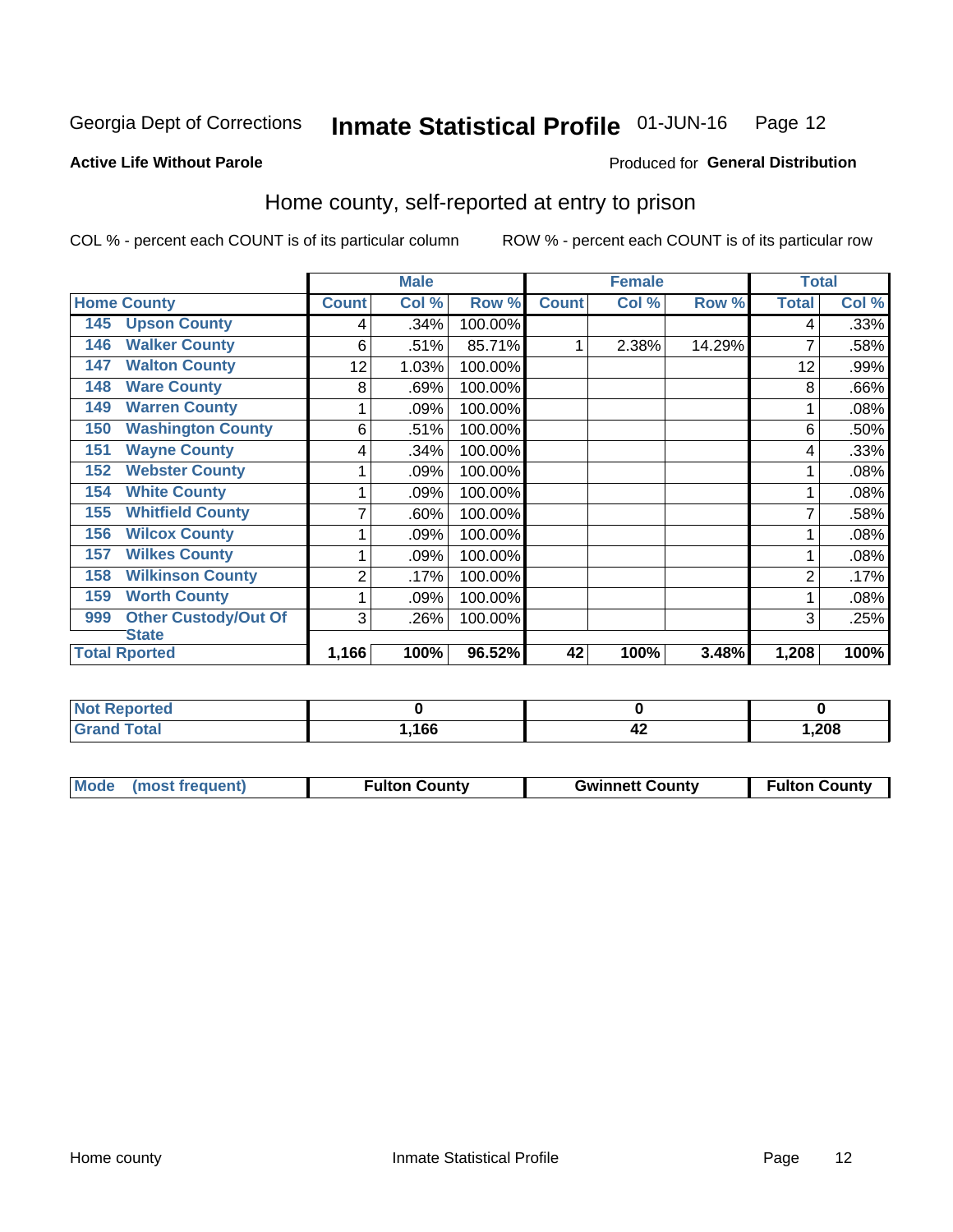Georgia Dept of Corrections **Inmate Statistical Profile** 01-JUN-16

**Active Life Without Parole**

Produced for **General Distribution**

## Home county, self-reported at entry to prison

COL % - percent each COUNT is of its particular column ROW % - percent each COUNT is of its particular row

| Home County | | Male | | | Female | | | Total | |
|---|---|---|---|---|---|---|---|---|---|
| | | Count | Col % | Row % | Count | Col % | Row % | Total | Col % |
| 145 | Upson County | 4 | .34% | 100.00% | | | | 4 | .33% |
| 146 | Walker County | 6 | .51% | 85.71% | 1 | 2.38% | 14.29% | 7 | .58% |
| 147 | Walton County | 12 | 1.03% | 100.00% | | | | 12 | .99% |
| 148 | Ware County | 8 | .69% | 100.00% | | | | 8 | .66% |
| 149 | Warren County | 1 | .09% | 100.00% | | | | 1 | .08% |
| 150 | Washington County | 6 | .51% | 100.00% | | | | 6 | .50% |
| 151 | Wayne County | 4 | .34% | 100.00% | | | | 4 | .33% |
| 152 | Webster County | 1 | .09% | 100.00% | | | | 1 | .08% |
| 154 | White County | 1 | .09% | 100.00% | | | | 1 | .08% |
| 155 | Whitfield County | 7 | .60% | 100.00% | | | | 7 | .58% |
| 156 | Wilcox County | 1 | .09% | 100.00% | | | | 1 | .08% |
| 157 | Wilkes County | 1 | .09% | 100.00% | | | | 1 | .08% |
| 158 | Wilkinson County | 2 | .17% | 100.00% | | | | 2 | .17% |
| 159 | Worth County | 1 | .09% | 100.00% | | | | 1 | .08% |
| 999 | Other Custody/Out Of State | 3 | .26% | 100.00% | | | | 3 | .25% |
| **Total Rported** | | **1,166** | **100%** | **96.52%** | **42** | **100%** | **3.48%** | **1,208** | **100%** |

| | Male | Female | Total |
|---|---|---|---|
| Not Reported | 0 | 0 | 0 |
| Grand Total | 1,166 | 42 | 1,208 |

| | Male | Female | Total |
|---|---|---|---|
| Mode (most frequent) | Fulton County | Gwinnett County | Fulton County |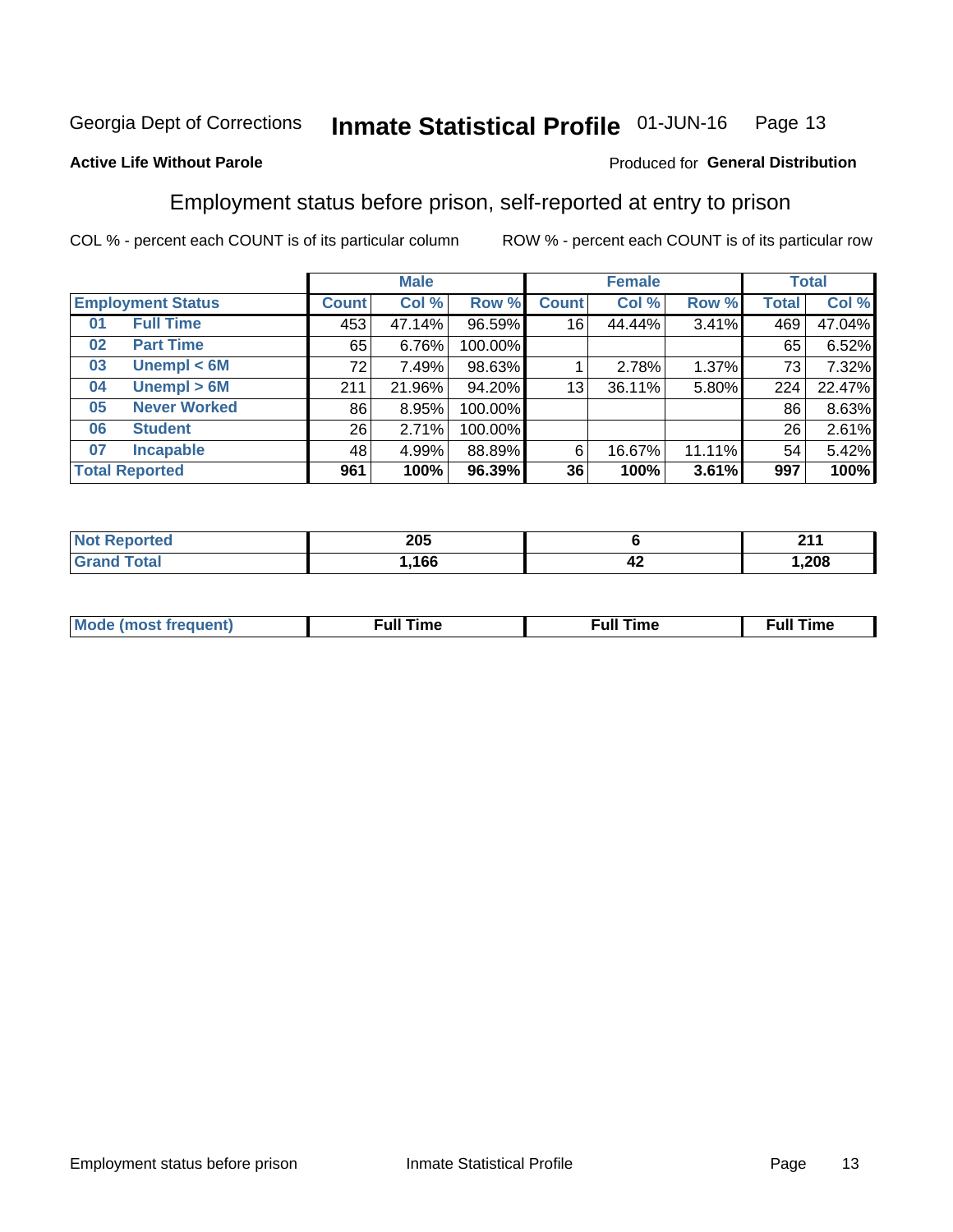Georgia Dept of Corrections **Inmate Statistical Profile** 01-JUN-16

**Active Life Without Parole**

Produced for **General Distribution**

## Employment status before prison, self-reported at entry to prison

COL % - percent each COUNT is of its particular column

ROW % - percent each COUNT is of its particular row

| Employment Status | | Male | | | Female | | | Total | |
|---|---|---|---|---|---|---|---|---|---|
| | | Count | Col % | Row % | Count | Col % | Row % | Total | Col % |
| 01 | Full Time | 453 | 47.14% | 96.59% | 16 | 44.44% | 3.41% | 469 | 47.04% |
| 02 | Part Time | 65 | 6.76% | 100.00% | | | | 65 | 6.52% |
| 03 | Unempl < 6M | 72 | 7.49% | 98.63% | 1 | 2.78% | 1.37% | 73 | 7.32% |
| 04 | Unempl > 6M | 211 | 21.96% | 94.20% | 13 | 36.11% | 5.80% | 224 | 22.47% |
| 05 | Never Worked | 86 | 8.95% | 100.00% | | | | 86 | 8.63% |
| 06 | Student | 26 | 2.71% | 100.00% | | | | 26 | 2.61% |
| 07 | Incapable | 48 | 4.99% | 88.89% | 6 | 16.67% | 11.11% | 54 | 5.42% |
| **Total Reported** | | **961** | **100%** | **96.39%** | **36** | **100%** | **3.61%** | **997** | **100%** |

| | Male | Female | Total |
|---|---|---|---|
| Not Reported | **205** | **6** | **211** |
| Grand Total | **1,166** | **42** | **1,208** |

| | Male | Female | Total |
|---|---|---|---|
| Mode (most frequent) | **Full Time** | **Full Time** | **Full Time** |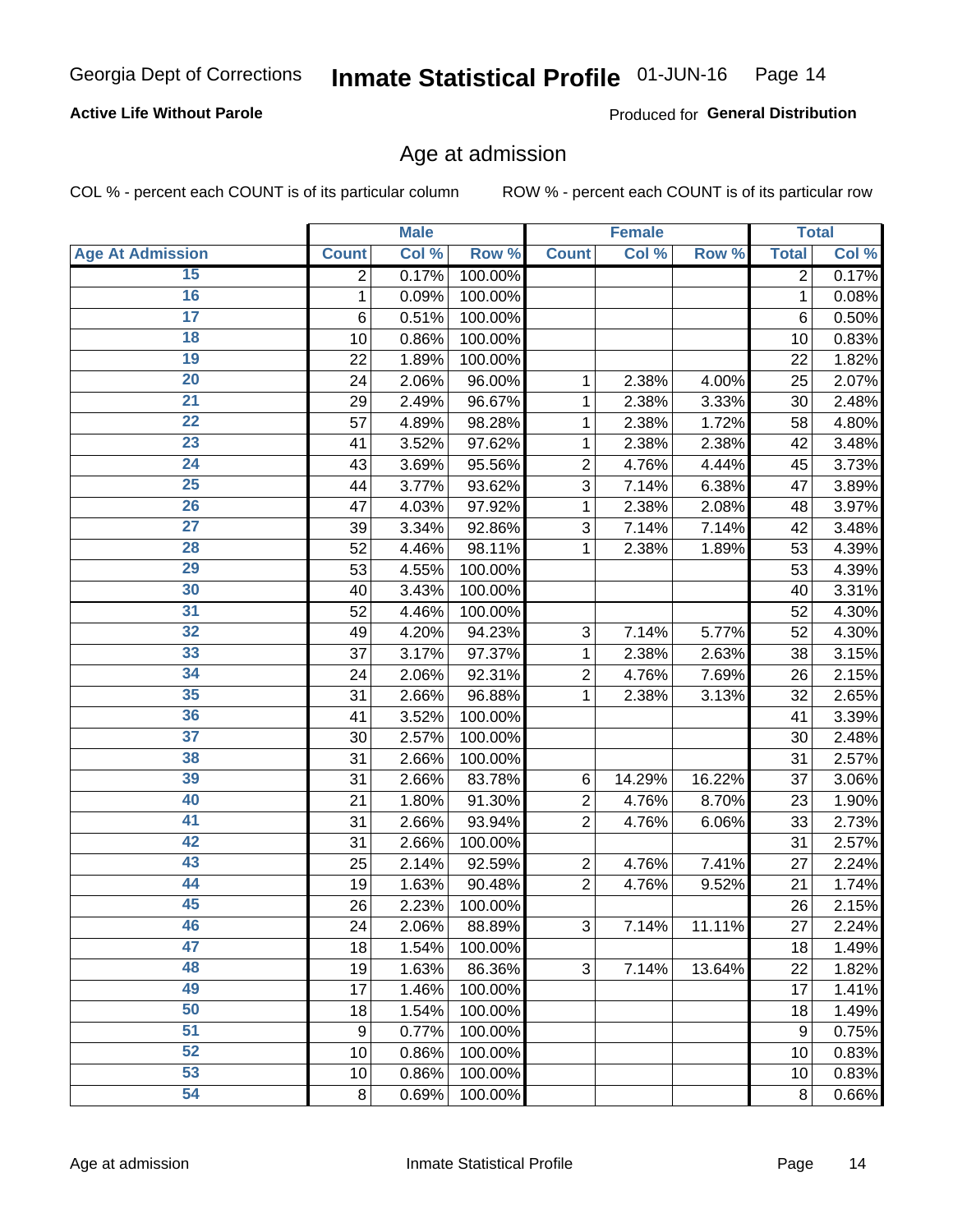Georgia Dept of Corrections **Inmate Statistical Profile** 01-JUN-16

**Active Life Without Parole**

Produced for **General Distribution**

## Age at admission

COL % - percent each COUNT is of its particular column    ROW % - percent each COUNT is of its particular row

| | Male | | | Female | | | Total | |
|---|---|---|---|---|---|---|---|---|
| **Age At Admission** | **Count** | **Col %** | **Row %** | **Count** | **Col %** | **Row %** | **Total** | **Col %** |
| 15 | 2 | 0.17% | 100.00% | | | | 2 | 0.17% |
| 16 | 1 | 0.09% | 100.00% | | | | 1 | 0.08% |
| 17 | 6 | 0.51% | 100.00% | | | | 6 | 0.50% |
| 18 | 10 | 0.86% | 100.00% | | | | 10 | 0.83% |
| 19 | 22 | 1.89% | 100.00% | | | | 22 | 1.82% |
| 20 | 24 | 2.06% | 96.00% | 1 | 2.38% | 4.00% | 25 | 2.07% |
| 21 | 29 | 2.49% | 96.67% | 1 | 2.38% | 3.33% | 30 | 2.48% |
| 22 | 57 | 4.89% | 98.28% | 1 | 2.38% | 1.72% | 58 | 4.80% |
| 23 | 41 | 3.52% | 97.62% | 1 | 2.38% | 2.38% | 42 | 3.48% |
| 24 | 43 | 3.69% | 95.56% | 2 | 4.76% | 4.44% | 45 | 3.73% |
| 25 | 44 | 3.77% | 93.62% | 3 | 7.14% | 6.38% | 47 | 3.89% |
| 26 | 47 | 4.03% | 97.92% | 1 | 2.38% | 2.08% | 48 | 3.97% |
| 27 | 39 | 3.34% | 92.86% | 3 | 7.14% | 7.14% | 42 | 3.48% |
| 28 | 52 | 4.46% | 98.11% | 1 | 2.38% | 1.89% | 53 | 4.39% |
| 29 | 53 | 4.55% | 100.00% | | | | 53 | 4.39% |
| 30 | 40 | 3.43% | 100.00% | | | | 40 | 3.31% |
| 31 | 52 | 4.46% | 100.00% | | | | 52 | 4.30% |
| 32 | 49 | 4.20% | 94.23% | 3 | 7.14% | 5.77% | 52 | 4.30% |
| 33 | 37 | 3.17% | 97.37% | 1 | 2.38% | 2.63% | 38 | 3.15% |
| 34 | 24 | 2.06% | 92.31% | 2 | 4.76% | 7.69% | 26 | 2.15% |
| 35 | 31 | 2.66% | 96.88% | 1 | 2.38% | 3.13% | 32 | 2.65% |
| 36 | 41 | 3.52% | 100.00% | | | | 41 | 3.39% |
| 37 | 30 | 2.57% | 100.00% | | | | 30 | 2.48% |
| 38 | 31 | 2.66% | 100.00% | | | | 31 | 2.57% |
| 39 | 31 | 2.66% | 83.78% | 6 | 14.29% | 16.22% | 37 | 3.06% |
| 40 | 21 | 1.80% | 91.30% | 2 | 4.76% | 8.70% | 23 | 1.90% |
| 41 | 31 | 2.66% | 93.94% | 2 | 4.76% | 6.06% | 33 | 2.73% |
| 42 | 31 | 2.66% | 100.00% | | | | 31 | 2.57% |
| 43 | 25 | 2.14% | 92.59% | 2 | 4.76% | 7.41% | 27 | 2.24% |
| 44 | 19 | 1.63% | 90.48% | 2 | 4.76% | 9.52% | 21 | 1.74% |
| 45 | 26 | 2.23% | 100.00% | | | | 26 | 2.15% |
| 46 | 24 | 2.06% | 88.89% | 3 | 7.14% | 11.11% | 27 | 2.24% |
| 47 | 18 | 1.54% | 100.00% | | | | 18 | 1.49% |
| 48 | 19 | 1.63% | 86.36% | 3 | 7.14% | 13.64% | 22 | 1.82% |
| 49 | 17 | 1.46% | 100.00% | | | | 17 | 1.41% |
| 50 | 18 | 1.54% | 100.00% | | | | 18 | 1.49% |
| 51 | 9 | 0.77% | 100.00% | | | | 9 | 0.75% |
| 52 | 10 | 0.86% | 100.00% | | | | 10 | 0.83% |
| 53 | 10 | 0.86% | 100.00% | | | | 10 | 0.83% |
| 54 | 8 | 0.69% | 100.00% | | | | 8 | 0.66% |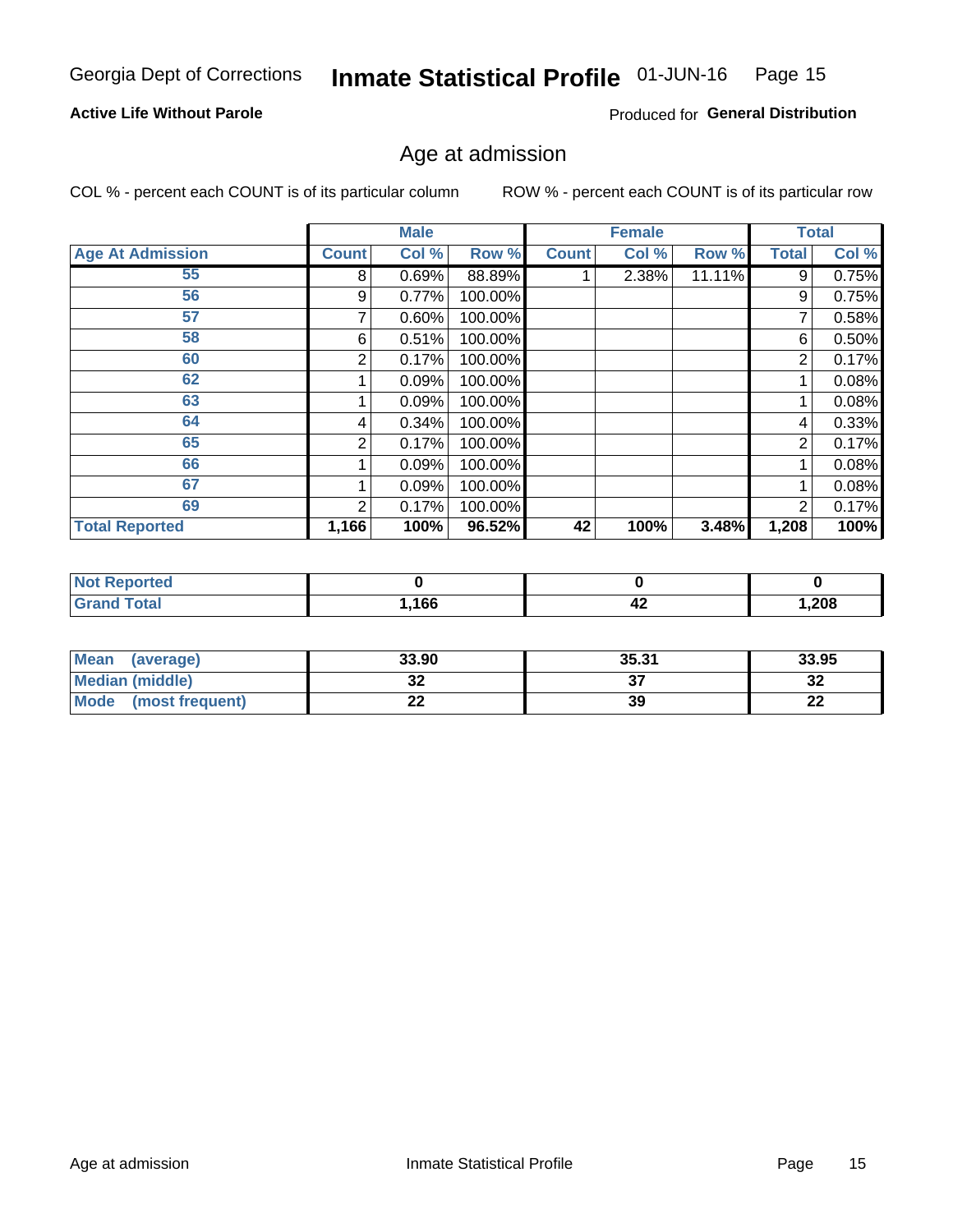Georgia Dept of Corrections **Inmate Statistical Profile** 01-JUN-16

**Active Life Without Parole**

Produced for **General Distribution**

## Age at admission

COL % - percent each COUNT is of its particular column

ROW % - percent each COUNT is of its particular row

| | Male | | | Female | | | Total | |
|---|---|---|---|---|---|---|---|---|
| **Age At Admission** | **Count** | **Col %** | **Row %** | **Count** | **Col %** | **Row %** | **Total** | **Col %** |
| 55 | 8 | 0.69% | 88.89% | 1 | 2.38% | 11.11% | 9 | 0.75% |
| 56 | 9 | 0.77% | 100.00% | | | | 9 | 0.75% |
| 57 | 7 | 0.60% | 100.00% | | | | 7 | 0.58% |
| 58 | 6 | 0.51% | 100.00% | | | | 6 | 0.50% |
| 60 | 2 | 0.17% | 100.00% | | | | 2 | 0.17% |
| 62 | 1 | 0.09% | 100.00% | | | | 1 | 0.08% |
| 63 | 1 | 0.09% | 100.00% | | | | 1 | 0.08% |
| 64 | 4 | 0.34% | 100.00% | | | | 4 | 0.33% |
| 65 | 2 | 0.17% | 100.00% | | | | 2 | 0.17% |
| 66 | 1 | 0.09% | 100.00% | | | | 1 | 0.08% |
| 67 | 1 | 0.09% | 100.00% | | | | 1 | 0.08% |
| 69 | 2 | 0.17% | 100.00% | | | | 2 | 0.17% |
| **Total Reported** | **1,166** | **100%** | **96.52%** | **42** | **100%** | **3.48%** | **1,208** | **100%** |

| | Male | Female | Total |
|---|---|---|---|
| **Not Reported** | **0** | **0** | **0** |
| **Grand Total** | **1,166** | **42** | **1,208** |

| | Male | Female | Total |
|---|---|---|---|
| **Mean (average)** | **33.90** | **35.31** | **33.95** |
| **Median (middle)** | **32** | **37** | **32** |
| **Mode (most frequent)** | **22** | **39** | **22** |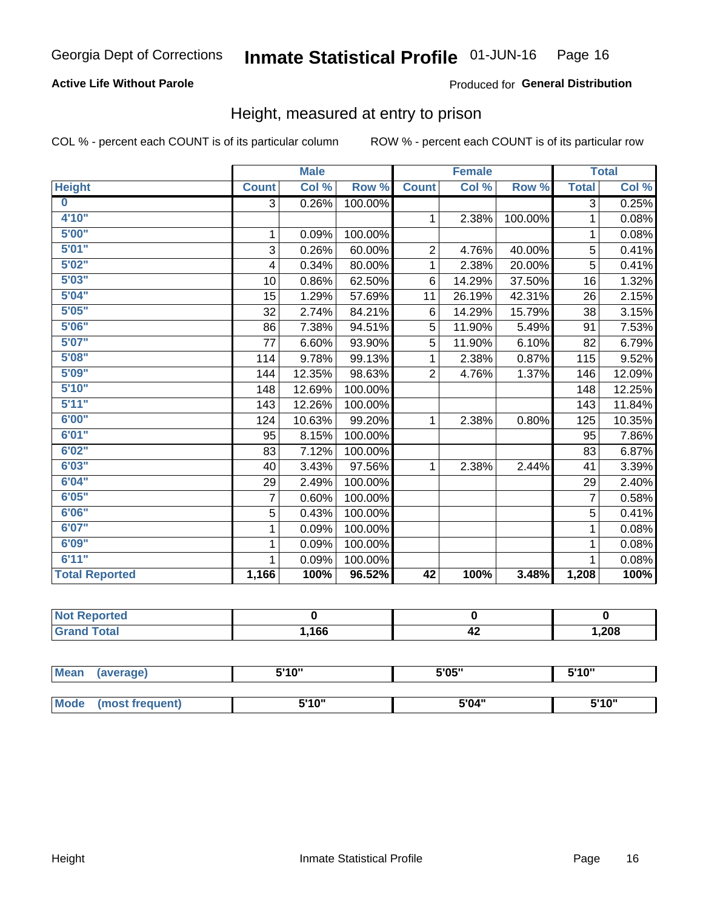Georgia Dept of Corrections **Inmate Statistical Profile** 01-JUN-16 Page 16

**Active Life Without Parole**

Produced for **General Distribution**

## Height, measured at entry to prison

COL % - percent each COUNT is of its particular column

ROW % - percent each COUNT is of its particular row

| | Male | | | Female | | | Total | |
|---|---|---|---|---|---|---|---|---|
| **Height** | **Count** | **Col %** | **Row %** | **Count** | **Col %** | **Row %** | **Total** | **Col %** |
| **0** | 3 | 0.26% | 100.00% | | | | 3 | 0.25% |
| **4'10"** | | | | 1 | 2.38% | 100.00% | 1 | 0.08% |
| **5'00"** | 1 | 0.09% | 100.00% | | | | 1 | 0.08% |
| **5'01"** | 3 | 0.26% | 60.00% | 2 | 4.76% | 40.00% | 5 | 0.41% |
| **5'02"** | 4 | 0.34% | 80.00% | 1 | 2.38% | 20.00% | 5 | 0.41% |
| **5'03"** | 10 | 0.86% | 62.50% | 6 | 14.29% | 37.50% | 16 | 1.32% |
| **5'04"** | 15 | 1.29% | 57.69% | 11 | 26.19% | 42.31% | 26 | 2.15% |
| **5'05"** | 32 | 2.74% | 84.21% | 6 | 14.29% | 15.79% | 38 | 3.15% |
| **5'06"** | 86 | 7.38% | 94.51% | 5 | 11.90% | 5.49% | 91 | 7.53% |
| **5'07"** | 77 | 6.60% | 93.90% | 5 | 11.90% | 6.10% | 82 | 6.79% |
| **5'08"** | 114 | 9.78% | 99.13% | 1 | 2.38% | 0.87% | 115 | 9.52% |
| **5'09"** | 144 | 12.35% | 98.63% | 2 | 4.76% | 1.37% | 146 | 12.09% |
| **5'10"** | 148 | 12.69% | 100.00% | | | | 148 | 12.25% |
| **5'11"** | 143 | 12.26% | 100.00% | | | | 143 | 11.84% |
| **6'00"** | 124 | 10.63% | 99.20% | 1 | 2.38% | 0.80% | 125 | 10.35% |
| **6'01"** | 95 | 8.15% | 100.00% | | | | 95 | 7.86% |
| **6'02"** | 83 | 7.12% | 100.00% | | | | 83 | 6.87% |
| **6'03"** | 40 | 3.43% | 97.56% | 1 | 2.38% | 2.44% | 41 | 3.39% |
| **6'04"** | 29 | 2.49% | 100.00% | | | | 29 | 2.40% |
| **6'05"** | 7 | 0.60% | 100.00% | | | | 7 | 0.58% |
| **6'06"** | 5 | 0.43% | 100.00% | | | | 5 | 0.41% |
| **6'07"** | 1 | 0.09% | 100.00% | | | | 1 | 0.08% |
| **6'09"** | 1 | 0.09% | 100.00% | | | | 1 | 0.08% |
| **6'11"** | 1 | 0.09% | 100.00% | | | | 1 | 0.08% |
| **Total Reported** | **1,166** | **100%** | **96.52%** | **42** | **100%** | **3.48%** | **1,208** | **100%** |

| | Male | Female | Total |
|---|---|---|---|
| **Not Reported** | **0** | **0** | **0** |
| **Grand Total** | **1,166** | **42** | **1,208** |

| | Male | Female | Total |
|---|---|---|---|
| **Mean (average)** | **5'10"** | **5'05"** | **5'10"** |
| **Mode (most frequent)** | **5'10"** | **5'04"** | **5'10"** |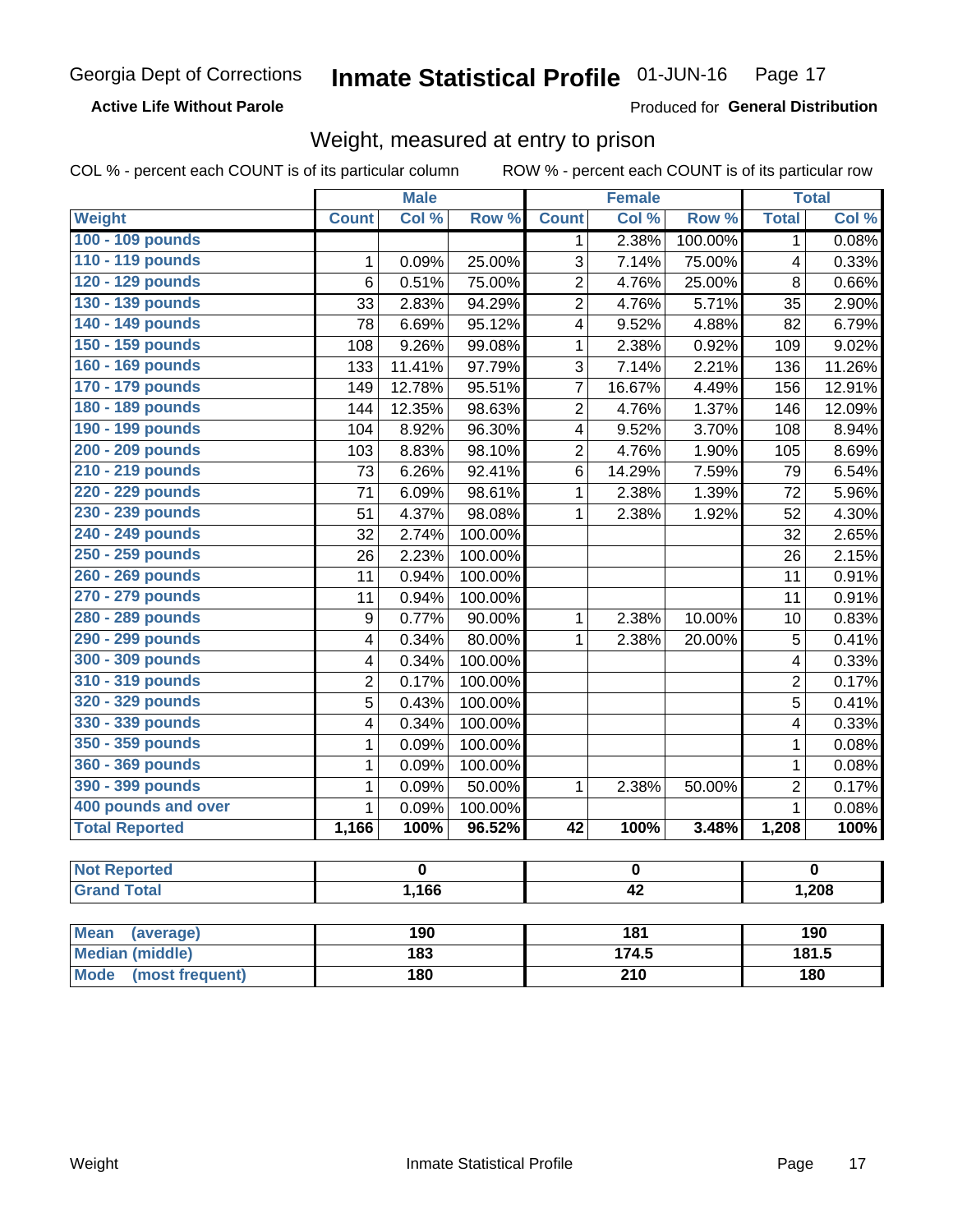Georgia Dept of Corrections **Inmate Statistical Profile** 01-JUN-16

**Active Life Without Parole** Produced for **General Distribution**

## Weight, measured at entry to prison

COL % - percent each COUNT is of its particular column    ROW % - percent each COUNT is of its particular row

| | Male | | | Female | | | Total | |
|---|---|---|---|---|---|---|---|---|
| **Weight** | **Count** | **Col %** | **Row %** | **Count** | **Col %** | **Row %** | **Total** | **Col %** |
| **100 - 109 pounds** | | | | 1 | 2.38% | 100.00% | 1 | 0.08% |
| **110 - 119 pounds** | 1 | 0.09% | 25.00% | 3 | 7.14% | 75.00% | 4 | 0.33% |
| **120 - 129 pounds** | 6 | 0.51% | 75.00% | 2 | 4.76% | 25.00% | 8 | 0.66% |
| **130 - 139 pounds** | 33 | 2.83% | 94.29% | 2 | 4.76% | 5.71% | 35 | 2.90% |
| **140 - 149 pounds** | 78 | 6.69% | 95.12% | 4 | 9.52% | 4.88% | 82 | 6.79% |
| **150 - 159 pounds** | 108 | 9.26% | 99.08% | 1 | 2.38% | 0.92% | 109 | 9.02% |
| **160 - 169 pounds** | 133 | 11.41% | 97.79% | 3 | 7.14% | 2.21% | 136 | 11.26% |
| **170 - 179 pounds** | 149 | 12.78% | 95.51% | 7 | 16.67% | 4.49% | 156 | 12.91% |
| **180 - 189 pounds** | 144 | 12.35% | 98.63% | 2 | 4.76% | 1.37% | 146 | 12.09% |
| **190 - 199 pounds** | 104 | 8.92% | 96.30% | 4 | 9.52% | 3.70% | 108 | 8.94% |
| **200 - 209 pounds** | 103 | 8.83% | 98.10% | 2 | 4.76% | 1.90% | 105 | 8.69% |
| **210 - 219 pounds** | 73 | 6.26% | 92.41% | 6 | 14.29% | 7.59% | 79 | 6.54% |
| **220 - 229 pounds** | 71 | 6.09% | 98.61% | 1 | 2.38% | 1.39% | 72 | 5.96% |
| **230 - 239 pounds** | 51 | 4.37% | 98.08% | 1 | 2.38% | 1.92% | 52 | 4.30% |
| **240 - 249 pounds** | 32 | 2.74% | 100.00% | | | | 32 | 2.65% |
| **250 - 259 pounds** | 26 | 2.23% | 100.00% | | | | 26 | 2.15% |
| **260 - 269 pounds** | 11 | 0.94% | 100.00% | | | | 11 | 0.91% |
| **270 - 279 pounds** | 11 | 0.94% | 100.00% | | | | 11 | 0.91% |
| **280 - 289 pounds** | 9 | 0.77% | 90.00% | 1 | 2.38% | 10.00% | 10 | 0.83% |
| **290 - 299 pounds** | 4 | 0.34% | 80.00% | 1 | 2.38% | 20.00% | 5 | 0.41% |
| **300 - 309 pounds** | 4 | 0.34% | 100.00% | | | | 4 | 0.33% |
| **310 - 319 pounds** | 2 | 0.17% | 100.00% | | | | 2 | 0.17% |
| **320 - 329 pounds** | 5 | 0.43% | 100.00% | | | | 5 | 0.41% |
| **330 - 339 pounds** | 4 | 0.34% | 100.00% | | | | 4 | 0.33% |
| **350 - 359 pounds** | 1 | 0.09% | 100.00% | | | | 1 | 0.08% |
| **360 - 369 pounds** | 1 | 0.09% | 100.00% | | | | 1 | 0.08% |
| **390 - 399 pounds** | 1 | 0.09% | 50.00% | 1 | 2.38% | 50.00% | 2 | 0.17% |
| **400 pounds and over** | 1 | 0.09% | 100.00% | | | | 1 | 0.08% |
| **Total Reported** | **1,166** | **100%** | **96.52%** | **42** | **100%** | **3.48%** | **1,208** | **100%** |

| | Male | Female | Total |
|---|---|---|---|
| **Not Reported** | **0** | **0** | **0** |
| **Grand Total** | **1,166** | **42** | **1,208** |

| | Male | Female | Total |
|---|---|---|---|
| **Mean (average)** | **190** | **181** | **190** |
| **Median (middle)** | **183** | **174.5** | **181.5** |
| **Mode (most frequent)** | **180** | **210** | **180** |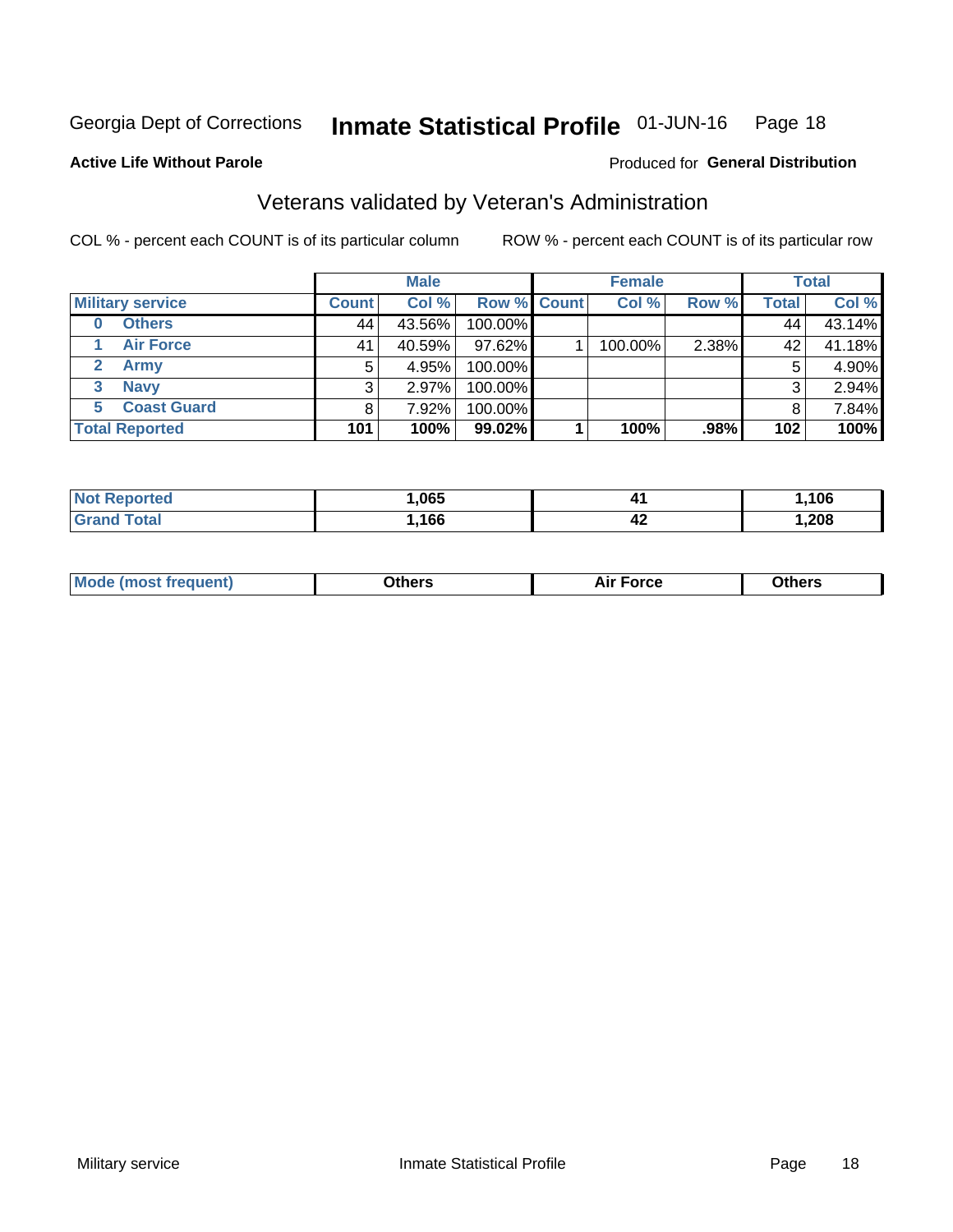Georgia Dept of Corrections **Inmate Statistical Profile** 01-JUN-16

**Active Life Without Parole**

Produced for **General Distribution**

## Veterans validated by Veteran's Administration

COL % - percent each COUNT is of its particular column

ROW % - percent each COUNT is of its particular row

| | Male | | | Female | | | Total | |
|---|---|---|---|---|---|---|---|---|
| **Military service** | **Count** | **Col %** | **Row %** | **Count** | **Col %** | **Row %** | **Total** | **Col %** |
| 0 Others | 44 | 43.56% | 100.00% | | | | 44 | 43.14% |
| 1 Air Force | 41 | 40.59% | 97.62% | 1 | 100.00% | 2.38% | 42 | 41.18% |
| 2 Army | 5 | 4.95% | 100.00% | | | | 5 | 4.90% |
| 3 Navy | 3 | 2.97% | 100.00% | | | | 3 | 2.94% |
| 5 Coast Guard | 8 | 7.92% | 100.00% | | | | 8 | 7.84% |
| **Total Reported** | **101** | **100%** | **99.02%** | **1** | **100%** | **.98%** | **102** | **100%** |

| | Male | Female | Total |
|---|---|---|---|
| **Not Reported** | **1,065** | **41** | **1,106** |
| **Grand Total** | **1,166** | **42** | **1,208** |

| | Male | Female | Total |
|---|---|---|---|
| **Mode (most frequent)** | **Others** | **Air Force** | **Others** |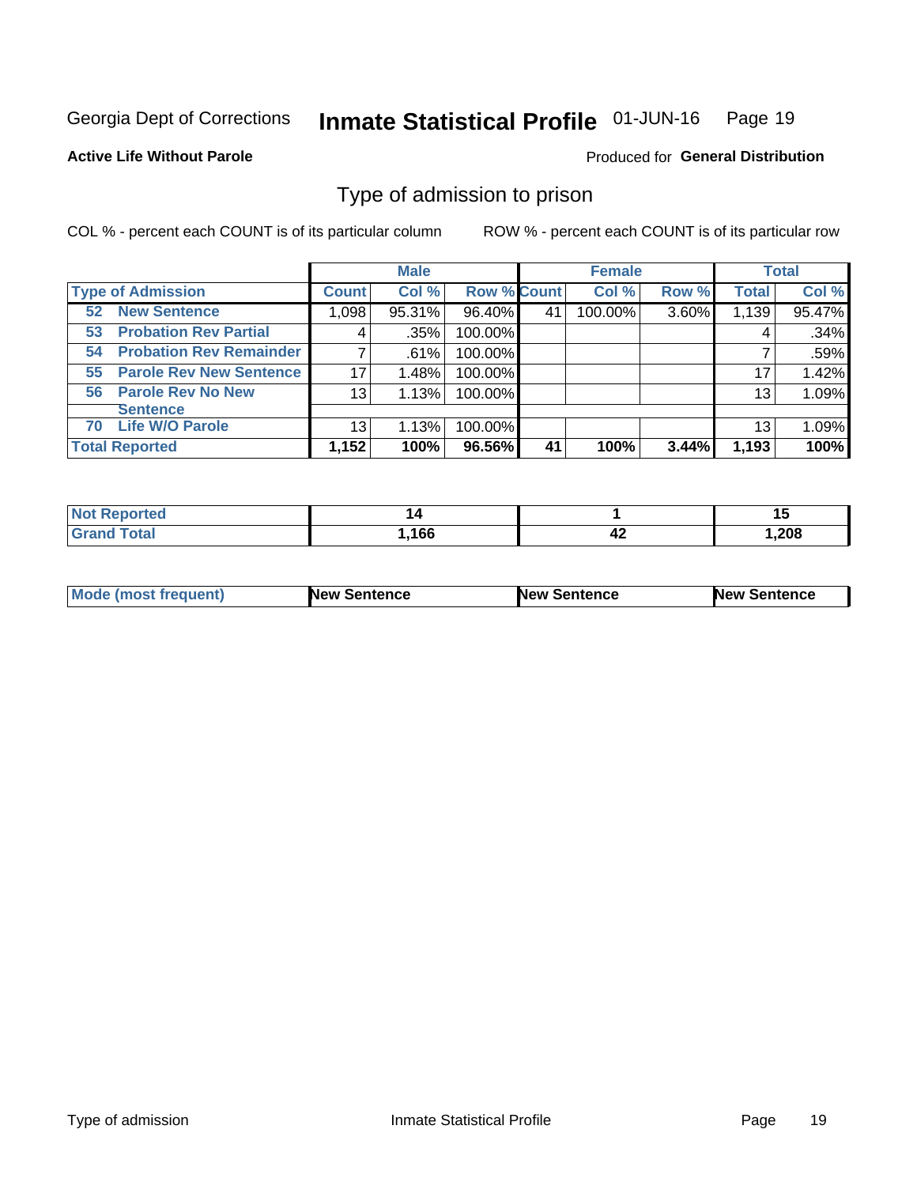Georgia Dept of Corrections **Inmate Statistical Profile** 01-JUN-16 Page 19

**Active Life Without Parole**

Produced for **General Distribution**

## Type of admission to prison

COL % - percent each COUNT is of its particular column ROW % - percent each COUNT is of its particular row

| | Male | | | Female | | | Total | |
|---|---|---|---|---|---|---|---|---|
| **Type of Admission** | **Count** | **Col %** | **Row %** | **Count** | **Col %** | **Row %** | **Total** | **Col %** |
| **52 New Sentence** | 1,098 | 95.31% | 96.40% | 41 | 100.00% | 3.60% | 1,139 | 95.47% |
| **53 Probation Rev Partial** | 4 | .35% | 100.00% | | | | 4 | .34% |
| **54 Probation Rev Remainder** | 7 | .61% | 100.00% | | | | 7 | .59% |
| **55 Parole Rev New Sentence** | 17 | 1.48% | 100.00% | | | | 17 | 1.42% |
| **56 Parole Rev No New Sentence** | 13 | 1.13% | 100.00% | | | | 13 | 1.09% |
| **70 Life W/O Parole** | 13 | 1.13% | 100.00% | | | | 13 | 1.09% |
| **Total Reported** | **1,152** | **100%** | **96.56%** | **41** | **100%** | **3.44%** | **1,193** | **100%** |

| | Male | Female | Total |
|---|---|---|---|
| **Not Reported** | **14** | **1** | **15** |
| **Grand Total** | **1,166** | **42** | **1,208** |

| | Male | Female | Total |
|---|---|---|---|
| **Mode (most frequent)** | **New Sentence** | **New Sentence** | **New Sentence** |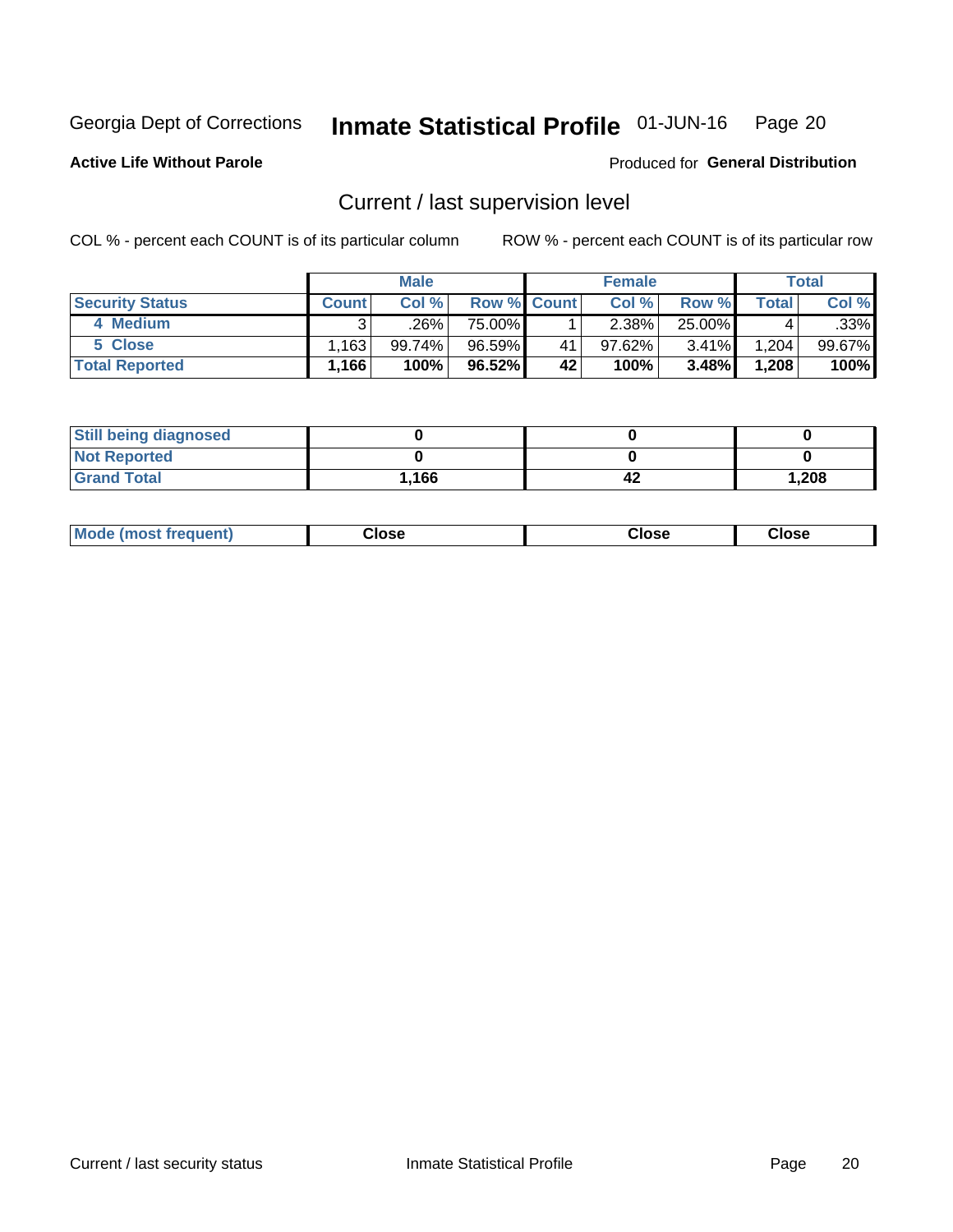Georgia Dept of Corrections **Inmate Statistical Profile** 01-JUN-16 Page 20

**Active Life Without Parole**

Produced for **General Distribution**

## Current / last supervision level

COL % - percent each COUNT is of its particular column ROW % - percent each COUNT is of its particular row

| | Male | | | Female | | | Total | |
|---|---|---|---|---|---|---|---|---|
| **Security Status** | **Count** | **Col %** | **Row %** | **Count** | **Col %** | **Row %** | **Total** | **Col %** |
| 4 Medium | 3 | .26% | 75.00% | 1 | 2.38% | 25.00% | 4 | .33% |
| 5 Close | 1,163 | 99.74% | 96.59% | 41 | 97.62% | 3.41% | 1,204 | 99.67% |
| **Total Reported** | **1,166** | **100%** | **96.52%** | **42** | **100%** | **3.48%** | **1,208** | **100%** |

| | Male | Female | Total |
|---|---|---|---|
| **Still being diagnosed** | **0** | **0** | **0** |
| **Not Reported** | **0** | **0** | **0** |
| **Grand Total** | **1,166** | **42** | **1,208** |

| | Male | Female | Total |
|---|---|---|---|
| **Mode (most frequent)** | **Close** | **Close** | **Close** |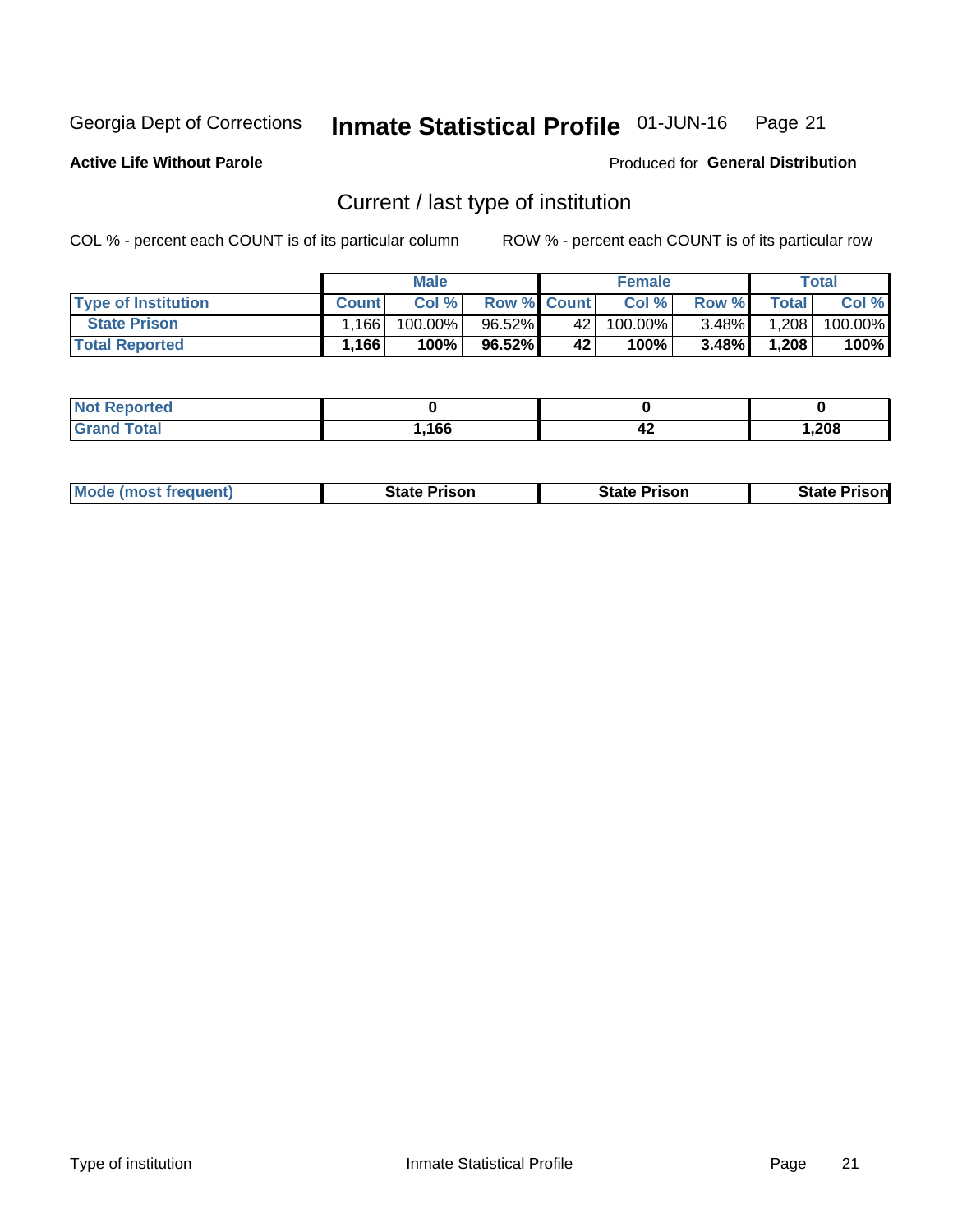Georgia Dept of Corrections **Inmate Statistical Profile** 01-JUN-16

**Active Life Without Parole**

Produced for **General Distribution**

## Current / last type of institution

COL % - percent each COUNT is of its particular column ROW % - percent each COUNT is of its particular row

| | Male | | | Female | | | Total | |
|---|---|---|---|---|---|---|---|---|
| **Type of Institution** | **Count** | **Col %** | **Row %** | **Count** | **Col %** | **Row %** | **Total** | **Col %** |
| **State Prison** | 1,166 | 100.00% | 96.52% | 42 | 100.00% | 3.48% | 1,208 | 100.00% |
| **Total Reported** | **1,166** | **100%** | **96.52%** | **42** | **100%** | **3.48%** | **1,208** | **100%** |

| | Male | Female | Total |
|---|---|---|---|
| **Not Reported** | **0** | **0** | **0** |
| **Grand Total** | **1,166** | **42** | **1,208** |

| | Male | Female | Total |
|---|---|---|---|
| **Mode (most frequent)** | **State Prison** | **State Prison** | **State Prison** |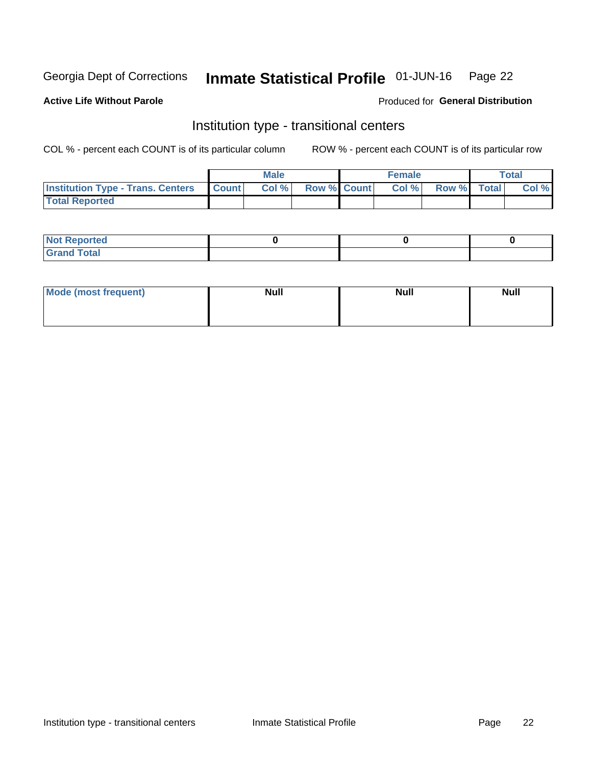Georgia Dept of Corrections **Inmate Statistical Profile** 01-JUN-16 Page 22

**Active Life Without Parole**

Produced for **General Distribution**

## Institution type - transitional centers

COL % - percent each COUNT is of its particular column

ROW % - percent each COUNT is of its particular row

| | Male | | | Female | | | Total | |
|---|---|---|---|---|---|---|---|---|
| **Institution Type - Trans. Centers** | **Count** | **Col %** | **Row %** | **Count** | **Col %** | **Row %** | **Total** | **Col %** |
| **Total Reported** | | | | | | | | |

| | | | |
|---|---|---|---|
| **Not Reported** | 0 | 0 | 0 |
| **Grand Total** | | | |

| | | | |
|---|---|---|---|
| **Mode (most frequent)** | Null | Null | Null |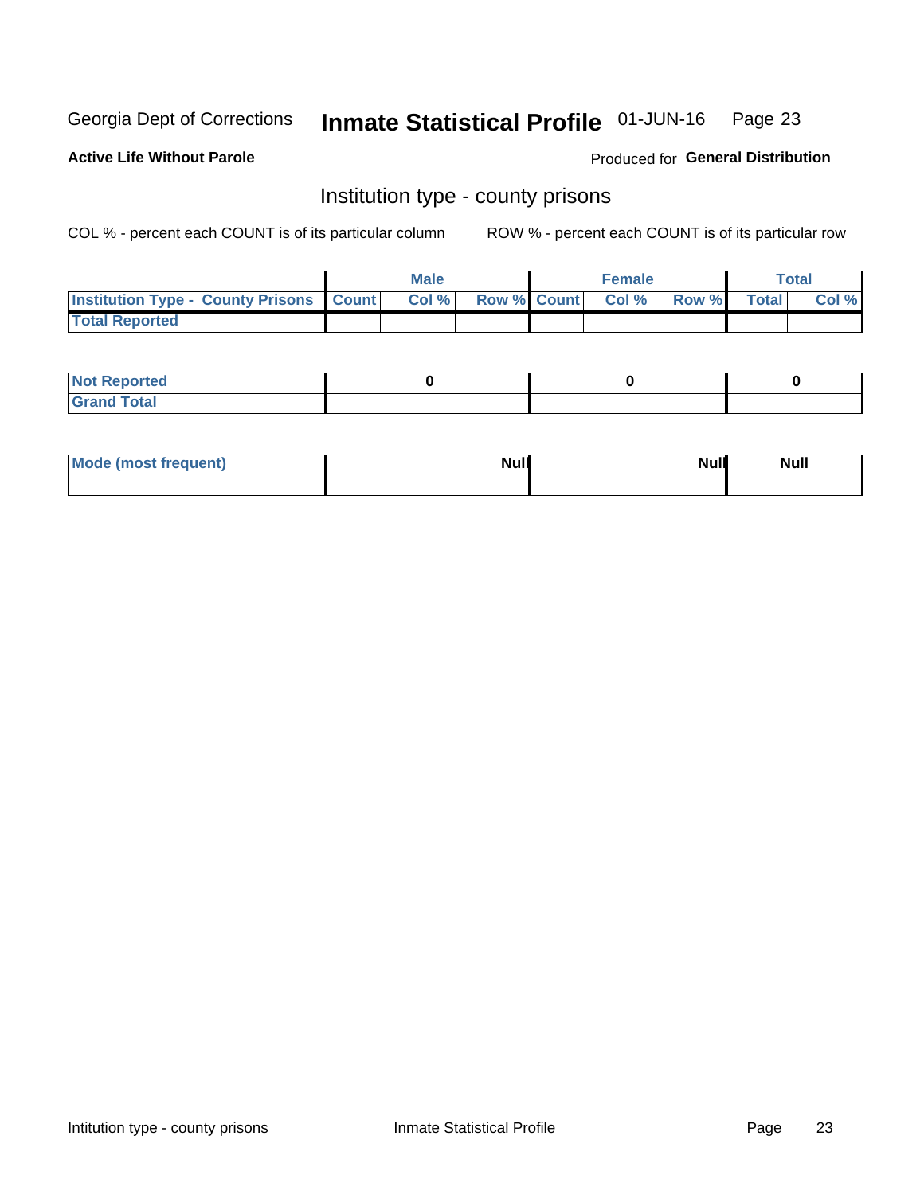Georgia Dept of Corrections **Inmate Statistical Profile** 01-JUN-16 Page 23

**Active Life Without Parole**

Produced for **General Distribution**

## Institution type - county prisons

COL % - percent each COUNT is of its particular column ROW % - percent each COUNT is of its particular row

| | Male | | | Female | | | Total | |
|---|---|---|---|---|---|---|---|---|
| **Institution Type - County Prisons** | **Count** | **Col %** | **Row %** | **Count** | **Col %** | **Row %** | **Total** | **Col %** |
| **Total Reported** | | | | | | | | |

| | Male | Female | Total |
|---|---|---|---|
| **Not Reported** | 0 | 0 | 0 |
| **Grand Total** | | | |

| | Male | Female | Total |
|---|---|---|---|
| **Mode (most frequent)** | Null | Null | Null |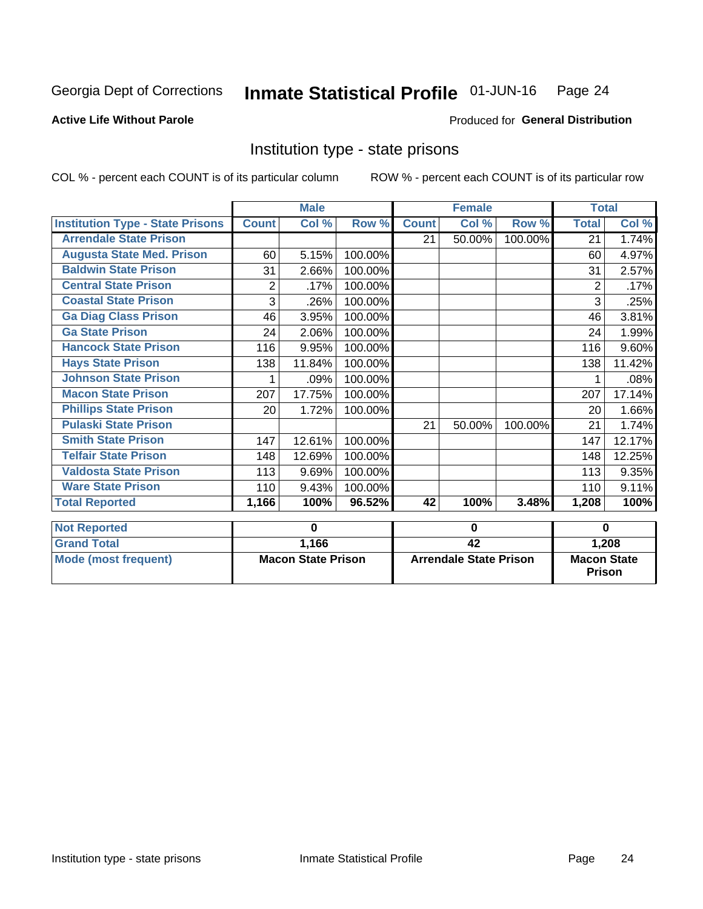Georgia Dept of Corrections **Inmate Statistical Profile** 01-JUN-16 Page 24

**Active Life Without Parole**

Produced for **General Distribution**

## Institution type - state prisons

COL % - percent each COUNT is of its particular column ROW % - percent each COUNT is of its particular row

| | Male | | | Female | | | Total | |
|---|---|---|---|---|---|---|---|---|
| **Institution Type - State Prisons** | **Count** | **Col %** | **Row %** | **Count** | **Col %** | **Row %** | **Total** | **Col %** |
| **Arrendale State Prison** | | | | 21 | 50.00% | 100.00% | 21 | 1.74% |
| **Augusta State Med. Prison** | 60 | 5.15% | 100.00% | | | | 60 | 4.97% |
| **Baldwin State Prison** | 31 | 2.66% | 100.00% | | | | 31 | 2.57% |
| **Central State Prison** | 2 | .17% | 100.00% | | | | 2 | .17% |
| **Coastal State Prison** | 3 | .26% | 100.00% | | | | 3 | .25% |
| **Ga Diag Class Prison** | 46 | 3.95% | 100.00% | | | | 46 | 3.81% |
| **Ga State Prison** | 24 | 2.06% | 100.00% | | | | 24 | 1.99% |
| **Hancock State Prison** | 116 | 9.95% | 100.00% | | | | 116 | 9.60% |
| **Hays State Prison** | 138 | 11.84% | 100.00% | | | | 138 | 11.42% |
| **Johnson State Prison** | 1 | .09% | 100.00% | | | | 1 | .08% |
| **Macon State Prison** | 207 | 17.75% | 100.00% | | | | 207 | 17.14% |
| **Phillips State Prison** | 20 | 1.72% | 100.00% | | | | 20 | 1.66% |
| **Pulaski State Prison** | | | | 21 | 50.00% | 100.00% | 21 | 1.74% |
| **Smith State Prison** | 147 | 12.61% | 100.00% | | | | 147 | 12.17% |
| **Telfair State Prison** | 148 | 12.69% | 100.00% | | | | 148 | 12.25% |
| **Valdosta State Prison** | 113 | 9.69% | 100.00% | | | | 113 | 9.35% |
| **Ware State Prison** | 110 | 9.43% | 100.00% | | | | 110 | 9.11% |
| **Total Reported** | **1,166** | **100%** | **96.52%** | **42** | **100%** | **3.48%** | **1,208** | **100%** |

| | Male | Female | Total |
|---|---|---|---|
| **Not Reported** | **0** | **0** | **0** |
| **Grand Total** | **1,166** | **42** | **1,208** |
| **Mode (most frequent)** | **Macon State Prison** | **Arrendale State Prison** | **Macon State Prison** |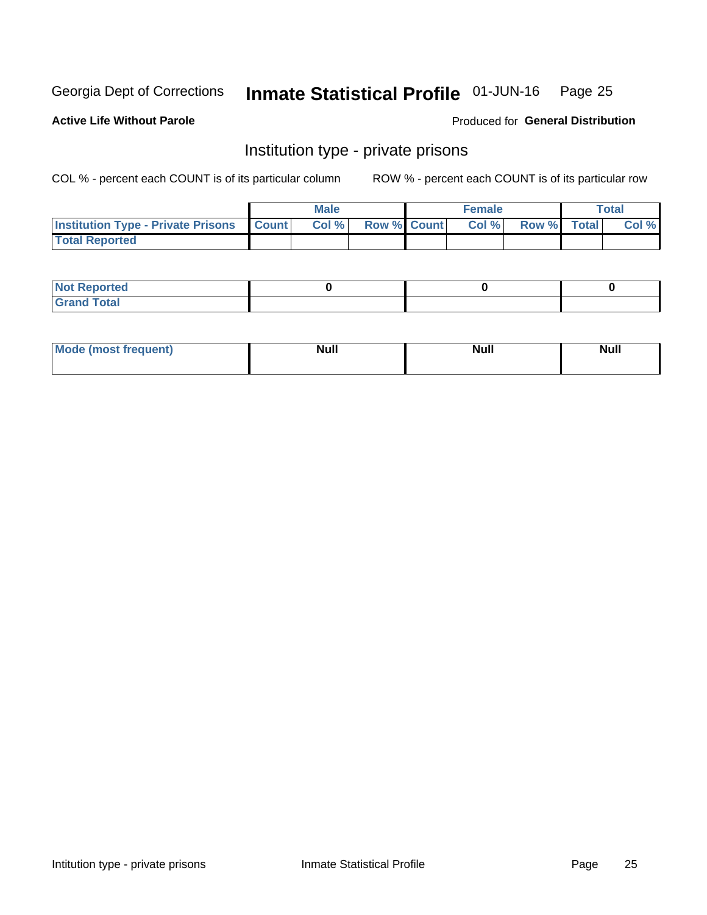Georgia Dept of Corrections **Inmate Statistical Profile** 01-JUN-16

**Active Life Without Parole**

Produced for **General Distribution**

## Institution type - private prisons

COL % - percent each COUNT is of its particular column

ROW % - percent each COUNT is of its particular row

| | Male | | | Female | | | Total | |
|---|---|---|---|---|---|---|---|---|
| **Institution Type - Private Prisons** | **Count** | **Col %** | **Row %** | **Count** | **Col %** | **Row %** | **Total** | **Col %** |
| **Total Reported** | | | | | | | | |

| | Male | Female | Total |
|---|---|---|---|
| **Not Reported** | 0 | 0 | 0 |
| **Grand Total** | | | |

| | Male | Female | Total |
|---|---|---|---|
| **Mode (most frequent)** | Null | Null | Null |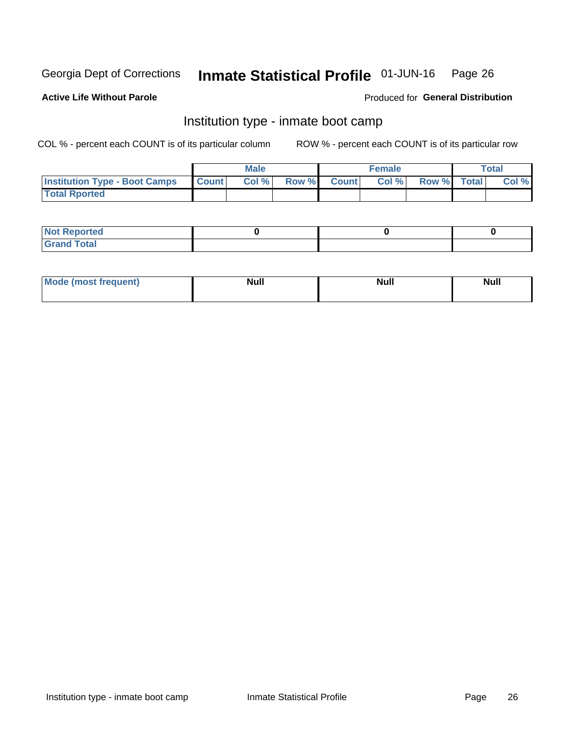Georgia Dept of Corrections **Inmate Statistical Profile** 01-JUN-16

**Active Life Without Parole**

Produced for **General Distribution**

## Institution type - inmate boot camp

COL % - percent each COUNT is of its particular column

ROW % - percent each COUNT is of its particular row

| | Male | | | Female | | | Total | |
|---|---|---|---|---|---|---|---|---|
| **Institution Type - Boot Camps** | **Count** | **Col %** | **Row %** | **Count** | **Col %** | **Row %** | **Total** | **Col %** |
| **Total Rported** | | | | | | | | |

| | Male | Female | Total |
|---|---|---|---|
| **Not Reported** | **0** | **0** | **0** |
| **Grand Total** | | | |

| | Male | Female | Total |
|---|---|---|---|
| **Mode (most frequent)** | **Null** | **Null** | **Null** |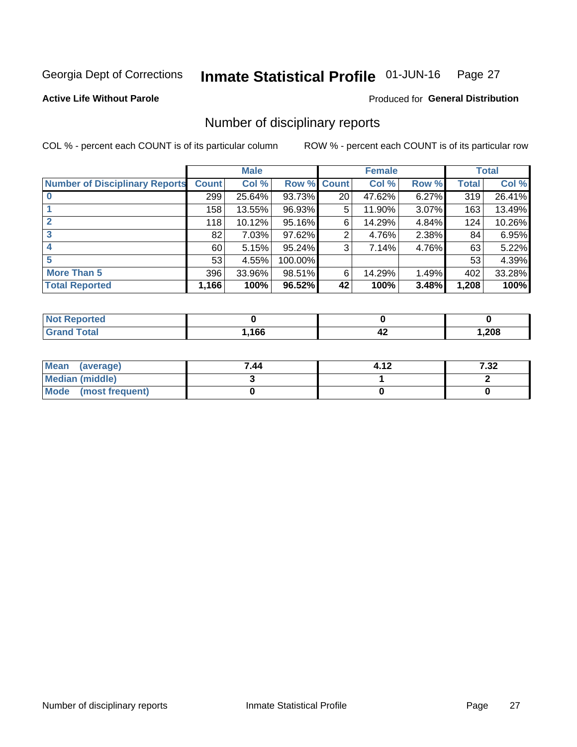Georgia Dept of Corrections **Inmate Statistical Profile** 01-JUN-16 Page 27

**Active Life Without Parole**

Produced for **General Distribution**

## Number of disciplinary reports

COL % - percent each COUNT is of its particular column ROW % - percent each COUNT is of its particular row

| | Male | | | Female | | | Total | |
|---|---|---|---|---|---|---|---|---|
| **Number of Disciplinary Reports** | **Count** | **Col %** | **Row %** | **Count** | **Col %** | **Row %** | **Total** | **Col %** |
| **0** | 299 | 25.64% | 93.73% | 20 | 47.62% | 6.27% | 319 | 26.41% |
| **1** | 158 | 13.55% | 96.93% | 5 | 11.90% | 3.07% | 163 | 13.49% |
| **2** | 118 | 10.12% | 95.16% | 6 | 14.29% | 4.84% | 124 | 10.26% |
| **3** | 82 | 7.03% | 97.62% | 2 | 4.76% | 2.38% | 84 | 6.95% |
| **4** | 60 | 5.15% | 95.24% | 3 | 7.14% | 4.76% | 63 | 5.22% |
| **5** | 53 | 4.55% | 100.00% | | | | 53 | 4.39% |
| **More Than 5** | 396 | 33.96% | 98.51% | 6 | 14.29% | 1.49% | 402 | 33.28% |
| **Total Reported** | **1,166** | **100%** | **96.52%** | **42** | **100%** | **3.48%** | **1,208** | **100%** |

| | Male | Female | Total |
|---|---|---|---|
| **Not Reported** | **0** | **0** | **0** |
| **Grand Total** | **1,166** | **42** | **1,208** |

| | Male | Female | Total |
|---|---|---|---|
| **Mean (average)** | **7.44** | **4.12** | **7.32** |
| **Median (middle)** | **3** | **1** | **2** |
| **Mode (most frequent)** | **0** | **0** | **0** |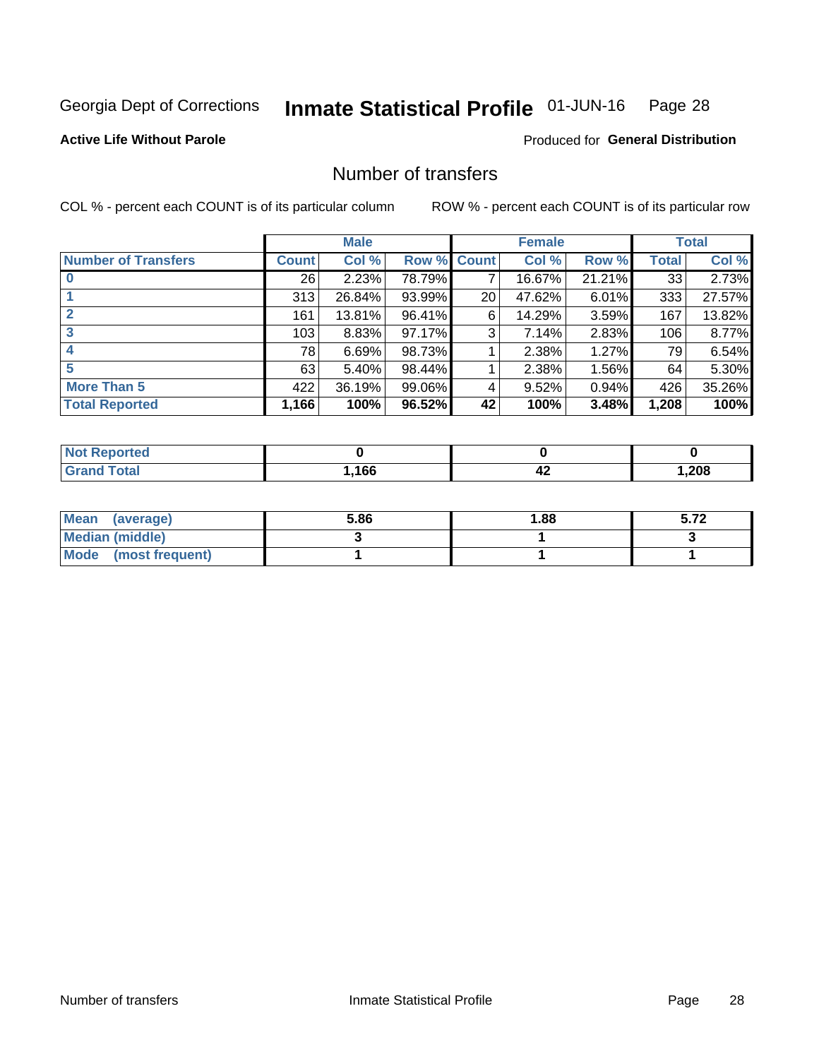Georgia Dept of Corrections **Inmate Statistical Profile** 01-JUN-16

**Active Life Without Parole**

Produced for **General Distribution**

## Number of transfers

COL % - percent each COUNT is of its particular column ROW % - percent each COUNT is of its particular row

| | Male | | | Female | | | Total | |
|---|---|---|---|---|---|---|---|---|
| **Number of Transfers** | **Count** | **Col %** | **Row %** | **Count** | **Col %** | **Row %** | **Total** | **Col %** |
| **0** | 26 | 2.23% | 78.79% | 7 | 16.67% | 21.21% | 33 | 2.73% |
| **1** | 313 | 26.84% | 93.99% | 20 | 47.62% | 6.01% | 333 | 27.57% |
| **2** | 161 | 13.81% | 96.41% | 6 | 14.29% | 3.59% | 167 | 13.82% |
| **3** | 103 | 8.83% | 97.17% | 3 | 7.14% | 2.83% | 106 | 8.77% |
| **4** | 78 | 6.69% | 98.73% | 1 | 2.38% | 1.27% | 79 | 6.54% |
| **5** | 63 | 5.40% | 98.44% | 1 | 2.38% | 1.56% | 64 | 5.30% |
| **More Than 5** | 422 | 36.19% | 99.06% | 4 | 9.52% | 0.94% | 426 | 35.26% |
| **Total Reported** | **1,166** | **100%** | **96.52%** | **42** | **100%** | **3.48%** | **1,208** | **100%** |

| | Male | Female | Total |
|---|---|---|---|
| **Not Reported** | **0** | **0** | **0** |
| **Grand Total** | **1,166** | **42** | **1,208** |

| | Male | Female | Total |
|---|---|---|---|
| **Mean (average)** | **5.86** | **1.88** | **5.72** |
| **Median (middle)** | **3** | **1** | **3** |
| **Mode (most frequent)** | **1** | **1** | **1** |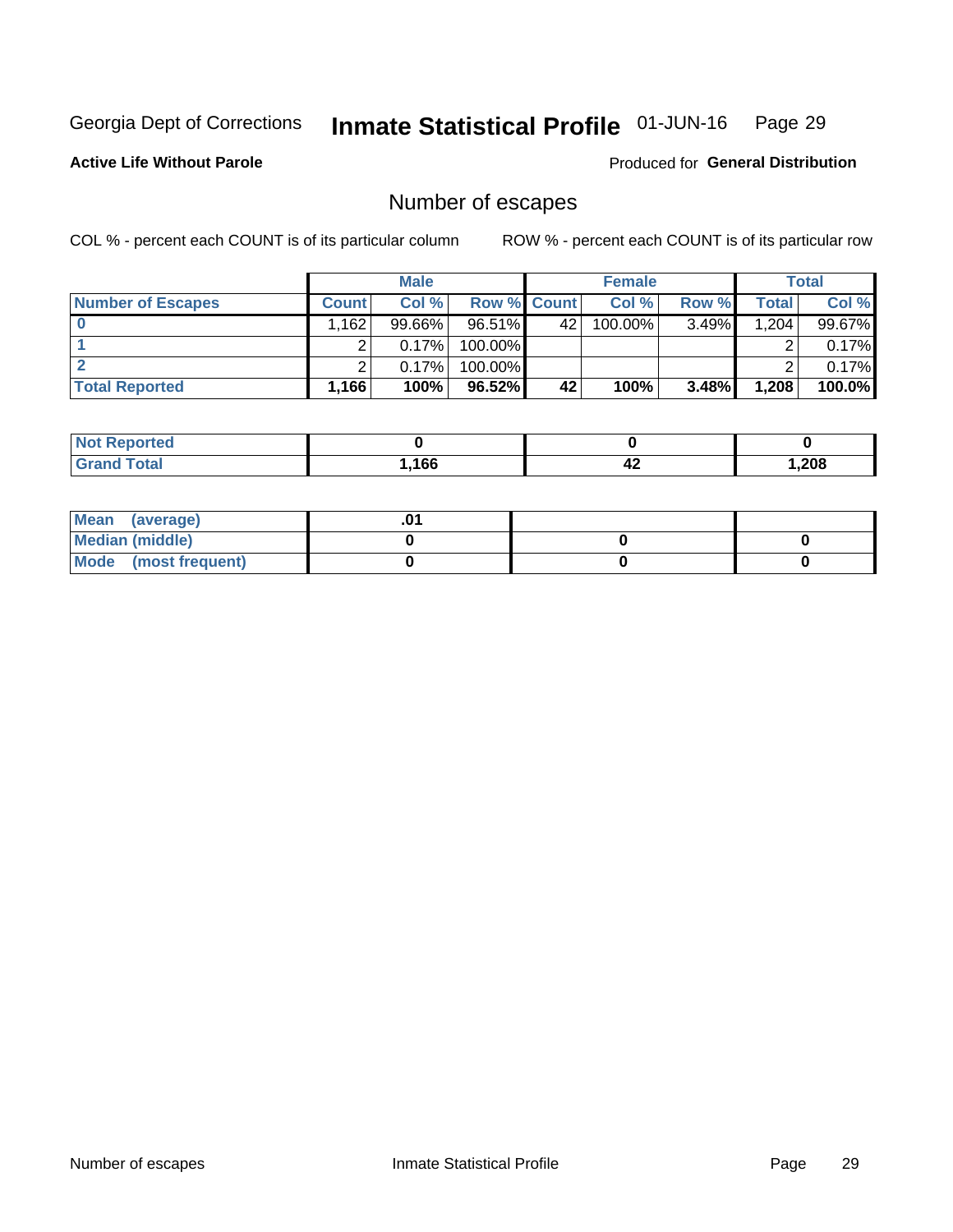Georgia Dept of Corrections **Inmate Statistical Profile** 01-JUN-16

**Active Life Without Parole**

Produced for **General Distribution**

## Number of escapes

COL % - percent each COUNT is of its particular column

ROW % - percent each COUNT is of its particular row

| | Male | | | Female | | | Total | |
|---|---|---|---|---|---|---|---|---|
| **Number of Escapes** | **Count** | **Col %** | **Row %** | **Count** | **Col %** | **Row %** | **Total** | **Col %** |
| **0** | 1,162 | 99.66% | 96.51% | 42 | 100.00% | 3.49% | 1,204 | 99.67% |
| **1** | 2 | 0.17% | 100.00% | | | | 2 | 0.17% |
| **2** | 2 | 0.17% | 100.00% | | | | 2 | 0.17% |
| **Total Reported** | **1,166** | **100%** | **96.52%** | **42** | **100%** | **3.48%** | **1,208** | **100.0%** |

| | Male | Female | Total |
|---|---|---|---|
| **Not Reported** | **0** | **0** | **0** |
| **Grand Total** | **1,166** | **42** | **1,208** |

| | Male | Female | Total |
|---|---|---|---|
| **Mean (average)** | **.01** | | |
| **Median (middle)** | **0** | **0** | **0** |
| **Mode (most frequent)** | **0** | **0** | **0** |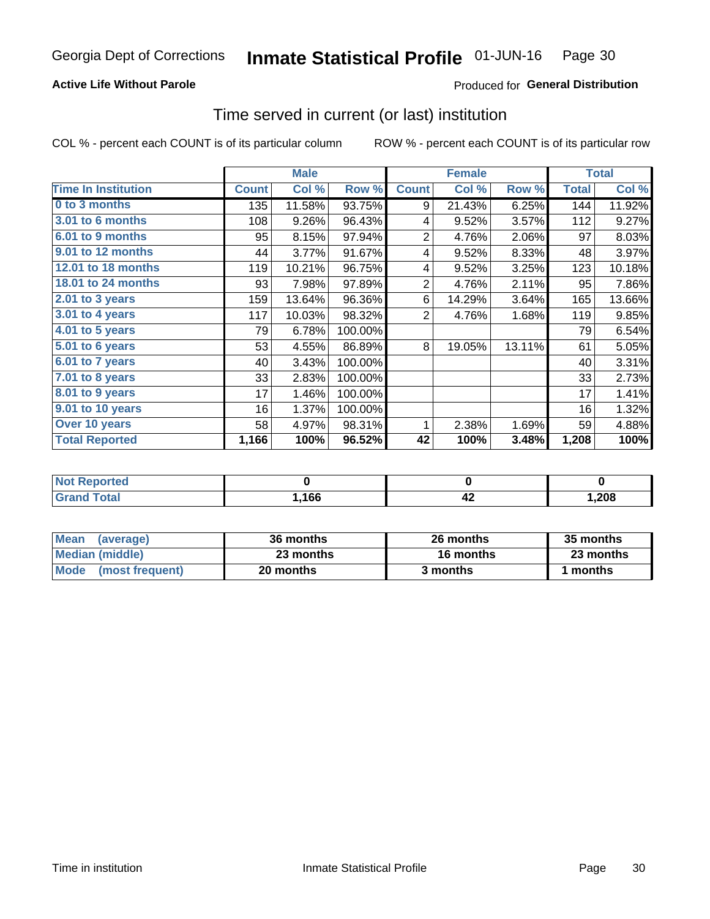# Georgia Dept of Corrections — Inmate Statistical Profile 01-JUN-16

**Active Life Without Parole**

Produced for **General Distribution**

## Time served in current (or last) institution

COL % - percent each COUNT is of its particular column

ROW % - percent each COUNT is of its particular row

| | Male | | | Female | | | Total | |
|---|---|---|---|---|---|---|---|---|
| **Time In Institution** | **Count** | **Col %** | **Row %** | **Count** | **Col %** | **Row %** | **Total** | **Col %** |
| 0 to 3 months | 135 | 11.58% | 93.75% | 9 | 21.43% | 6.25% | 144 | 11.92% |
| 3.01 to 6 months | 108 | 9.26% | 96.43% | 4 | 9.52% | 3.57% | 112 | 9.27% |
| 6.01 to 9 months | 95 | 8.15% | 97.94% | 2 | 4.76% | 2.06% | 97 | 8.03% |
| 9.01 to 12 months | 44 | 3.77% | 91.67% | 4 | 9.52% | 8.33% | 48 | 3.97% |
| 12.01 to 18 months | 119 | 10.21% | 96.75% | 4 | 9.52% | 3.25% | 123 | 10.18% |
| 18.01 to 24 months | 93 | 7.98% | 97.89% | 2 | 4.76% | 2.11% | 95 | 7.86% |
| 2.01 to 3 years | 159 | 13.64% | 96.36% | 6 | 14.29% | 3.64% | 165 | 13.66% |
| 3.01 to 4 years | 117 | 10.03% | 98.32% | 2 | 4.76% | 1.68% | 119 | 9.85% |
| 4.01 to 5 years | 79 | 6.78% | 100.00% | | | | 79 | 6.54% |
| 5.01 to 6 years | 53 | 4.55% | 86.89% | 8 | 19.05% | 13.11% | 61 | 5.05% |
| 6.01 to 7 years | 40 | 3.43% | 100.00% | | | | 40 | 3.31% |
| 7.01 to 8 years | 33 | 2.83% | 100.00% | | | | 33 | 2.73% |
| 8.01 to 9 years | 17 | 1.46% | 100.00% | | | | 17 | 1.41% |
| 9.01 to 10 years | 16 | 1.37% | 100.00% | | | | 16 | 1.32% |
| Over 10 years | 58 | 4.97% | 98.31% | 1 | 2.38% | 1.69% | 59 | 4.88% |
| **Total Reported** | **1,166** | **100%** | **96.52%** | **42** | **100%** | **3.48%** | **1,208** | **100%** |

| | Male | Female | Total |
|---|---|---|---|
| Not Reported | 0 | 0 | 0 |
| Grand Total | 1,166 | 42 | 1,208 |

| | Male | Female | Total |
|---|---|---|---|
| Mean (average) | 36 months | 26 months | 35 months |
| Median (middle) | 23 months | 16 months | 23 months |
| Mode (most frequent) | 20 months | 3 months | 1 months |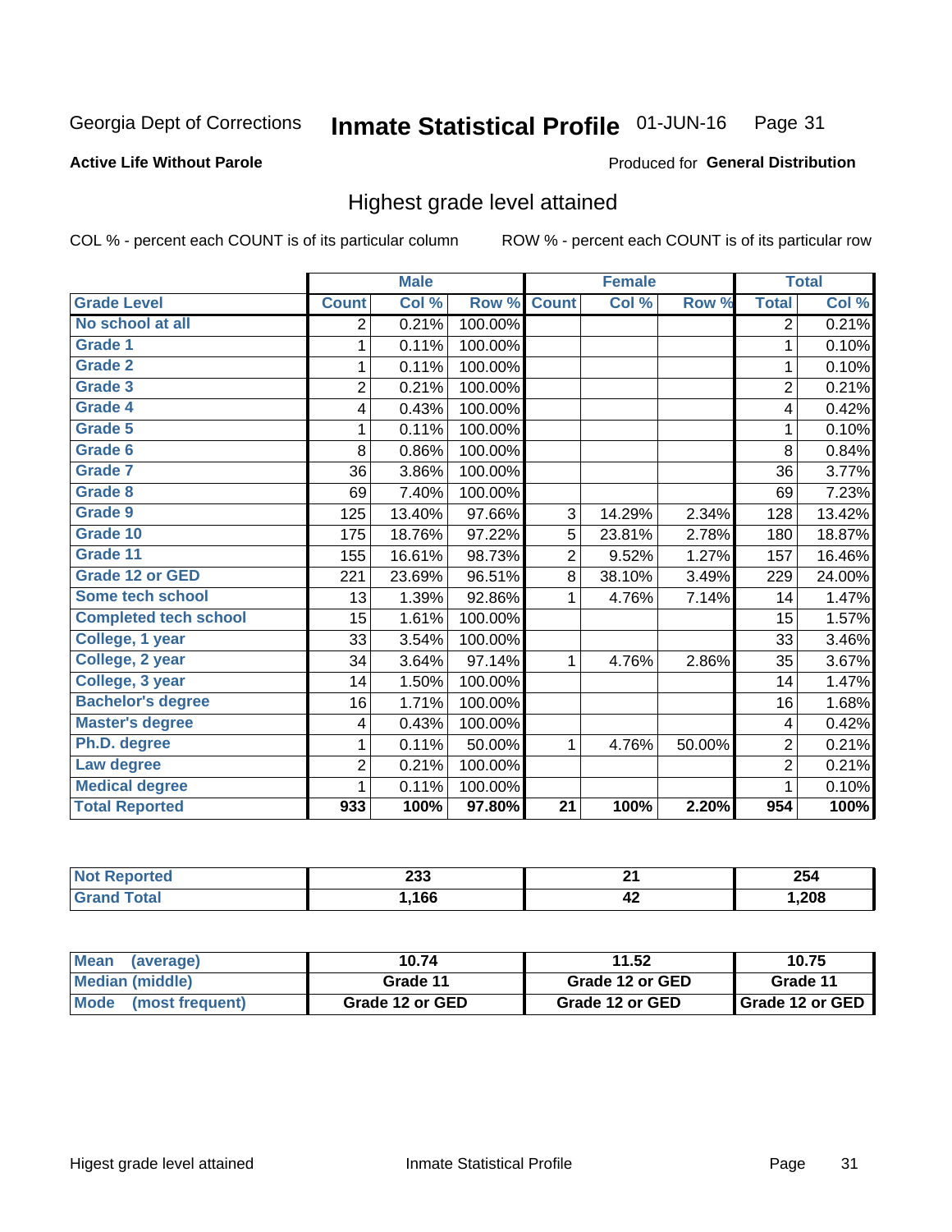Georgia Dept of Corrections **Inmate Statistical Profile** 01-JUN-16

**Active Life Without Parole**

Produced for **General Distribution**

## Highest grade level attained

COL % - percent each COUNT is of its particular column    ROW % - percent each COUNT is of its particular row

| | Male | | | Female | | | Total | |
|---|---|---|---|---|---|---|---|---|
| **Grade Level** | **Count** | **Col %** | **Row %** | **Count** | **Col %** | **Row %** | **Total** | **Col %** |
| No school at all | 2 | 0.21% | 100.00% | | | | 2 | 0.21% |
| Grade 1 | 1 | 0.11% | 100.00% | | | | 1 | 0.10% |
| Grade 2 | 1 | 0.11% | 100.00% | | | | 1 | 0.10% |
| Grade 3 | 2 | 0.21% | 100.00% | | | | 2 | 0.21% |
| Grade 4 | 4 | 0.43% | 100.00% | | | | 4 | 0.42% |
| Grade 5 | 1 | 0.11% | 100.00% | | | | 1 | 0.10% |
| Grade 6 | 8 | 0.86% | 100.00% | | | | 8 | 0.84% |
| Grade 7 | 36 | 3.86% | 100.00% | | | | 36 | 3.77% |
| Grade 8 | 69 | 7.40% | 100.00% | | | | 69 | 7.23% |
| Grade 9 | 125 | 13.40% | 97.66% | 3 | 14.29% | 2.34% | 128 | 13.42% |
| Grade 10 | 175 | 18.76% | 97.22% | 5 | 23.81% | 2.78% | 180 | 18.87% |
| Grade 11 | 155 | 16.61% | 98.73% | 2 | 9.52% | 1.27% | 157 | 16.46% |
| Grade 12 or GED | 221 | 23.69% | 96.51% | 8 | 38.10% | 3.49% | 229 | 24.00% |
| Some tech school | 13 | 1.39% | 92.86% | 1 | 4.76% | 7.14% | 14 | 1.47% |
| Completed tech school | 15 | 1.61% | 100.00% | | | | 15 | 1.57% |
| College, 1 year | 33 | 3.54% | 100.00% | | | | 33 | 3.46% |
| College, 2 year | 34 | 3.64% | 97.14% | 1 | 4.76% | 2.86% | 35 | 3.67% |
| College, 3 year | 14 | 1.50% | 100.00% | | | | 14 | 1.47% |
| Bachelor's degree | 16 | 1.71% | 100.00% | | | | 16 | 1.68% |
| Master's degree | 4 | 0.43% | 100.00% | | | | 4 | 0.42% |
| Ph.D. degree | 1 | 0.11% | 50.00% | 1 | 4.76% | 50.00% | 2 | 0.21% |
| Law degree | 2 | 0.21% | 100.00% | | | | 2 | 0.21% |
| Medical degree | 1 | 0.11% | 100.00% | | | | 1 | 0.10% |
| **Total Reported** | **933** | **100%** | **97.80%** | **21** | **100%** | **2.20%** | **954** | **100%** |

| | Male | Female | Total |
|---|---|---|---|
| Not Reported | 233 | 21 | 254 |
| Grand Total | 1,166 | 42 | 1,208 |

| | Male | Female | Total |
|---|---|---|---|
| Mean (average) | 10.74 | 11.52 | 10.75 |
| Median (middle) | Grade 11 | Grade 12 or GED | Grade 11 |
| Mode (most frequent) | Grade 12 or GED | Grade 12 or GED | Grade 12 or GED |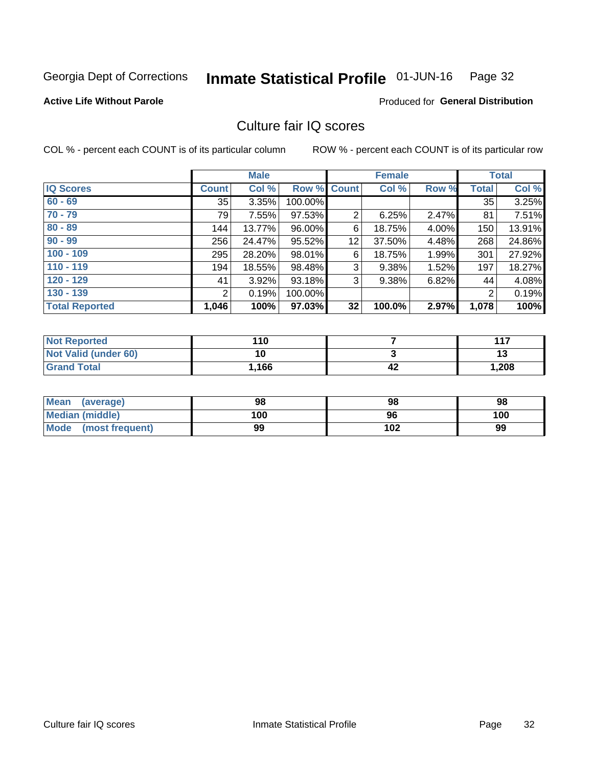Georgia Dept of Corrections **Inmate Statistical Profile** 01-JUN-16 Page 32

**Active Life Without Parole**

Produced for **General Distribution**

## Culture fair IQ scores

COL % - percent each COUNT is of its particular column ROW % - percent each COUNT is of its particular row

| | Male | | | Female | | | Total | |
|---|---|---|---|---|---|---|---|---|
| **IQ Scores** | **Count** | **Col %** | **Row %** | **Count** | **Col %** | **Row %** | **Total** | **Col %** |
| 60 - 69 | 35 | 3.35% | 100.00% | | | | 35 | 3.25% |
| 70 - 79 | 79 | 7.55% | 97.53% | 2 | 6.25% | 2.47% | 81 | 7.51% |
| 80 - 89 | 144 | 13.77% | 96.00% | 6 | 18.75% | 4.00% | 150 | 13.91% |
| 90 - 99 | 256 | 24.47% | 95.52% | 12 | 37.50% | 4.48% | 268 | 24.86% |
| 100 - 109 | 295 | 28.20% | 98.01% | 6 | 18.75% | 1.99% | 301 | 27.92% |
| 110 - 119 | 194 | 18.55% | 98.48% | 3 | 9.38% | 1.52% | 197 | 18.27% |
| 120 - 129 | 41 | 3.92% | 93.18% | 3 | 9.38% | 6.82% | 44 | 4.08% |
| 130 - 139 | 2 | 0.19% | 100.00% | | | | 2 | 0.19% |
| **Total Reported** | **1,046** | **100%** | **97.03%** | **32** | **100.0%** | **2.97%** | **1,078** | **100%** |

| | Male | Female | Total |
|---|---|---|---|
| Not Reported | 110 | 7 | 117 |
| Not Valid (under 60) | 10 | 3 | 13 |
| Grand Total | 1,166 | 42 | 1,208 |

| | Male | Female | Total |
|---|---|---|---|
| Mean (average) | 98 | 98 | 98 |
| Median (middle) | 100 | 96 | 100 |
| Mode (most frequent) | 99 | 102 | 99 |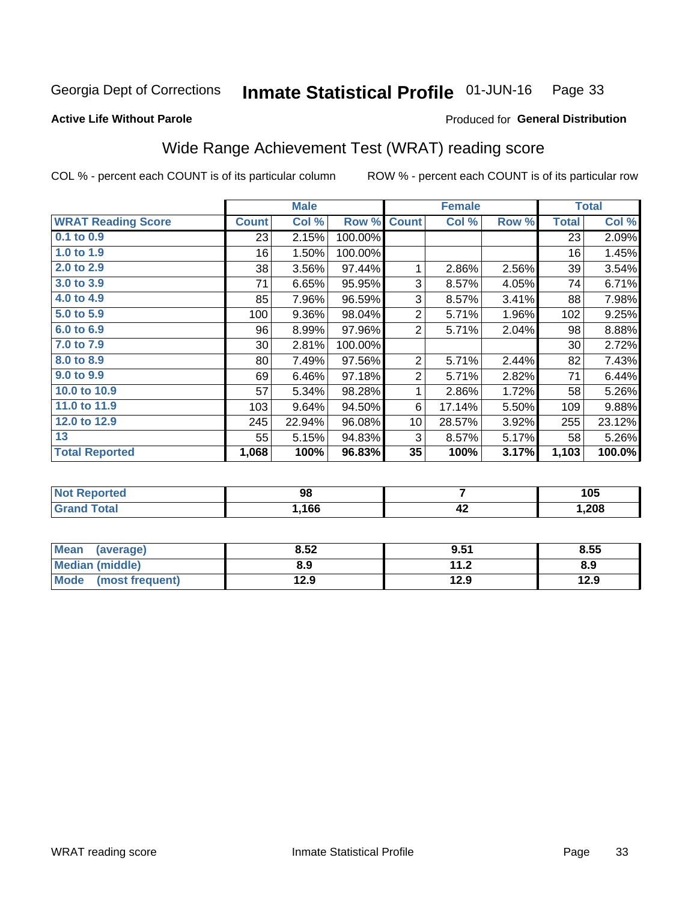Georgia Dept of Corrections **Inmate Statistical Profile** 01-JUN-16

**Active Life Without Parole**

Produced for **General Distribution**

## Wide Range Achievement Test (WRAT) reading score

COL % - percent each COUNT is of its particular column    ROW % - percent each COUNT is of its particular row

| | Male | | | Female | | | Total | |
|---|---|---|---|---|---|---|---|---|
| **WRAT Reading Score** | **Count** | **Col %** | **Row %** | **Count** | **Col %** | **Row %** | **Total** | **Col %** |
| 0.1 to 0.9 | 23 | 2.15% | 100.00% | | | | 23 | 2.09% |
| 1.0 to 1.9 | 16 | 1.50% | 100.00% | | | | 16 | 1.45% |
| 2.0 to 2.9 | 38 | 3.56% | 97.44% | 1 | 2.86% | 2.56% | 39 | 3.54% |
| 3.0 to 3.9 | 71 | 6.65% | 95.95% | 3 | 8.57% | 4.05% | 74 | 6.71% |
| 4.0 to 4.9 | 85 | 7.96% | 96.59% | 3 | 8.57% | 3.41% | 88 | 7.98% |
| 5.0 to 5.9 | 100 | 9.36% | 98.04% | 2 | 5.71% | 1.96% | 102 | 9.25% |
| 6.0 to 6.9 | 96 | 8.99% | 97.96% | 2 | 5.71% | 2.04% | 98 | 8.88% |
| 7.0 to 7.9 | 30 | 2.81% | 100.00% | | | | 30 | 2.72% |
| 8.0 to 8.9 | 80 | 7.49% | 97.56% | 2 | 5.71% | 2.44% | 82 | 7.43% |
| 9.0 to 9.9 | 69 | 6.46% | 97.18% | 2 | 5.71% | 2.82% | 71 | 6.44% |
| 10.0 to 10.9 | 57 | 5.34% | 98.28% | 1 | 2.86% | 1.72% | 58 | 5.26% |
| 11.0 to 11.9 | 103 | 9.64% | 94.50% | 6 | 17.14% | 5.50% | 109 | 9.88% |
| 12.0 to 12.9 | 245 | 22.94% | 96.08% | 10 | 28.57% | 3.92% | 255 | 23.12% |
| 13 | 55 | 5.15% | 94.83% | 3 | 8.57% | 5.17% | 58 | 5.26% |
| **Total Reported** | **1,068** | **100%** | **96.83%** | **35** | **100%** | **3.17%** | **1,103** | **100.0%** |

| | Male | Female | Total |
|---|---|---|---|
| Not Reported | 98 | 7 | 105 |
| Grand Total | 1,166 | 42 | 1,208 |

| | Male | Female | Total |
|---|---|---|---|
| Mean (average) | 8.52 | 9.51 | 8.55 |
| Median (middle) | 8.9 | 11.2 | 8.9 |
| Mode (most frequent) | 12.9 | 12.9 | 12.9 |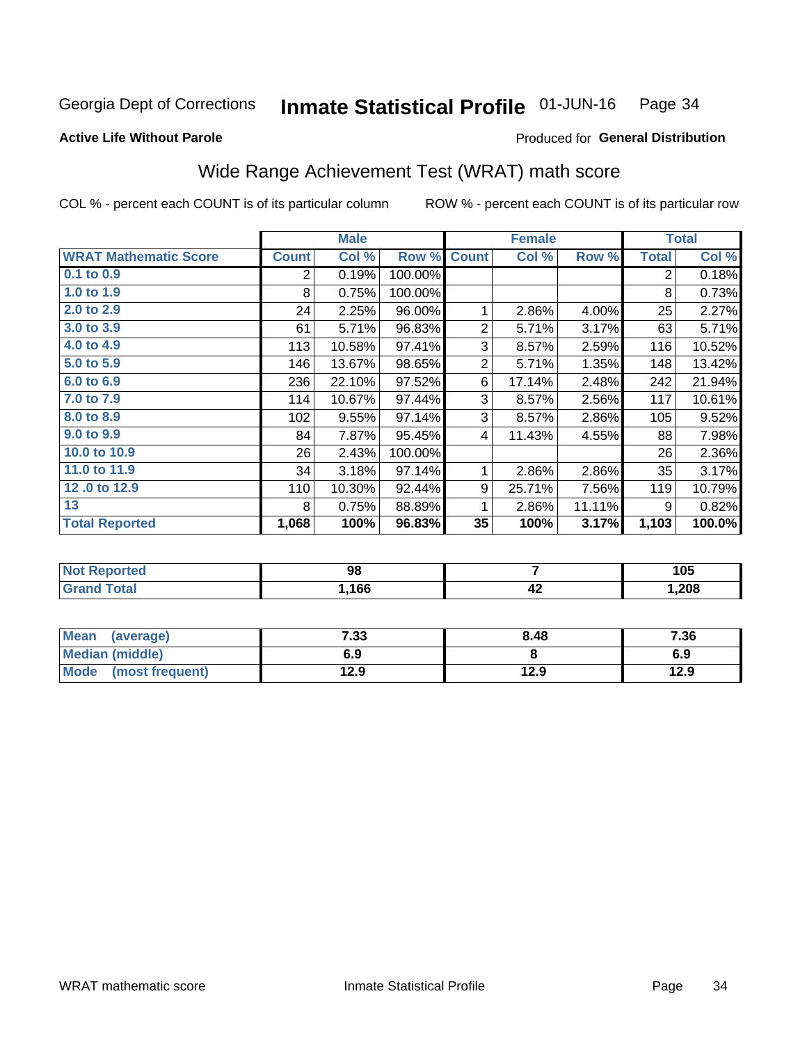Georgia Dept of Corrections **Inmate Statistical Profile** 01-JUN-16

**Active Life Without Parole**

Produced for **General Distribution**

## Wide Range Achievement Test (WRAT) math score

COL % - percent each COUNT is of its particular column

ROW % - percent each COUNT is of its particular row

| | Male | | | Female | | | Total | |
|---|---|---|---|---|---|---|---|---|
| **WRAT Mathematic Score** | **Count** | **Col %** | **Row %** | **Count** | **Col %** | **Row %** | **Total** | **Col %** |
| 0.1 to 0.9 | 2 | 0.19% | 100.00% | | | | 2 | 0.18% |
| 1.0 to 1.9 | 8 | 0.75% | 100.00% | | | | 8 | 0.73% |
| 2.0 to 2.9 | 24 | 2.25% | 96.00% | 1 | 2.86% | 4.00% | 25 | 2.27% |
| 3.0 to 3.9 | 61 | 5.71% | 96.83% | 2 | 5.71% | 3.17% | 63 | 5.71% |
| 4.0 to 4.9 | 113 | 10.58% | 97.41% | 3 | 8.57% | 2.59% | 116 | 10.52% |
| 5.0 to 5.9 | 146 | 13.67% | 98.65% | 2 | 5.71% | 1.35% | 148 | 13.42% |
| 6.0 to 6.9 | 236 | 22.10% | 97.52% | 6 | 17.14% | 2.48% | 242 | 21.94% |
| 7.0 to 7.9 | 114 | 10.67% | 97.44% | 3 | 8.57% | 2.56% | 117 | 10.61% |
| 8.0 to 8.9 | 102 | 9.55% | 97.14% | 3 | 8.57% | 2.86% | 105 | 9.52% |
| 9.0 to 9.9 | 84 | 7.87% | 95.45% | 4 | 11.43% | 4.55% | 88 | 7.98% |
| 10.0 to 10.9 | 26 | 2.43% | 100.00% | | | | 26 | 2.36% |
| 11.0 to 11.9 | 34 | 3.18% | 97.14% | 1 | 2.86% | 2.86% | 35 | 3.17% |
| 12 .0 to 12.9 | 110 | 10.30% | 92.44% | 9 | 25.71% | 7.56% | 119 | 10.79% |
| 13 | 8 | 0.75% | 88.89% | 1 | 2.86% | 11.11% | 9 | 0.82% |
| **Total Reported** | **1,068** | **100%** | **96.83%** | **35** | **100%** | **3.17%** | **1,103** | **100.0%** |

| | Male | Female | Total |
|---|---|---|---|
| Not Reported | 98 | 7 | 105 |
| Grand Total | 1,166 | 42 | 1,208 |

| | Male | Female | Total |
|---|---|---|---|
| Mean (average) | 7.33 | 8.48 | 7.36 |
| Median (middle) | 6.9 | 8 | 6.9 |
| Mode (most frequent) | 12.9 | 12.9 | 12.9 |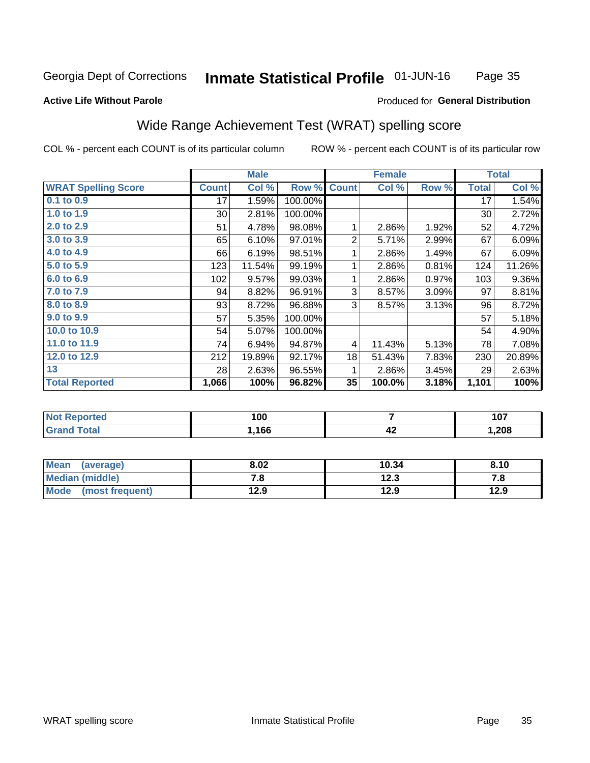Georgia Dept of Corrections **Inmate Statistical Profile** 01-JUN-16

**Active Life Without Parole**

Produced for **General Distribution**

## Wide Range Achievement Test (WRAT) spelling score

COL % - percent each COUNT is of its particular column ROW % - percent each COUNT is of its particular row

| | Male | | | Female | | | Total | |
|---|---|---|---|---|---|---|---|---|
| **WRAT Spelling Score** | **Count** | **Col %** | **Row %** | **Count** | **Col %** | **Row %** | **Total** | **Col %** |
| 0.1 to 0.9 | 17 | 1.59% | 100.00% | | | | 17 | 1.54% |
| 1.0 to 1.9 | 30 | 2.81% | 100.00% | | | | 30 | 2.72% |
| 2.0 to 2.9 | 51 | 4.78% | 98.08% | 1 | 2.86% | 1.92% | 52 | 4.72% |
| 3.0 to 3.9 | 65 | 6.10% | 97.01% | 2 | 5.71% | 2.99% | 67 | 6.09% |
| 4.0 to 4.9 | 66 | 6.19% | 98.51% | 1 | 2.86% | 1.49% | 67 | 6.09% |
| 5.0 to 5.9 | 123 | 11.54% | 99.19% | 1 | 2.86% | 0.81% | 124 | 11.26% |
| 6.0 to 6.9 | 102 | 9.57% | 99.03% | 1 | 2.86% | 0.97% | 103 | 9.36% |
| 7.0 to 7.9 | 94 | 8.82% | 96.91% | 3 | 8.57% | 3.09% | 97 | 8.81% |
| 8.0 to 8.9 | 93 | 8.72% | 96.88% | 3 | 8.57% | 3.13% | 96 | 8.72% |
| 9.0 to 9.9 | 57 | 5.35% | 100.00% | | | | 57 | 5.18% |
| 10.0 to 10.9 | 54 | 5.07% | 100.00% | | | | 54 | 4.90% |
| 11.0 to 11.9 | 74 | 6.94% | 94.87% | 4 | 11.43% | 5.13% | 78 | 7.08% |
| 12.0 to 12.9 | 212 | 19.89% | 92.17% | 18 | 51.43% | 7.83% | 230 | 20.89% |
| 13 | 28 | 2.63% | 96.55% | 1 | 2.86% | 3.45% | 29 | 2.63% |
| **Total Reported** | **1,066** | **100%** | **96.82%** | **35** | **100.0%** | **3.18%** | **1,101** | **100%** |

| | Male | Female | Total |
|---|---|---|---|
| **Not Reported** | **100** | **7** | **107** |
| **Grand Total** | **1,166** | **42** | **1,208** |

| | Male | Female | Total |
|---|---|---|---|
| **Mean (average)** | **8.02** | **10.34** | **8.10** |
| **Median (middle)** | **7.8** | **12.3** | **7.8** |
| **Mode (most frequent)** | **12.9** | **12.9** | **12.9** |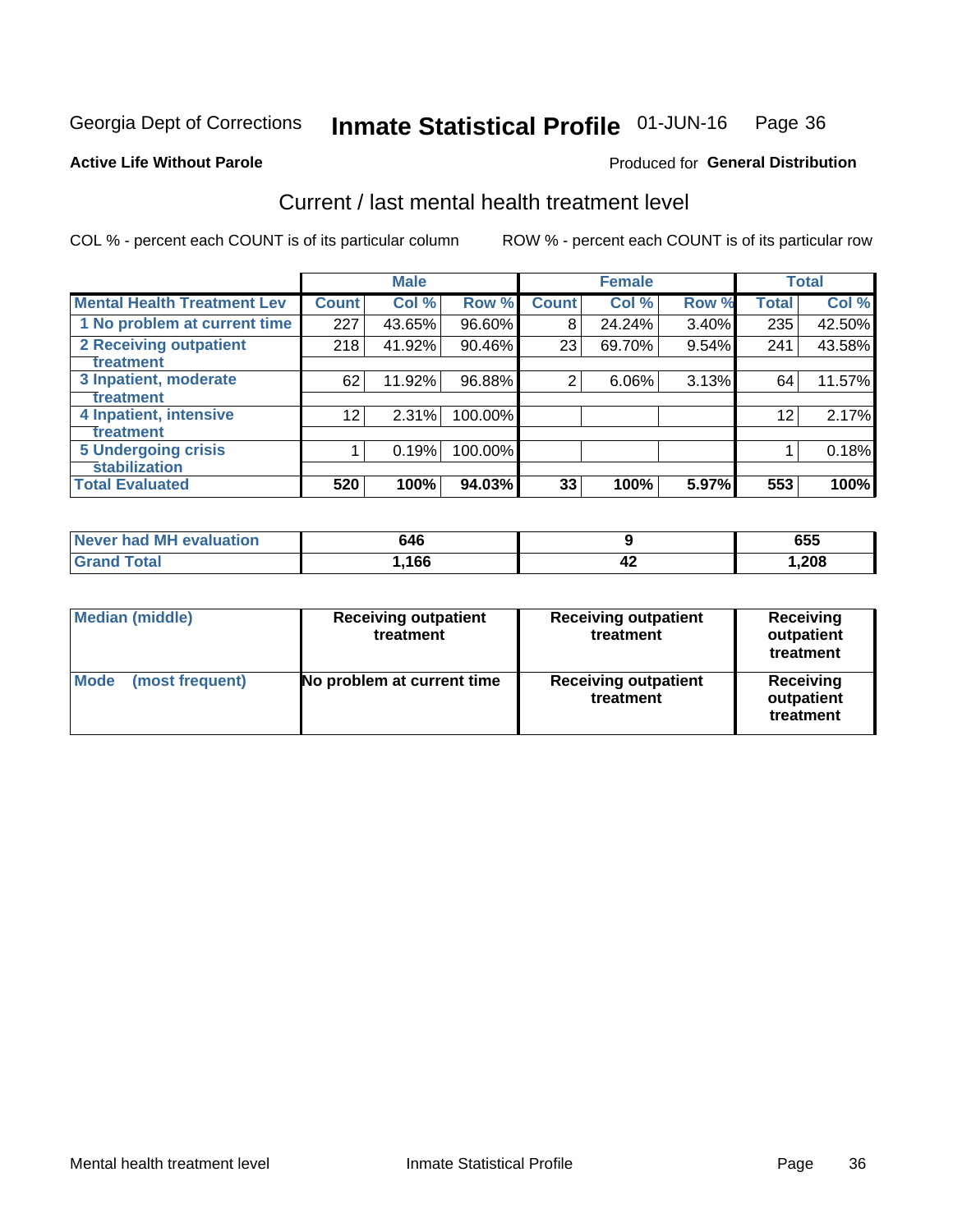Georgia Dept of Corrections **Inmate Statistical Profile** 01-JUN-16

**Active Life Without Parole**

Produced for **General Distribution**

## Current / last mental health treatment level

COL % - percent each COUNT is of its particular column ROW % - percent each COUNT is of its particular row

| | Male | | | Female | | | Total | |
|---|---|---|---|---|---|---|---|---|
| **Mental Health Treatment Lev** | **Count** | **Col %** | **Row %** | **Count** | **Col %** | **Row %** | **Total** | **Col %** |
| 1 No problem at current time | 227 | 43.65% | 96.60% | 8 | 24.24% | 3.40% | 235 | 42.50% |
| 2 Receiving outpatient treatment | 218 | 41.92% | 90.46% | 23 | 69.70% | 9.54% | 241 | 43.58% |
| 3 Inpatient, moderate treatment | 62 | 11.92% | 96.88% | 2 | 6.06% | 3.13% | 64 | 11.57% |
| 4 Inpatient, intensive treatment | 12 | 2.31% | 100.00% | | | | 12 | 2.17% |
| 5 Undergoing crisis stabilization | 1 | 0.19% | 100.00% | | | | 1 | 0.18% |
| **Total Evaluated** | **520** | **100%** | **94.03%** | **33** | **100%** | **5.97%** | **553** | **100%** |

| | Male | Female | Total |
|---|---|---|---|
| Never had MH evaluation | 646 | 9 | 655 |
| Grand Total | 1,166 | 42 | 1,208 |

| | Male | Female | Total |
|---|---|---|---|
| Median (middle) | Receiving outpatient treatment | Receiving outpatient treatment | Receiving outpatient treatment |
| Mode (most frequent) | No problem at current time | Receiving outpatient treatment | Receiving outpatient treatment |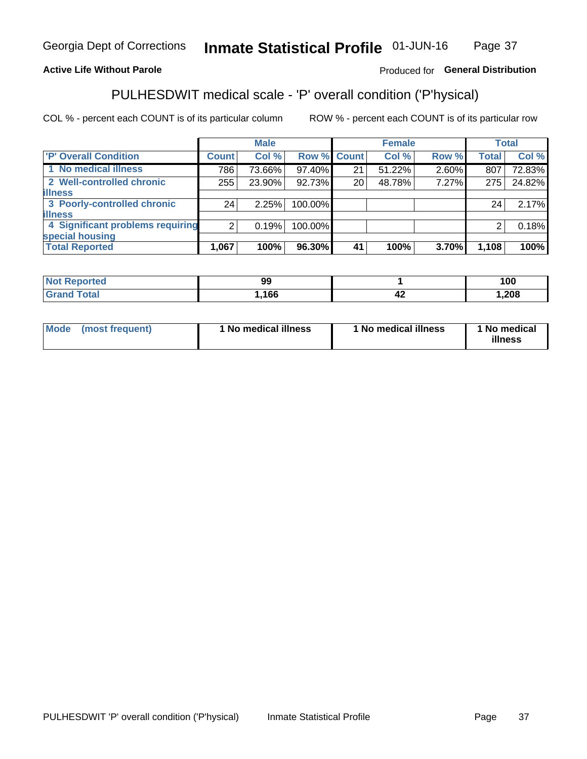Georgia Dept of Corrections **Inmate Statistical Profile** 01-JUN-16

**Active Life Without Parole**

Produced for **General Distribution**

## PULHESDWIT medical scale - 'P' overall condition ('P'hysical)

COL % - percent each COUNT is of its particular column    ROW % - percent each COUNT is of its particular row

| | Male | | | Female | | | Total | |
|---|---|---|---|---|---|---|---|---|
| 'P' Overall Condition | Count | Col % | Row % | Count | Col % | Row % | Total | Col % |
| 1 No medical illness | 786 | 73.66% | 97.40% | 21 | 51.22% | 2.60% | 807 | 72.83% |
| 2 Well-controlled chronic illness | 255 | 23.90% | 92.73% | 20 | 48.78% | 7.27% | 275 | 24.82% |
| 3 Poorly-controlled chronic illness | 24 | 2.25% | 100.00% | | | | 24 | 2.17% |
| 4 Significant problems requiring special housing | 2 | 0.19% | 100.00% | | | | 2 | 0.18% |
| **Total Reported** | **1,067** | **100%** | **96.30%** | **41** | **100%** | **3.70%** | **1,108** | **100%** |

| | Male | Female | Total |
|---|---|---|---|
| Not Reported | 99 | 1 | 100 |
| Grand Total | 1,166 | 42 | 1,208 |

| | Male | Female | Total |
|---|---|---|---|
| Mode (most frequent) | 1 No medical illness | 1 No medical illness | 1 No medical illness |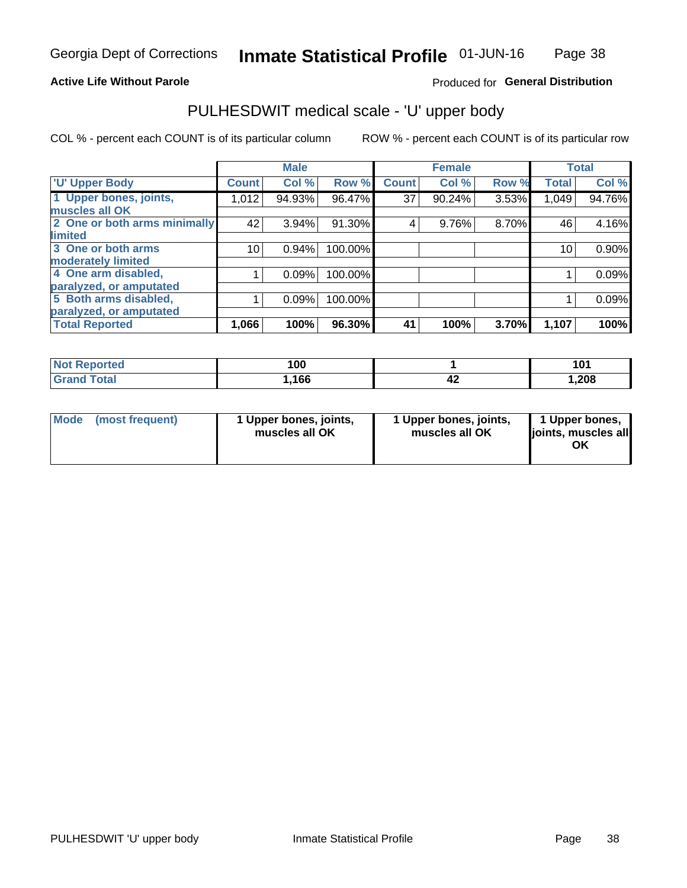Georgia Dept of Corrections **Inmate Statistical Profile** 01-JUN-16

**Active Life Without Parole**

Produced for **General Distribution**

## PULHESDWIT medical scale - 'U' upper body

COL % - percent each COUNT is of its particular column

ROW % - percent each COUNT is of its particular row

| | Male | | | Female | | | Total | |
|---|---|---|---|---|---|---|---|---|
| 'U' Upper Body | Count | Col % | Row % | Count | Col % | Row % | Total | Col % |
| 1 Upper bones, joints, muscles all OK | 1,012 | 94.93% | 96.47% | 37 | 90.24% | 3.53% | 1,049 | 94.76% |
| 2 One or both arms minimally limited | 42 | 3.94% | 91.30% | 4 | 9.76% | 8.70% | 46 | 4.16% |
| 3 One or both arms moderately limited | 10 | 0.94% | 100.00% | | | | 10 | 0.90% |
| 4 One arm disabled, paralyzed, or amputated | 1 | 0.09% | 100.00% | | | | 1 | 0.09% |
| 5 Both arms disabled, paralyzed, or amputated | 1 | 0.09% | 100.00% | | | | 1 | 0.09% |
| **Total Reported** | **1,066** | **100%** | **96.30%** | **41** | **100%** | **3.70%** | **1,107** | **100%** |

| | Male | Female | Total |
|---|---|---|---|
| Not Reported | 100 | 1 | 101 |
| Grand Total | 1,166 | 42 | 1,208 |

| | Male | Female | Total |
|---|---|---|---|
| Mode (most frequent) | 1 Upper bones, joints, muscles all OK | 1 Upper bones, joints, muscles all OK | 1 Upper bones, joints, muscles all OK |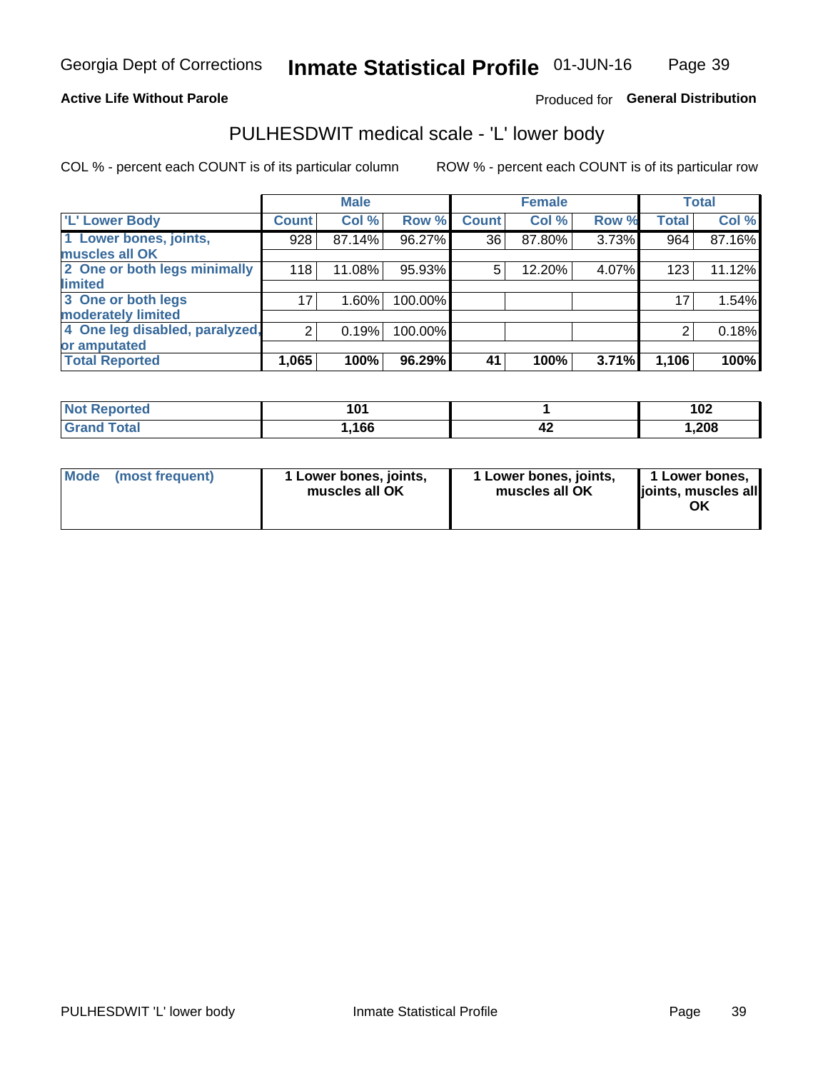Georgia Dept of Corrections **Inmate Statistical Profile** 01-JUN-16

**Active Life Without Parole**

Produced for **General Distribution**

## PULHESDWIT medical scale - 'L' lower body

COL % - percent each COUNT is of its particular column

ROW % - percent each COUNT is of its particular row

| | Male | | | Female | | | Total | |
|---|---|---|---|---|---|---|---|---|
| 'L' Lower Body | Count | Col % | Row % | Count | Col % | Row % | Total | Col % |
| 1 Lower bones, joints, muscles all OK | 928 | 87.14% | 96.27% | 36 | 87.80% | 3.73% | 964 | 87.16% |
| 2 One or both legs minimally limited | 118 | 11.08% | 95.93% | 5 | 12.20% | 4.07% | 123 | 11.12% |
| 3 One or both legs moderately limited | 17 | 1.60% | 100.00% | | | | 17 | 1.54% |
| 4 One leg disabled, paralyzed, or amputated | 2 | 0.19% | 100.00% | | | | 2 | 0.18% |
| Total Reported | 1,065 | 100% | 96.29% | 41 | 100% | 3.71% | 1,106 | 100% |

| | Male | Female | Total |
|---|---|---|---|
| Not Reported | 101 | 1 | 102 |
| Grand Total | 1,166 | 42 | 1,208 |

| | Male | Female | Total |
|---|---|---|---|
| Mode (most frequent) | 1 Lower bones, joints, muscles all OK | 1 Lower bones, joints, muscles all OK | 1 Lower bones, joints, muscles all OK |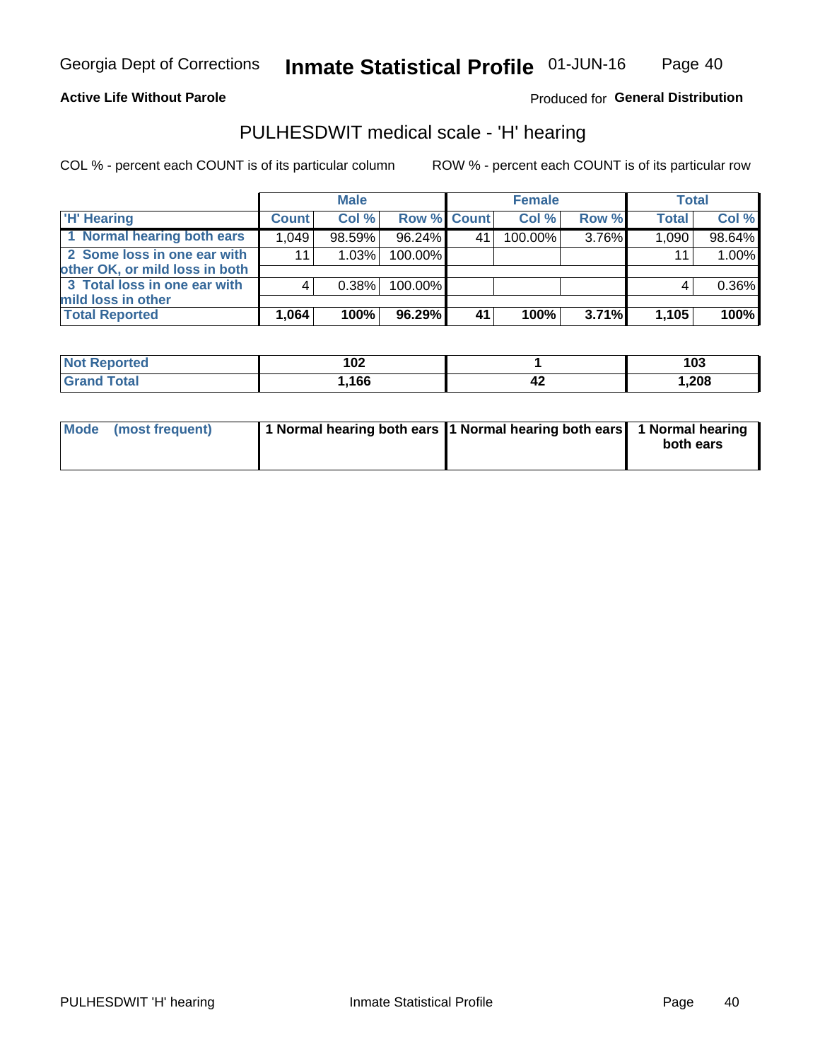Georgia Dept of Corrections **Inmate Statistical Profile** 01-JUN-16

**Active Life Without Parole**

Produced for **General Distribution**

## PULHESDWIT medical scale - 'H' hearing

COL % - percent each COUNT is of its particular column

ROW % - percent each COUNT is of its particular row

| | Male | | | Female | | | Total | |
|---|---|---|---|---|---|---|---|---|
| 'H' Hearing | Count | Col % | Row % | Count | Col % | Row % | Total | Col % |
| 1 Normal hearing both ears | 1,049 | 98.59% | 96.24% | 41 | 100.00% | 3.76% | 1,090 | 98.64% |
| 2 Some loss in one ear with other OK, or mild loss in both | 11 | 1.03% | 100.00% | | | | 11 | 1.00% |
| 3 Total loss in one ear with mild loss in other | 4 | 0.38% | 100.00% | | | | 4 | 0.36% |
| **Total Reported** | **1,064** | **100%** | **96.29%** | **41** | **100%** | **3.71%** | **1,105** | **100%** |

| | Male | Female | Total |
|---|---|---|---|
| Not Reported | 102 | 1 | 103 |
| Grand Total | 1,166 | 42 | 1,208 |

| | Male | Female | Total |
|---|---|---|---|
| Mode (most frequent) | 1 Normal hearing both ears | 1 Normal hearing both ears | 1 Normal hearing both ears |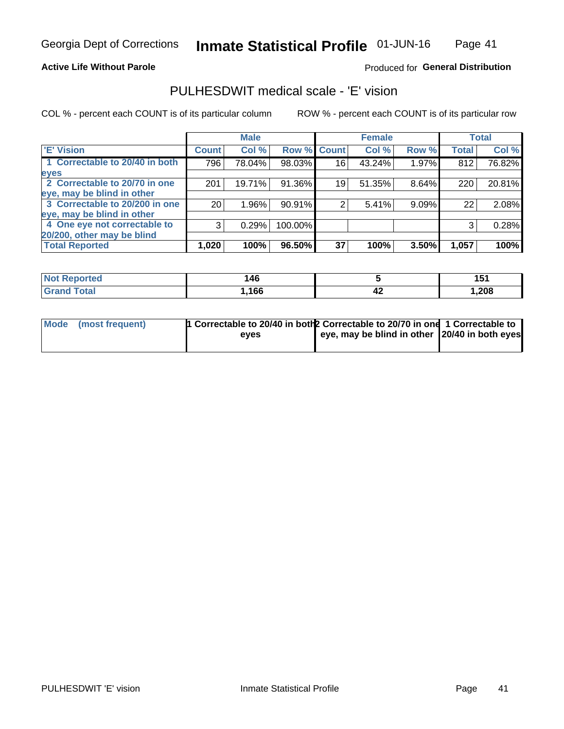Georgia Dept of Corrections **Inmate Statistical Profile** 01-JUN-16

**Active Life Without Parole**

Produced for **General Distribution**

## PULHESDWIT medical scale - 'E' vision

COL % - percent each COUNT is of its particular column

ROW % - percent each COUNT is of its particular row

| | Male | | | Female | | | Total | |
|---|---|---|---|---|---|---|---|---|
| 'E' Vision | Count | Col % | Row % | Count | Col % | Row % | Total | Col % |
| 1 Correctable to 20/40 in both eyes | 796 | 78.04% | 98.03% | 16 | 43.24% | 1.97% | 812 | 76.82% |
| 2 Correctable to 20/70 in one eye, may be blind in other | 201 | 19.71% | 91.36% | 19 | 51.35% | 8.64% | 220 | 20.81% |
| 3 Correctable to 20/200 in one eye, may be blind in other | 20 | 1.96% | 90.91% | 2 | 5.41% | 9.09% | 22 | 2.08% |
| 4 One eye not correctable to 20/200, other may be blind | 3 | 0.29% | 100.00% | | | | 3 | 0.28% |
| **Total Reported** | **1,020** | **100%** | **96.50%** | **37** | **100%** | **3.50%** | **1,057** | **100%** |

| | Male | Female | Total |
|---|---|---|---|
| Not Reported | 146 | 5 | 151 |
| Grand Total | 1,166 | 42 | 1,208 |

| | Male | Female | Total |
|---|---|---|---|
| Mode (most frequent) | 1 Correctable to 20/40 in both eyes | 2 Correctable to 20/70 in one eye, may be blind in other | 1 Correctable to 20/40 in both eyes |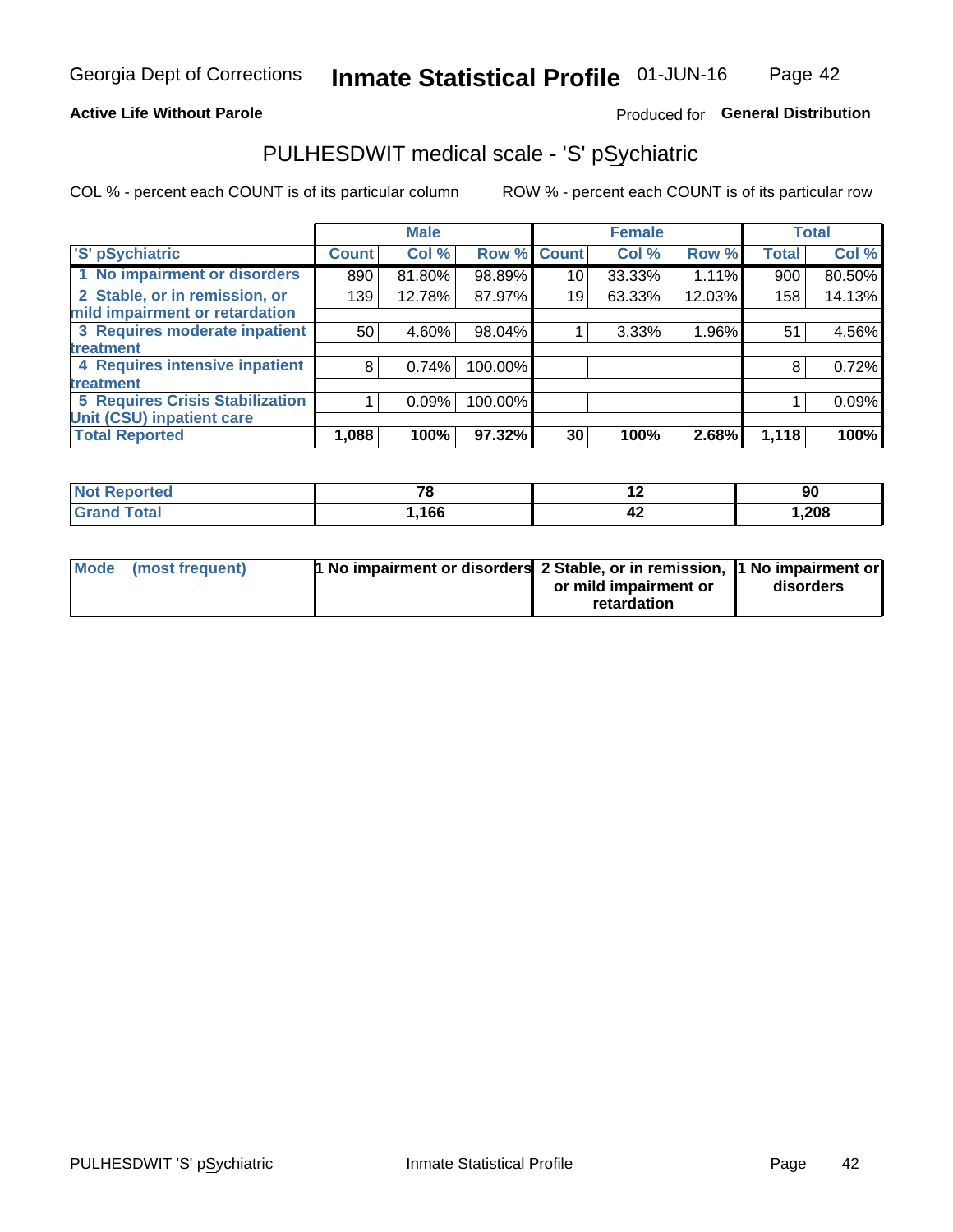**Active Life Without Parole**

Produced for **General Distribution**

## PULHESDWIT medical scale - 'S' pSychiatric

COL % - percent each COUNT is of its particular column

ROW % - percent each COUNT is of its particular row

| 'S' pSychiatric | Male | | | Female | | | Total | |
|---|---|---|---|---|---|---|---|---|
| | Count | Col % | Row % | Count | Col % | Row % | Total | Col % |
| 1 No impairment or disorders | 890 | 81.80% | 98.89% | 10 | 33.33% | 1.11% | 900 | 80.50% |
| 2 Stable, or in remission, or mild impairment or retardation | 139 | 12.78% | 87.97% | 19 | 63.33% | 12.03% | 158 | 14.13% |
| 3 Requires moderate inpatient treatment | 50 | 4.60% | 98.04% | 1 | 3.33% | 1.96% | 51 | 4.56% |
| 4 Requires intensive inpatient treatment | 8 | 0.74% | 100.00% | | | | 8 | 0.72% |
| 5 Requires Crisis Stabilization Unit (CSU) inpatient care | 1 | 0.09% | 100.00% | | | | 1 | 0.09% |
| **Total Reported** | **1,088** | **100%** | **97.32%** | **30** | **100%** | **2.68%** | **1,118** | **100%** |

| | Male | Female | Total |
|---|---|---|---|
| Not Reported | 78 | 12 | 90 |
| Grand Total | 1,166 | 42 | 1,208 |

| | Male | Female | Total |
|---|---|---|---|
| Mode (most frequent) | 1 No impairment or disorders | 2 Stable, or in remission, or mild impairment or retardation | 1 No impairment or disorders |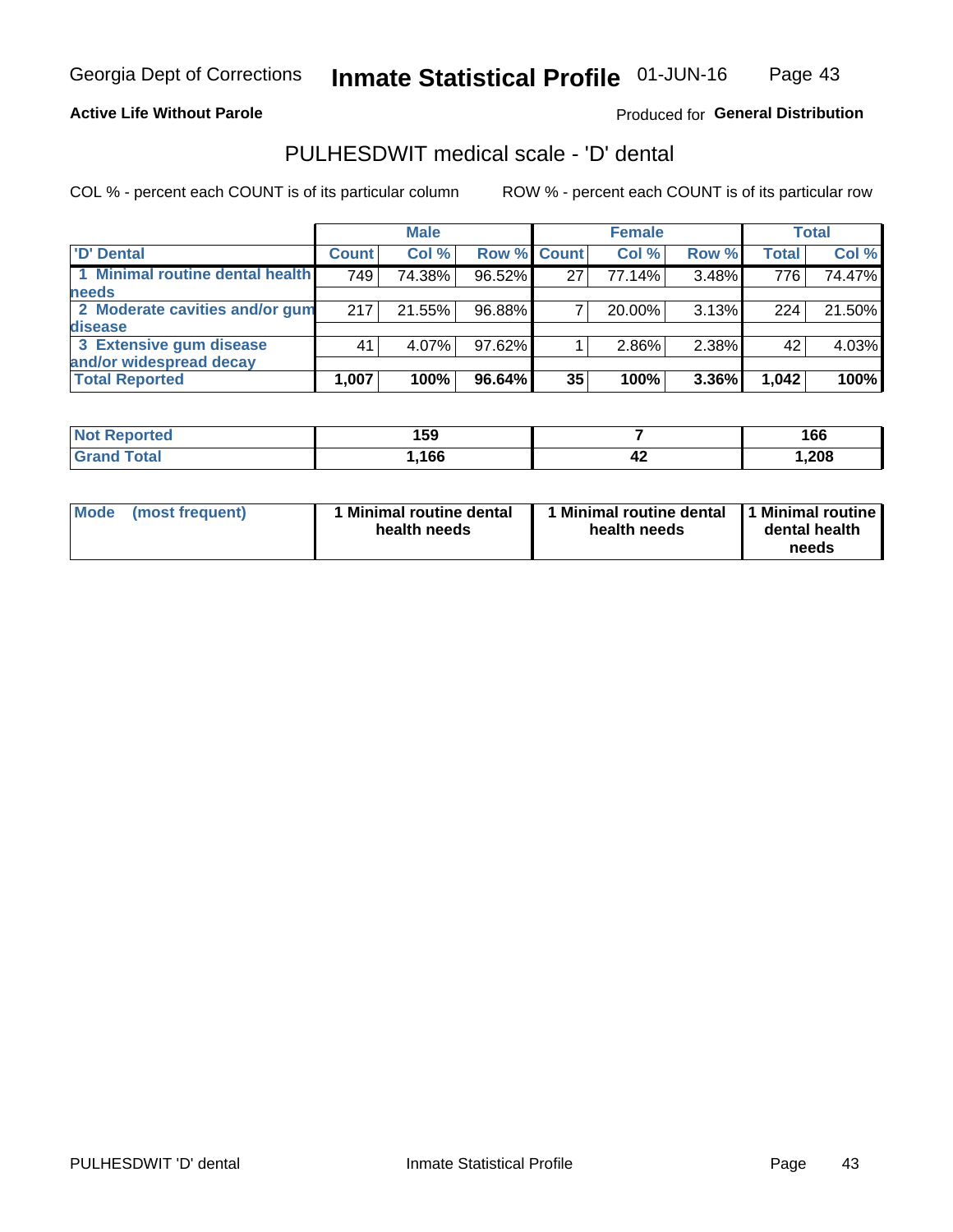Georgia Dept of Corrections **Inmate Statistical Profile** 01-JUN-16

**Active Life Without Parole**

Produced for **General Distribution**

## PULHESDWIT medical scale - 'D' dental

COL % - percent each COUNT is of its particular column

ROW % - percent each COUNT is of its particular row

| | Male | | | Female | | | Total | |
|---|---|---|---|---|---|---|---|---|
| 'D' Dental | Count | Col % | Row % | Count | Col % | Row % | Total | Col % |
| 1 Minimal routine dental health needs | 749 | 74.38% | 96.52% | 27 | 77.14% | 3.48% | 776 | 74.47% |
| 2 Moderate cavities and/or gum disease | 217 | 21.55% | 96.88% | 7 | 20.00% | 3.13% | 224 | 21.50% |
| 3 Extensive gum disease and/or widespread decay | 41 | 4.07% | 97.62% | 1 | 2.86% | 2.38% | 42 | 4.03% |
| **Total Reported** | **1,007** | **100%** | **96.64%** | **35** | **100%** | **3.36%** | **1,042** | **100%** |

| | Male | Female | Total |
|---|---|---|---|
| **Not Reported** | **159** | **7** | **166** |
| **Grand Total** | **1,166** | **42** | **1,208** |

| | Male | Female | Total |
|---|---|---|---|
| **Mode (most frequent)** | **1 Minimal routine dental health needs** | **1 Minimal routine dental health needs** | **1 Minimal routine dental health needs** |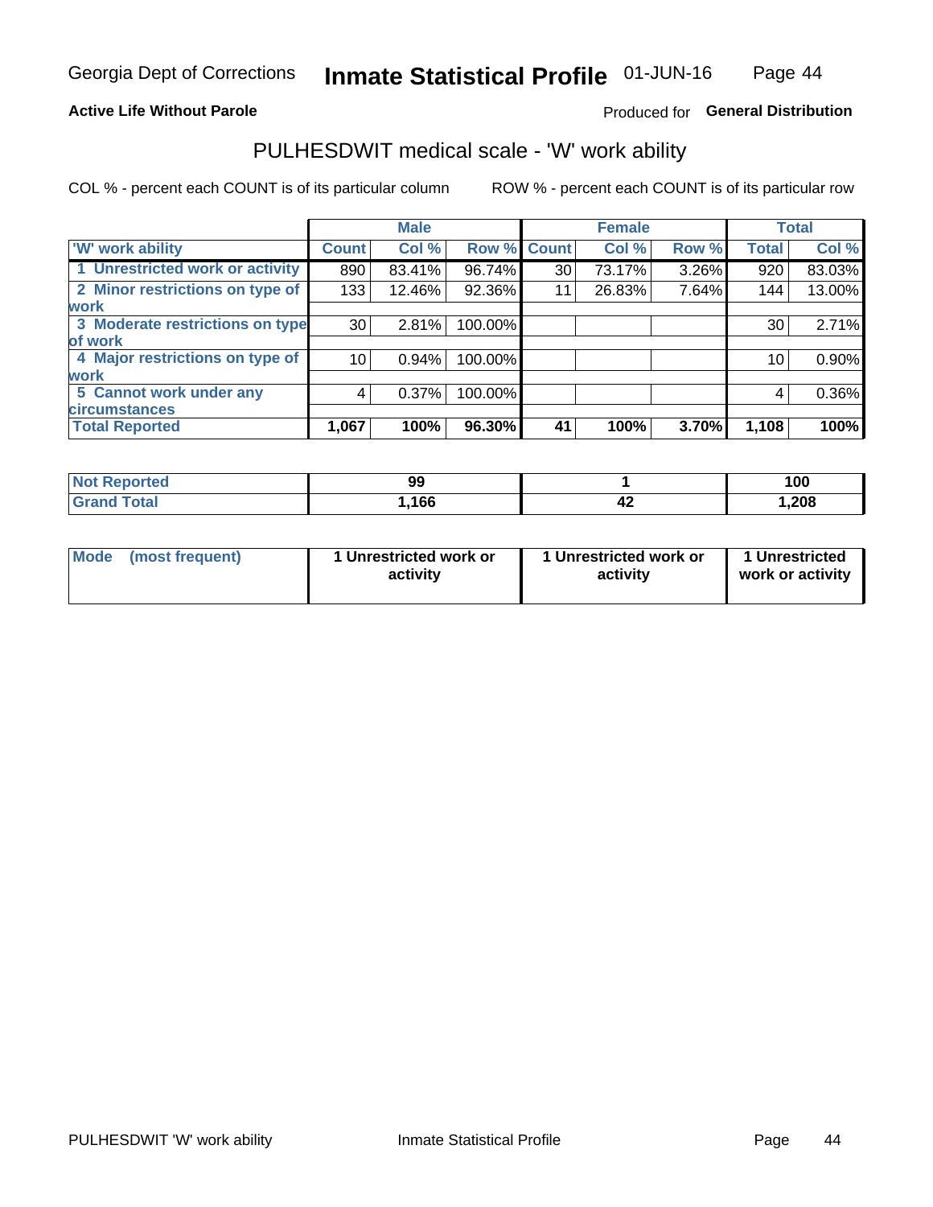Georgia Dept of Corrections **Inmate Statistical Profile** 01-JUN-16

**Active Life Without Parole**

Produced for **General Distribution**

## PULHESDWIT medical scale - 'W' work ability

COL % - percent each COUNT is of its particular column ROW % - percent each COUNT is of its particular row

| | Male | | | Female | | | Total | |
|---|---|---|---|---|---|---|---|---|
| 'W' work ability | Count | Col % | Row % | Count | Col % | Row % | Total | Col % |
| 1 Unrestricted work or activity | 890 | 83.41% | 96.74% | 30 | 73.17% | 3.26% | 920 | 83.03% |
| 2 Minor restrictions on type of work | 133 | 12.46% | 92.36% | 11 | 26.83% | 7.64% | 144 | 13.00% |
| 3 Moderate restrictions on type of work | 30 | 2.81% | 100.00% | | | | 30 | 2.71% |
| 4 Major restrictions on type of work | 10 | 0.94% | 100.00% | | | | 10 | 0.90% |
| 5 Cannot work under any circumstances | 4 | 0.37% | 100.00% | | | | 4 | 0.36% |
| **Total Reported** | **1,067** | **100%** | **96.30%** | **41** | **100%** | **3.70%** | **1,108** | **100%** |

| | Male | Female | Total |
|---|---|---|---|
| Not Reported | 99 | 1 | 100 |
| Grand Total | 1,166 | 42 | 1,208 |

| | Male | Female | Total |
|---|---|---|---|
| Mode (most frequent) | 1 Unrestricted work or activity | 1 Unrestricted work or activity | 1 Unrestricted work or activity |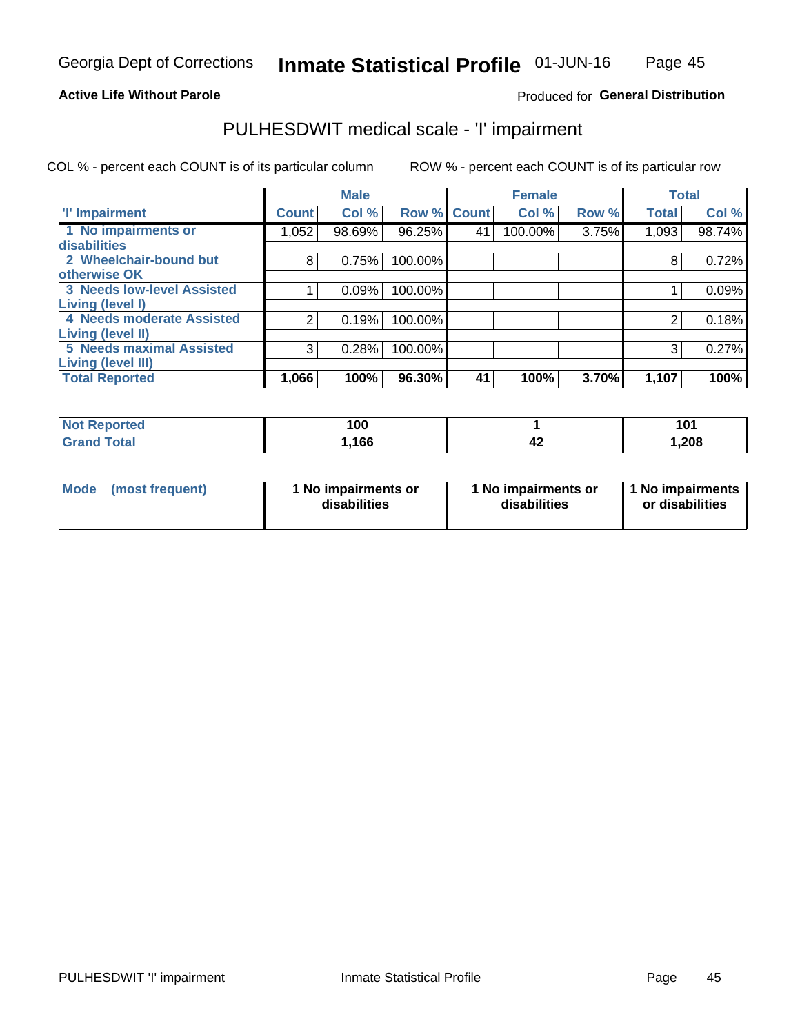Georgia Dept of Corrections **Inmate Statistical Profile** 01-JUN-16

**Active Life Without Parole**

Produced for **General Distribution**

## PULHESDWIT medical scale - 'I' impairment

COL % - percent each COUNT is of its particular column ROW % - percent each COUNT is of its particular row

| | Male | | | Female | | | Total | |
|---|---|---|---|---|---|---|---|---|
| 'I' Impairment | Count | Col % | Row % | Count | Col % | Row % | Total | Col % |
| 1 No impairments or disabilities | 1,052 | 98.69% | 96.25% | 41 | 100.00% | 3.75% | 1,093 | 98.74% |
| 2 Wheelchair-bound but otherwise OK | 8 | 0.75% | 100.00% | | | | 8 | 0.72% |
| 3 Needs low-level Assisted Living (level I) | 1 | 0.09% | 100.00% | | | | 1 | 0.09% |
| 4 Needs moderate Assisted Living (level II) | 2 | 0.19% | 100.00% | | | | 2 | 0.18% |
| 5 Needs maximal Assisted Living (level III) | 3 | 0.28% | 100.00% | | | | 3 | 0.27% |
| **Total Reported** | **1,066** | **100%** | **96.30%** | **41** | **100%** | **3.70%** | **1,107** | **100%** |

| | Male | Female | Total |
|---|---|---|---|
| Not Reported | 100 | 1 | 101 |
| Grand Total | 1,166 | 42 | 1,208 |

| | Male | Female | Total |
|---|---|---|---|
| Mode (most frequent) | 1 No impairments or disabilities | 1 No impairments or disabilities | 1 No impairments or disabilities |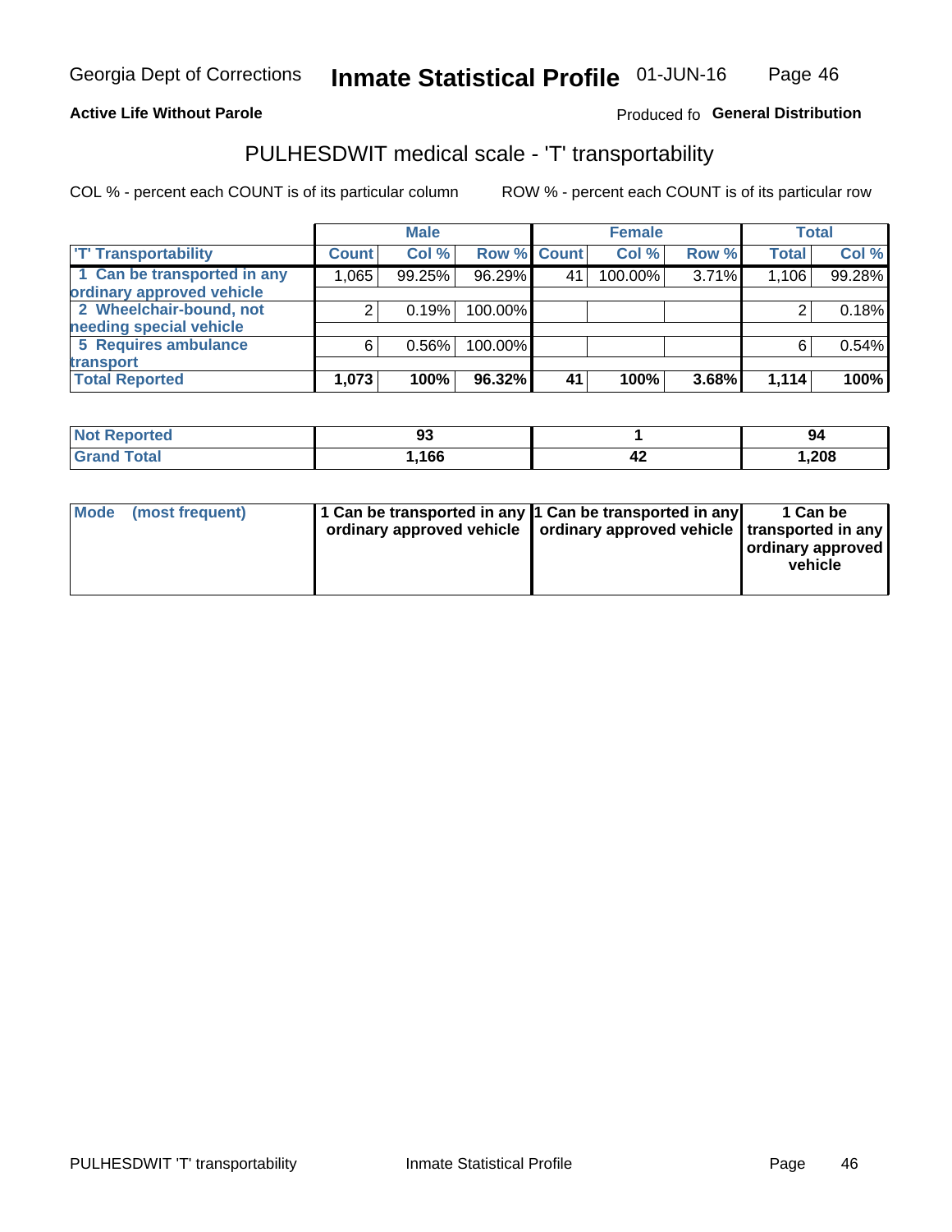Georgia Dept of Corrections **Inmate Statistical Profile** 01-JUN-16

**Active Life Without Parole** Produced fo **General Distribution**

## PULHESDWIT medical scale - 'T' transportability

COL % - percent each COUNT is of its particular column ROW % - percent each COUNT is of its particular row

| | Male | | | Female | | | Total | |
|---|---|---|---|---|---|---|---|---|
| 'T' Transportability | Count | Col % | Row % | Count | Col % | Row % | Total | Col % |
| 1 Can be transported in any ordinary approved vehicle | 1,065 | 99.25% | 96.29% | 41 | 100.00% | 3.71% | 1,106 | 99.28% |
| 2 Wheelchair-bound, not needing special vehicle | 2 | 0.19% | 100.00% | | | | 2 | 0.18% |
| 5 Requires ambulance transport | 6 | 0.56% | 100.00% | | | | 6 | 0.54% |
| **Total Reported** | **1,073** | **100%** | **96.32%** | **41** | **100%** | **3.68%** | **1,114** | **100%** |

| | Male | Female | Total |
|---|---|---|---|
| Not Reported | 93 | 1 | 94 |
| Grand Total | 1,166 | 42 | 1,208 |

| | Male | Female | Total |
|---|---|---|---|
| Mode (most frequent) | 1 Can be transported in any ordinary approved vehicle | 1 Can be transported in any ordinary approved vehicle | 1 Can be transported in any ordinary approved vehicle |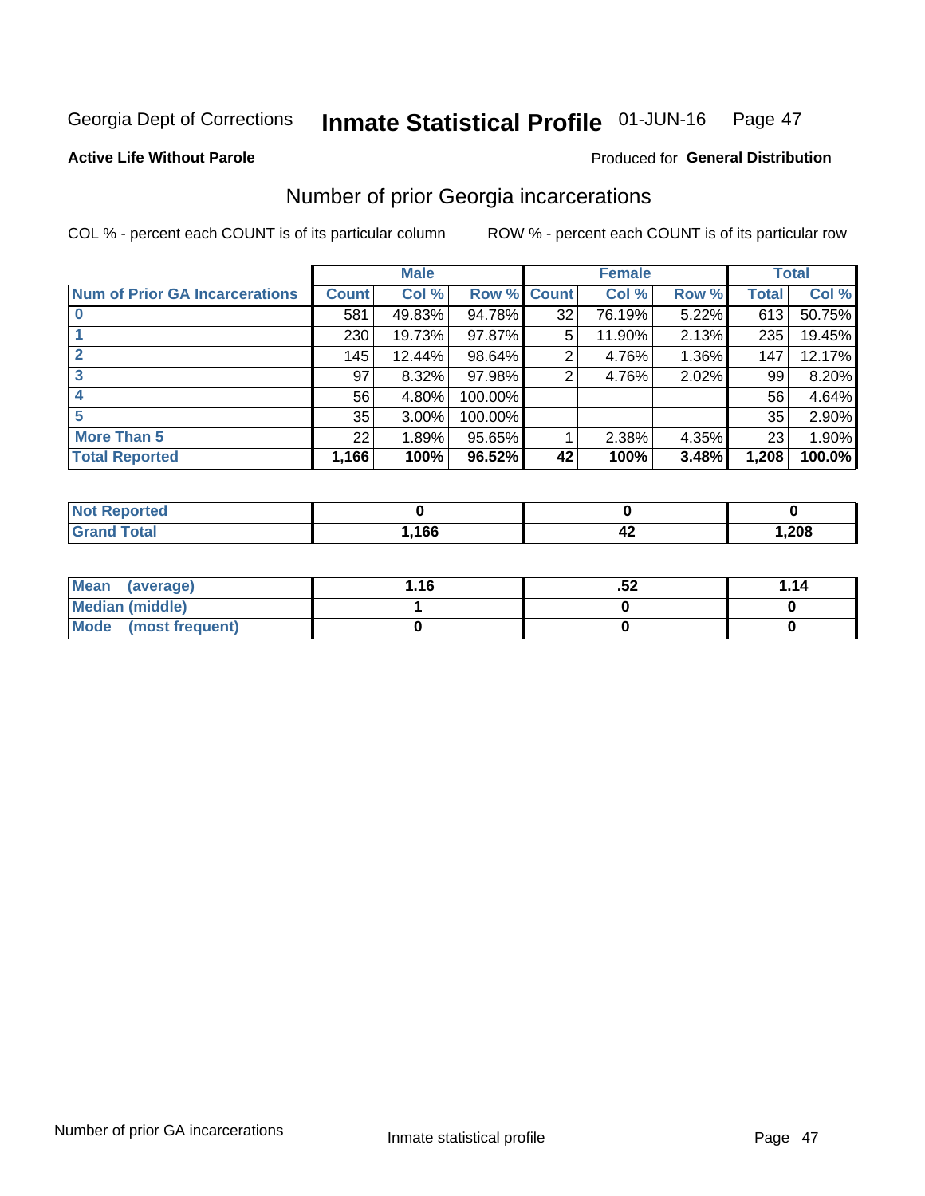Georgia Dept of Corrections **Inmate Statistical Profile** 01-JUN-16

**Active Life Without Parole**

Produced for **General Distribution**

## Number of prior Georgia incarcerations

COL % - percent each COUNT is of its particular column

ROW % - percent each COUNT is of its particular row

| | Male | | | Female | | | Total | |
|---|---|---|---|---|---|---|---|---|
| **Num of Prior GA Incarcerations** | **Count** | **Col %** | **Row %** | **Count** | **Col %** | **Row %** | **Total** | **Col %** |
| **0** | 581 | 49.83% | 94.78% | 32 | 76.19% | 5.22% | 613 | 50.75% |
| **1** | 230 | 19.73% | 97.87% | 5 | 11.90% | 2.13% | 235 | 19.45% |
| **2** | 145 | 12.44% | 98.64% | 2 | 4.76% | 1.36% | 147 | 12.17% |
| **3** | 97 | 8.32% | 97.98% | 2 | 4.76% | 2.02% | 99 | 8.20% |
| **4** | 56 | 4.80% | 100.00% | | | | 56 | 4.64% |
| **5** | 35 | 3.00% | 100.00% | | | | 35 | 2.90% |
| **More Than 5** | 22 | 1.89% | 95.65% | 1 | 2.38% | 4.35% | 23 | 1.90% |
| **Total Reported** | **1,166** | **100%** | **96.52%** | **42** | **100%** | **3.48%** | **1,208** | **100.0%** |

| | Male | Female | Total |
|---|---|---|---|
| **Not Reported** | **0** | **0** | **0** |
| **Grand Total** | **1,166** | **42** | **1,208** |

| | Male | Female | Total |
|---|---|---|---|
| **Mean (average)** | **1.16** | **.52** | **1.14** |
| **Median (middle)** | **1** | **0** | **0** |
| **Mode (most frequent)** | **0** | **0** | **0** |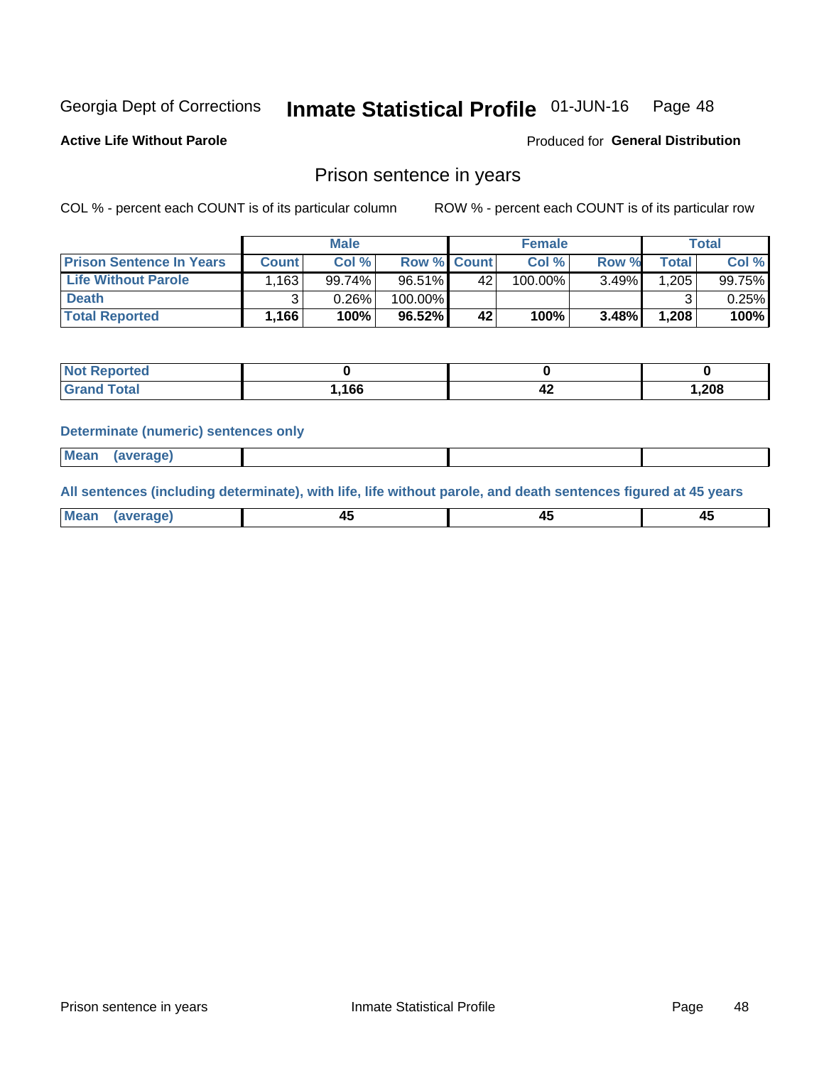Georgia Dept of Corrections **Inmate Statistical Profile** 01-JUN-16 Page 48

**Active Life Without Parole**

Produced for **General Distribution**

## Prison sentence in years

COL % - percent each COUNT is of its particular column

ROW % - percent each COUNT is of its particular row

| | Male | | | Female | | | Total | |
|---|---|---|---|---|---|---|---|---|
| **Prison Sentence In Years** | **Count** | **Col %** | **Row %** | **Count** | **Col %** | **Row %** | **Total** | **Col %** |
| **Life Without Parole** | 1,163 | 99.74% | 96.51% | 42 | 100.00% | 3.49% | 1,205 | 99.75% |
| **Death** | 3 | 0.26% | 100.00% | | | | 3 | 0.25% |
| **Total Reported** | **1,166** | **100%** | **96.52%** | **42** | **100%** | **3.48%** | **1,208** | **100%** |

| | Male | Female | Total |
|---|---|---|---|
| **Not Reported** | **0** | **0** | **0** |
| **Grand Total** | **1,166** | **42** | **1,208** |

### Determinate (numeric) sentences only

| | Male | Female | Total |
|---|---|---|---|
| **Mean (average)** | | | |

### All sentences (including determinate), with life, life without parole, and death sentences figured at 45 years

| | Male | Female | Total |
|---|---|---|---|
| **Mean (average)** | **45** | **45** | **45** |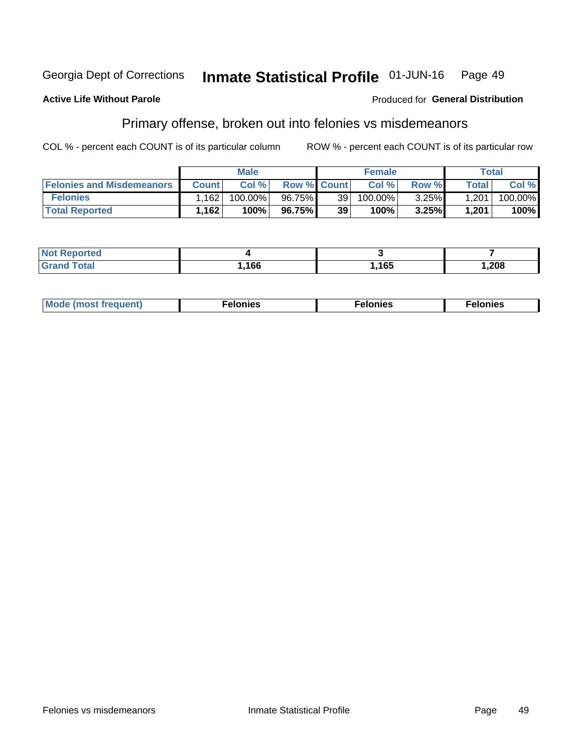Georgia Dept of Corrections **Inmate Statistical Profile** 01-JUN-16

**Active Life Without Parole**

Produced for **General Distribution**

## Primary offense, broken out into felonies vs misdemeanors

COL % - percent each COUNT is of its particular column

ROW % - percent each COUNT is of its particular row

| | Male | | | Female | | | Total | |
|---|---|---|---|---|---|---|---|---|
| **Felonies and Misdemeanors** | **Count** | **Col %** | **Row %** | **Count** | **Col %** | **Row %** | **Total** | **Col %** |
| **Felonies** | 1,162 | 100.00% | 96.75% | 39 | 100.00% | 3.25% | 1,201 | 100.00% |
| **Total Reported** | **1,162** | **100%** | **96.75%** | **39** | **100%** | **3.25%** | **1,201** | **100%** |

| | Male | Female | Total |
|---|---|---|---|
| **Not Reported** | **4** | **3** | **7** |
| **Grand Total** | **1,166** | **1,165** | **1,208** |

| | Male | Female | Total |
|---|---|---|---|
| **Mode (most frequent)** | **Felonies** | **Felonies** | **Felonies** |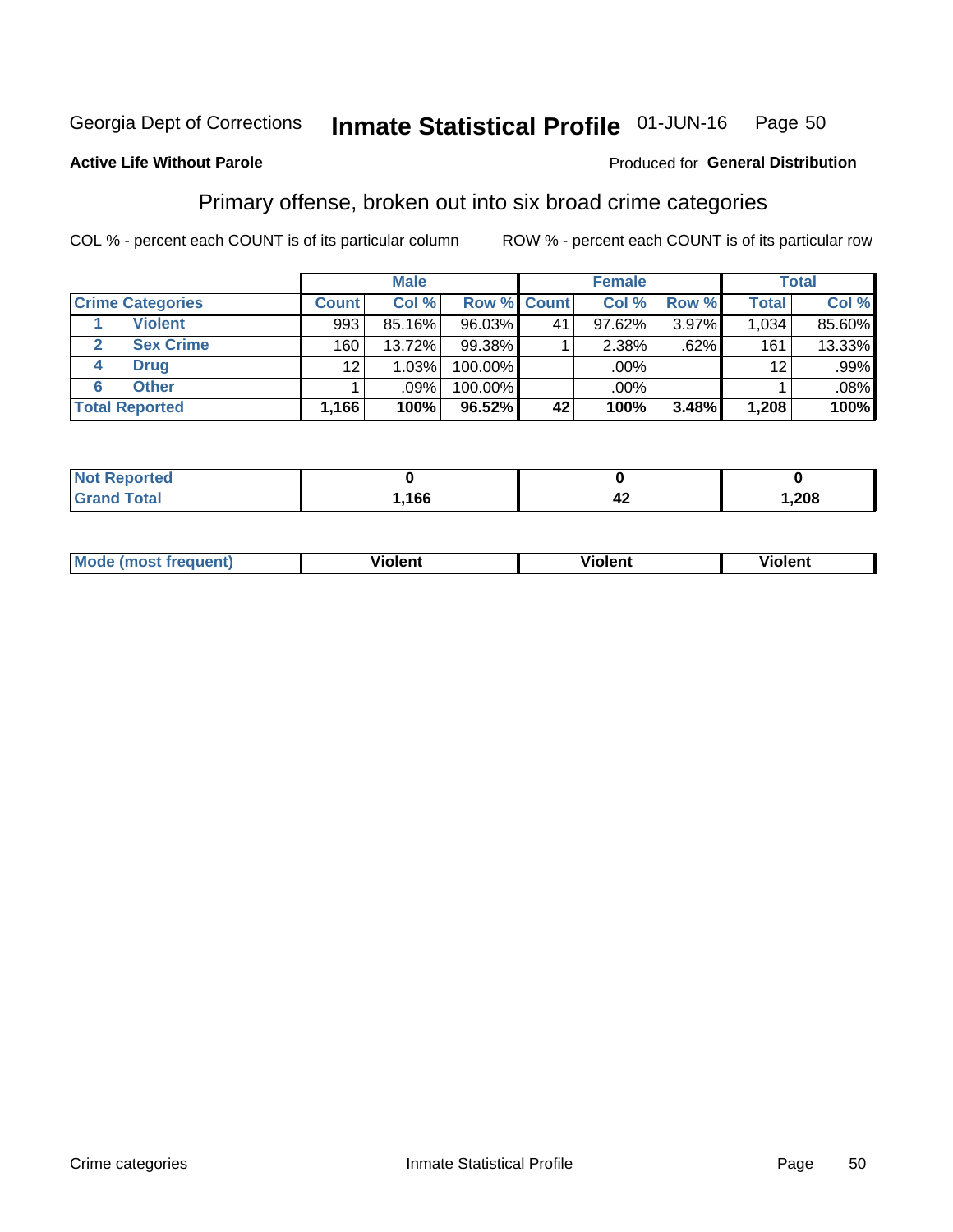Georgia Dept of Corrections **Inmate Statistical Profile** 01-JUN-16 Page 50

**Active Life Without Parole**

Produced for **General Distribution**

## Primary offense, broken out into six broad crime categories

COL % - percent each COUNT is of its particular column

ROW % - percent each COUNT is of its particular row

| | | Male | | | Female | | | Total | |
|---|---|---|---|---|---|---|---|---|---|
| **Crime Categories** | | **Count** | **Col %** | **Row %** | **Count** | **Col %** | **Row %** | **Total** | **Col %** |
| 1 | Violent | 993 | 85.16% | 96.03% | 41 | 97.62% | 3.97% | 1,034 | 85.60% |
| 2 | Sex Crime | 160 | 13.72% | 99.38% | 1 | 2.38% | .62% | 161 | 13.33% |
| 4 | Drug | 12 | 1.03% | 100.00% | | .00% | | 12 | .99% |
| 6 | Other | 1 | .09% | 100.00% | | .00% | | 1 | .08% |
| **Total Reported** | | **1,166** | **100%** | **96.52%** | **42** | **100%** | **3.48%** | **1,208** | **100%** |

| | Male | Female | Total |
|---|---|---|---|
| Not Reported | **0** | **0** | **0** |
| Grand Total | **1,166** | **42** | **1,208** |

| | Male | Female | Total |
|---|---|---|---|
| Mode (most frequent) | **Violent** | **Violent** | **Violent** |

Crime categories Inmate Statistical Profile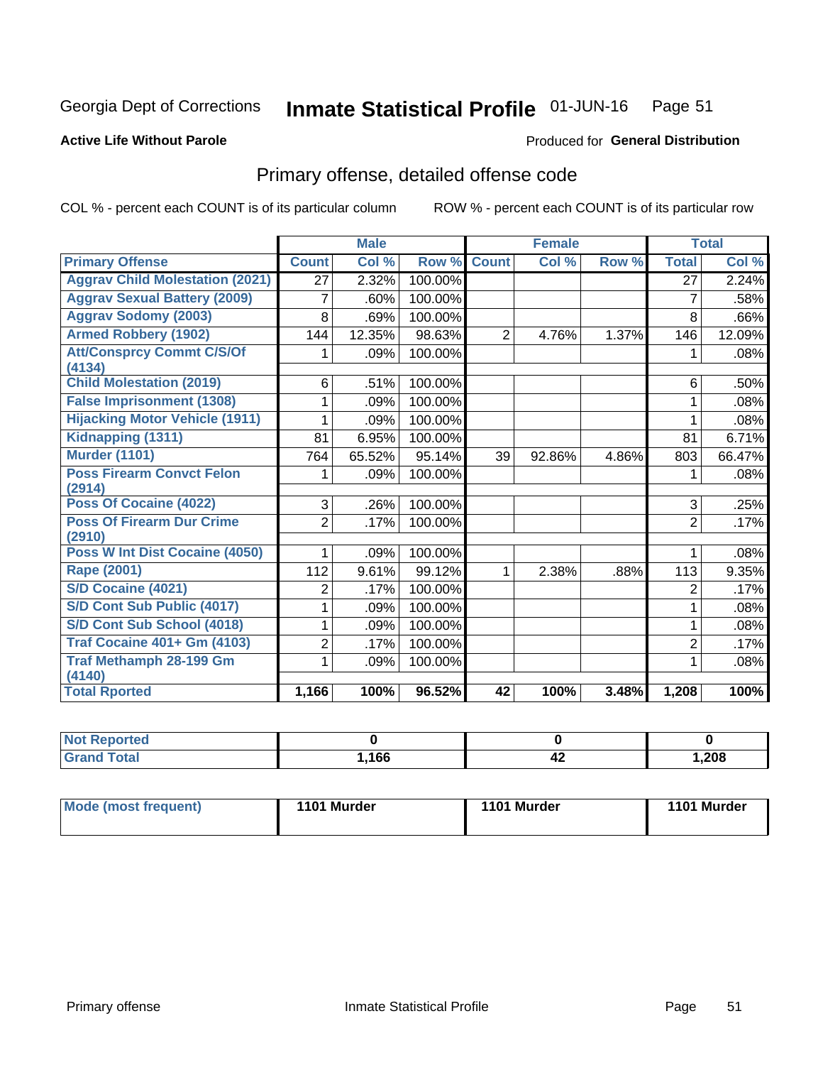Georgia Dept of Corrections **Inmate Statistical Profile** 01-JUN-16 Page 51

**Active Life Without Parole**

Produced for **General Distribution**

## Primary offense, detailed offense code

COL % - percent each COUNT is of its particular column

ROW % - percent each COUNT is of its particular row

| | Male | | | Female | | | Total | |
|---|---|---|---|---|---|---|---|---|
| **Primary Offense** | **Count** | **Col %** | **Row %** | **Count** | **Col %** | **Row %** | **Total** | **Col %** |
| Aggrav Child Molestation (2021) | 27 | 2.32% | 100.00% | | | | 27 | 2.24% |
| Aggrav Sexual Battery (2009) | 7 | .60% | 100.00% | | | | 7 | .58% |
| Aggrav Sodomy (2003) | 8 | .69% | 100.00% | | | | 8 | .66% |
| Armed Robbery (1902) | 144 | 12.35% | 98.63% | 2 | 4.76% | 1.37% | 146 | 12.09% |
| Att/Consprcy Commt C/S/Of (4134) | 1 | .09% | 100.00% | | | | 1 | .08% |
| Child Molestation (2019) | 6 | .51% | 100.00% | | | | 6 | .50% |
| False Imprisonment (1308) | 1 | .09% | 100.00% | | | | 1 | .08% |
| Hijacking Motor Vehicle (1911) | 1 | .09% | 100.00% | | | | 1 | .08% |
| Kidnapping (1311) | 81 | 6.95% | 100.00% | | | | 81 | 6.71% |
| Murder (1101) | 764 | 65.52% | 95.14% | 39 | 92.86% | 4.86% | 803 | 66.47% |
| Poss Firearm Convct Felon (2914) | 1 | .09% | 100.00% | | | | 1 | .08% |
| Poss Of Cocaine (4022) | 3 | .26% | 100.00% | | | | 3 | .25% |
| Poss Of Firearm Dur Crime (2910) | 2 | .17% | 100.00% | | | | 2 | .17% |
| Poss W Int Dist Cocaine (4050) | 1 | .09% | 100.00% | | | | 1 | .08% |
| Rape (2001) | 112 | 9.61% | 99.12% | 1 | 2.38% | .88% | 113 | 9.35% |
| S/D Cocaine (4021) | 2 | .17% | 100.00% | | | | 2 | .17% |
| S/D Cont Sub Public (4017) | 1 | .09% | 100.00% | | | | 1 | .08% |
| S/D Cont Sub School (4018) | 1 | .09% | 100.00% | | | | 1 | .08% |
| Traf Cocaine 401+ Gm (4103) | 2 | .17% | 100.00% | | | | 2 | .17% |
| Traf Methamph 28-199 Gm (4140) | 1 | .09% | 100.00% | | | | 1 | .08% |
| **Total Rported** | **1,166** | **100%** | **96.52%** | **42** | **100%** | **3.48%** | **1,208** | **100%** |

| | Male | Female | Total |
|---|---|---|---|
| Not Reported | **0** | **0** | **0** |
| Grand Total | **1,166** | **42** | **1,208** |

| | Male | Female | Total |
|---|---|---|---|
| Mode (most frequent) | **1101 Murder** | **1101 Murder** | **1101 Murder** |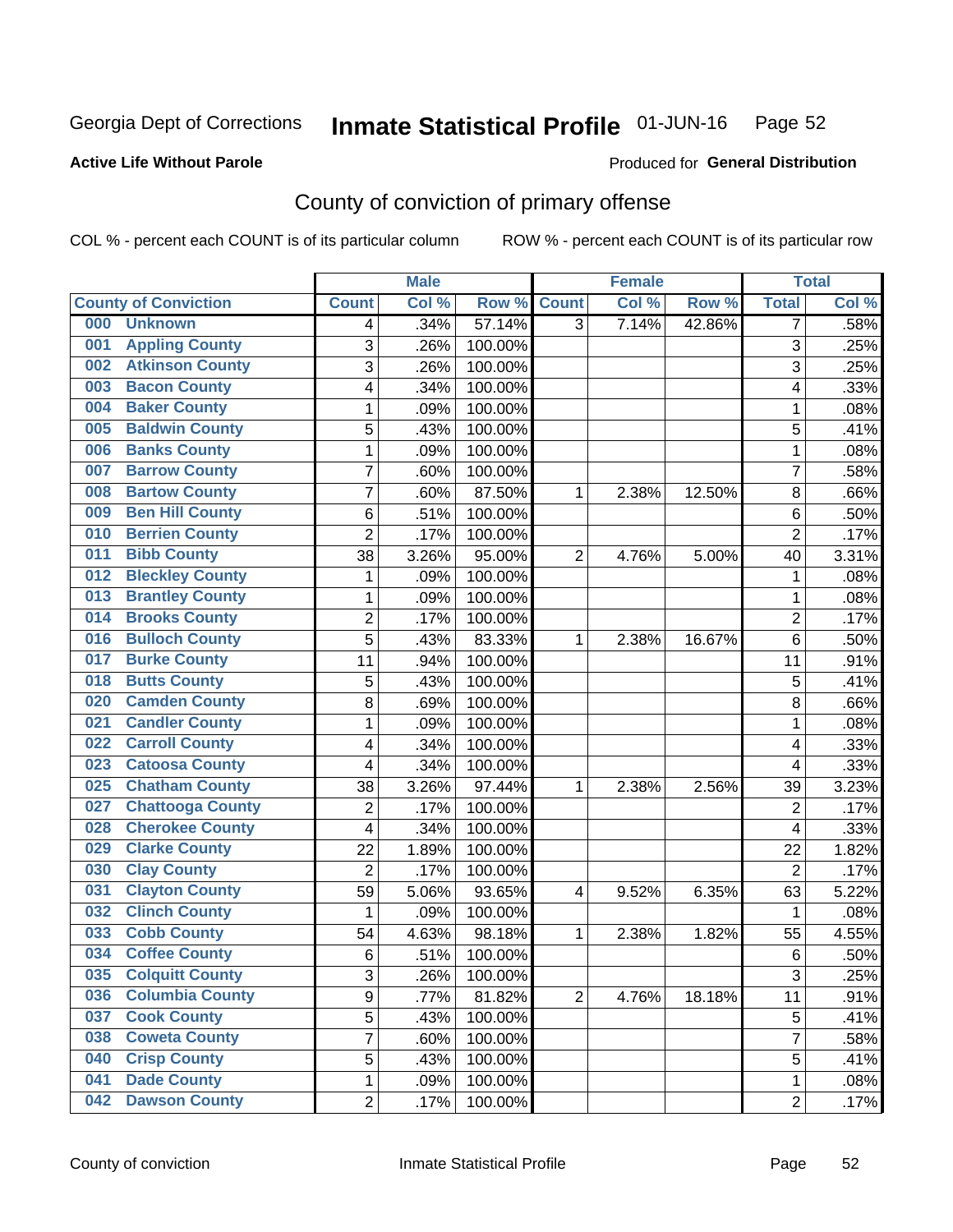Georgia Dept of Corrections **Inmate Statistical Profile** 01-JUN-16

**Active Life Without Parole**

Produced for **General Distribution**

## County of conviction of primary offense

COL % - percent each COUNT is of its particular column ROW % - percent each COUNT is of its particular row

| County of Conviction | Male | | | Female | | | Total | |
|---|---|---|---|---|---|---|---|---|
| | Count | Col % | Row % | Count | Col % | Row % | Total | Col % |
| 000 Unknown | 4 | .34% | 57.14% | 3 | 7.14% | 42.86% | 7 | .58% |
| 001 Appling County | 3 | .26% | 100.00% | | | | 3 | .25% |
| 002 Atkinson County | 3 | .26% | 100.00% | | | | 3 | .25% |
| 003 Bacon County | 4 | .34% | 100.00% | | | | 4 | .33% |
| 004 Baker County | 1 | .09% | 100.00% | | | | 1 | .08% |
| 005 Baldwin County | 5 | .43% | 100.00% | | | | 5 | .41% |
| 006 Banks County | 1 | .09% | 100.00% | | | | 1 | .08% |
| 007 Barrow County | 7 | .60% | 100.00% | | | | 7 | .58% |
| 008 Bartow County | 7 | .60% | 87.50% | 1 | 2.38% | 12.50% | 8 | .66% |
| 009 Ben Hill County | 6 | .51% | 100.00% | | | | 6 | .50% |
| 010 Berrien County | 2 | .17% | 100.00% | | | | 2 | .17% |
| 011 Bibb County | 38 | 3.26% | 95.00% | 2 | 4.76% | 5.00% | 40 | 3.31% |
| 012 Bleckley County | 1 | .09% | 100.00% | | | | 1 | .08% |
| 013 Brantley County | 1 | .09% | 100.00% | | | | 1 | .08% |
| 014 Brooks County | 2 | .17% | 100.00% | | | | 2 | .17% |
| 016 Bulloch County | 5 | .43% | 83.33% | 1 | 2.38% | 16.67% | 6 | .50% |
| 017 Burke County | 11 | .94% | 100.00% | | | | 11 | .91% |
| 018 Butts County | 5 | .43% | 100.00% | | | | 5 | .41% |
| 020 Camden County | 8 | .69% | 100.00% | | | | 8 | .66% |
| 021 Candler County | 1 | .09% | 100.00% | | | | 1 | .08% |
| 022 Carroll County | 4 | .34% | 100.00% | | | | 4 | .33% |
| 023 Catoosa County | 4 | .34% | 100.00% | | | | 4 | .33% |
| 025 Chatham County | 38 | 3.26% | 97.44% | 1 | 2.38% | 2.56% | 39 | 3.23% |
| 027 Chattooga County | 2 | .17% | 100.00% | | | | 2 | .17% |
| 028 Cherokee County | 4 | .34% | 100.00% | | | | 4 | .33% |
| 029 Clarke County | 22 | 1.89% | 100.00% | | | | 22 | 1.82% |
| 030 Clay County | 2 | .17% | 100.00% | | | | 2 | .17% |
| 031 Clayton County | 59 | 5.06% | 93.65% | 4 | 9.52% | 6.35% | 63 | 5.22% |
| 032 Clinch County | 1 | .09% | 100.00% | | | | 1 | .08% |
| 033 Cobb County | 54 | 4.63% | 98.18% | 1 | 2.38% | 1.82% | 55 | 4.55% |
| 034 Coffee County | 6 | .51% | 100.00% | | | | 6 | .50% |
| 035 Colquitt County | 3 | .26% | 100.00% | | | | 3 | .25% |
| 036 Columbia County | 9 | .77% | 81.82% | 2 | 4.76% | 18.18% | 11 | .91% |
| 037 Cook County | 5 | .43% | 100.00% | | | | 5 | .41% |
| 038 Coweta County | 7 | .60% | 100.00% | | | | 7 | .58% |
| 040 Crisp County | 5 | .43% | 100.00% | | | | 5 | .41% |
| 041 Dade County | 1 | .09% | 100.00% | | | | 1 | .08% |
| 042 Dawson County | 2 | .17% | 100.00% | | | | 2 | .17% |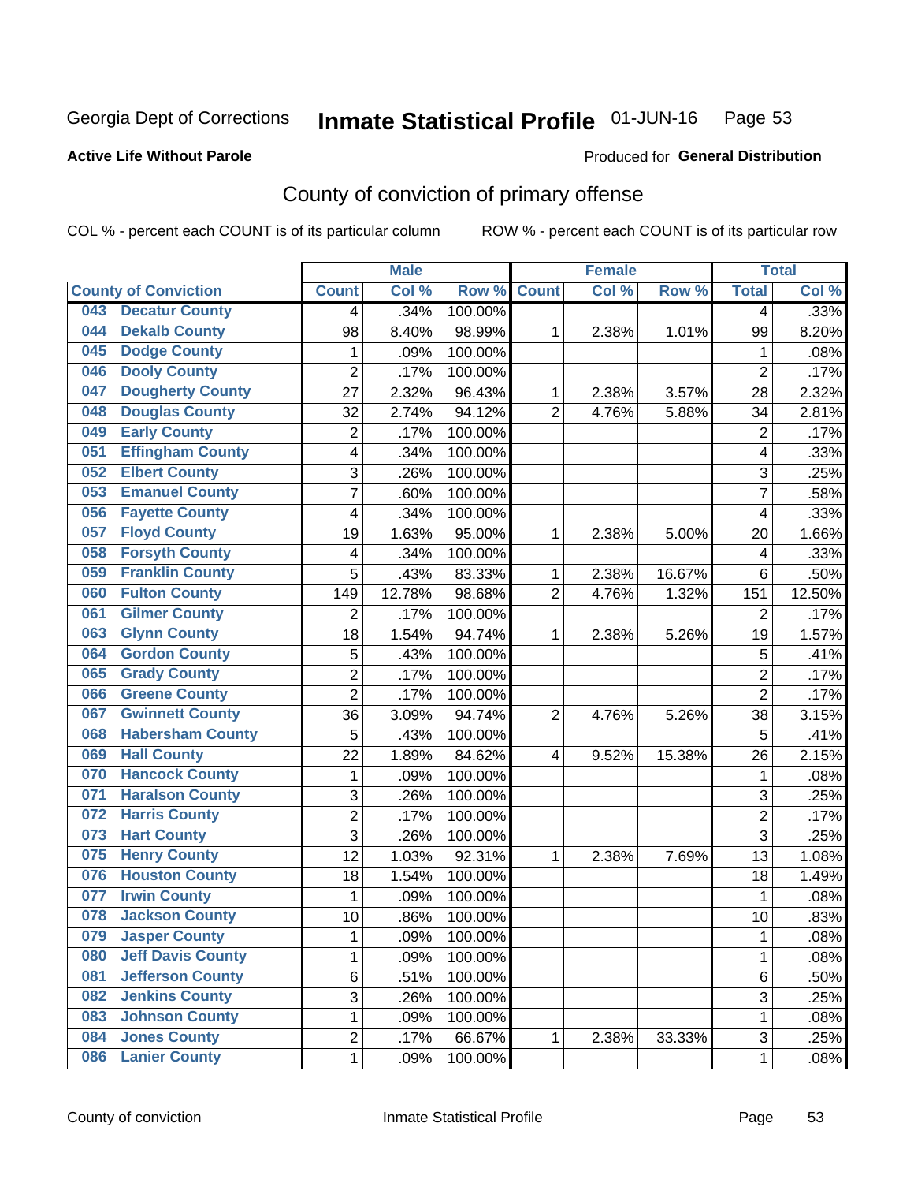Georgia Dept of Corrections **Inmate Statistical Profile** 01-JUN-16

**Active Life Without Parole**

Produced for **General Distribution**

## County of conviction of primary offense

COL % - percent each COUNT is of its particular column ROW % - percent each COUNT is of its particular row

| County of Conviction | Male | | | Female | | | Total | |
|---|---|---|---|---|---|---|---|---|
| | Count | Col % | Row % | Count | Col % | Row % | Total | Col % |
| 043 Decatur County | 4 | .34% | 100.00% | | | | 4 | .33% |
| 044 Dekalb County | 98 | 8.40% | 98.99% | 1 | 2.38% | 1.01% | 99 | 8.20% |
| 045 Dodge County | 1 | .09% | 100.00% | | | | 1 | .08% |
| 046 Dooly County | 2 | .17% | 100.00% | | | | 2 | .17% |
| 047 Dougherty County | 27 | 2.32% | 96.43% | 1 | 2.38% | 3.57% | 28 | 2.32% |
| 048 Douglas County | 32 | 2.74% | 94.12% | 2 | 4.76% | 5.88% | 34 | 2.81% |
| 049 Early County | 2 | .17% | 100.00% | | | | 2 | .17% |
| 051 Effingham County | 4 | .34% | 100.00% | | | | 4 | .33% |
| 052 Elbert County | 3 | .26% | 100.00% | | | | 3 | .25% |
| 053 Emanuel County | 7 | .60% | 100.00% | | | | 7 | .58% |
| 056 Fayette County | 4 | .34% | 100.00% | | | | 4 | .33% |
| 057 Floyd County | 19 | 1.63% | 95.00% | 1 | 2.38% | 5.00% | 20 | 1.66% |
| 058 Forsyth County | 4 | .34% | 100.00% | | | | 4 | .33% |
| 059 Franklin County | 5 | .43% | 83.33% | 1 | 2.38% | 16.67% | 6 | .50% |
| 060 Fulton County | 149 | 12.78% | 98.68% | 2 | 4.76% | 1.32% | 151 | 12.50% |
| 061 Gilmer County | 2 | .17% | 100.00% | | | | 2 | .17% |
| 063 Glynn County | 18 | 1.54% | 94.74% | 1 | 2.38% | 5.26% | 19 | 1.57% |
| 064 Gordon County | 5 | .43% | 100.00% | | | | 5 | .41% |
| 065 Grady County | 2 | .17% | 100.00% | | | | 2 | .17% |
| 066 Greene County | 2 | .17% | 100.00% | | | | 2 | .17% |
| 067 Gwinnett County | 36 | 3.09% | 94.74% | 2 | 4.76% | 5.26% | 38 | 3.15% |
| 068 Habersham County | 5 | .43% | 100.00% | | | | 5 | .41% |
| 069 Hall County | 22 | 1.89% | 84.62% | 4 | 9.52% | 15.38% | 26 | 2.15% |
| 070 Hancock County | 1 | .09% | 100.00% | | | | 1 | .08% |
| 071 Haralson County | 3 | .26% | 100.00% | | | | 3 | .25% |
| 072 Harris County | 2 | .17% | 100.00% | | | | 2 | .17% |
| 073 Hart County | 3 | .26% | 100.00% | | | | 3 | .25% |
| 075 Henry County | 12 | 1.03% | 92.31% | 1 | 2.38% | 7.69% | 13 | 1.08% |
| 076 Houston County | 18 | 1.54% | 100.00% | | | | 18 | 1.49% |
| 077 Irwin County | 1 | .09% | 100.00% | | | | 1 | .08% |
| 078 Jackson County | 10 | .86% | 100.00% | | | | 10 | .83% |
| 079 Jasper County | 1 | .09% | 100.00% | | | | 1 | .08% |
| 080 Jeff Davis County | 1 | .09% | 100.00% | | | | 1 | .08% |
| 081 Jefferson County | 6 | .51% | 100.00% | | | | 6 | .50% |
| 082 Jenkins County | 3 | .26% | 100.00% | | | | 3 | .25% |
| 083 Johnson County | 1 | .09% | 100.00% | | | | 1 | .08% |
| 084 Jones County | 2 | .17% | 66.67% | 1 | 2.38% | 33.33% | 3 | .25% |
| 086 Lanier County | 1 | .09% | 100.00% | | | | 1 | .08% |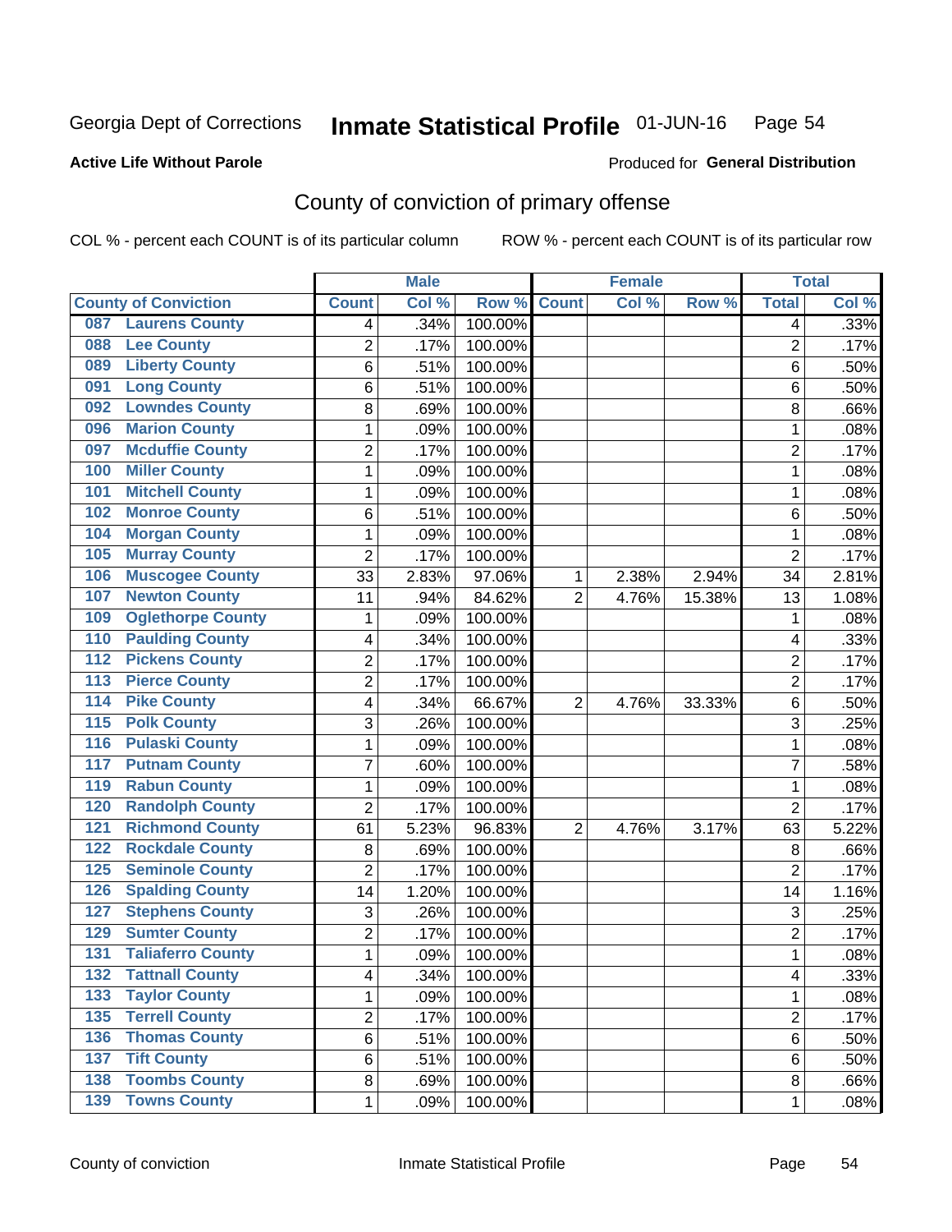Georgia Dept of Corrections **Inmate Statistical Profile** 01-JUN-16 Page 54

**Active Life Without Parole**

Produced for **General Distribution**

## County of conviction of primary offense

COL % - percent each COUNT is of its particular column ROW % - percent each COUNT is of its particular row

| County of Conviction | Male | | | Female | | | Total | |
|---|---|---|---|---|---|---|---|---|
| | Count | Col % | Row % | Count | Col % | Row % | Total | Col % |
| 087 Laurens County | 4 | .34% | 100.00% | | | | 4 | .33% |
| 088 Lee County | 2 | .17% | 100.00% | | | | 2 | .17% |
| 089 Liberty County | 6 | .51% | 100.00% | | | | 6 | .50% |
| 091 Long County | 6 | .51% | 100.00% | | | | 6 | .50% |
| 092 Lowndes County | 8 | .69% | 100.00% | | | | 8 | .66% |
| 096 Marion County | 1 | .09% | 100.00% | | | | 1 | .08% |
| 097 Mcduffie County | 2 | .17% | 100.00% | | | | 2 | .17% |
| 100 Miller County | 1 | .09% | 100.00% | | | | 1 | .08% |
| 101 Mitchell County | 1 | .09% | 100.00% | | | | 1 | .08% |
| 102 Monroe County | 6 | .51% | 100.00% | | | | 6 | .50% |
| 104 Morgan County | 1 | .09% | 100.00% | | | | 1 | .08% |
| 105 Murray County | 2 | .17% | 100.00% | | | | 2 | .17% |
| 106 Muscogee County | 33 | 2.83% | 97.06% | 1 | 2.38% | 2.94% | 34 | 2.81% |
| 107 Newton County | 11 | .94% | 84.62% | 2 | 4.76% | 15.38% | 13 | 1.08% |
| 109 Oglethorpe County | 1 | .09% | 100.00% | | | | 1 | .08% |
| 110 Paulding County | 4 | .34% | 100.00% | | | | 4 | .33% |
| 112 Pickens County | 2 | .17% | 100.00% | | | | 2 | .17% |
| 113 Pierce County | 2 | .17% | 100.00% | | | | 2 | .17% |
| 114 Pike County | 4 | .34% | 66.67% | 2 | 4.76% | 33.33% | 6 | .50% |
| 115 Polk County | 3 | .26% | 100.00% | | | | 3 | .25% |
| 116 Pulaski County | 1 | .09% | 100.00% | | | | 1 | .08% |
| 117 Putnam County | 7 | .60% | 100.00% | | | | 7 | .58% |
| 119 Rabun County | 1 | .09% | 100.00% | | | | 1 | .08% |
| 120 Randolph County | 2 | .17% | 100.00% | | | | 2 | .17% |
| 121 Richmond County | 61 | 5.23% | 96.83% | 2 | 4.76% | 3.17% | 63 | 5.22% |
| 122 Rockdale County | 8 | .69% | 100.00% | | | | 8 | .66% |
| 125 Seminole County | 2 | .17% | 100.00% | | | | 2 | .17% |
| 126 Spalding County | 14 | 1.20% | 100.00% | | | | 14 | 1.16% |
| 127 Stephens County | 3 | .26% | 100.00% | | | | 3 | .25% |
| 129 Sumter County | 2 | .17% | 100.00% | | | | 2 | .17% |
| 131 Taliaferro County | 1 | .09% | 100.00% | | | | 1 | .08% |
| 132 Tattnall County | 4 | .34% | 100.00% | | | | 4 | .33% |
| 133 Taylor County | 1 | .09% | 100.00% | | | | 1 | .08% |
| 135 Terrell County | 2 | .17% | 100.00% | | | | 2 | .17% |
| 136 Thomas County | 6 | .51% | 100.00% | | | | 6 | .50% |
| 137 Tift County | 6 | .51% | 100.00% | | | | 6 | .50% |
| 138 Toombs County | 8 | .69% | 100.00% | | | | 8 | .66% |
| 139 Towns County | 1 | .09% | 100.00% | | | | 1 | .08% |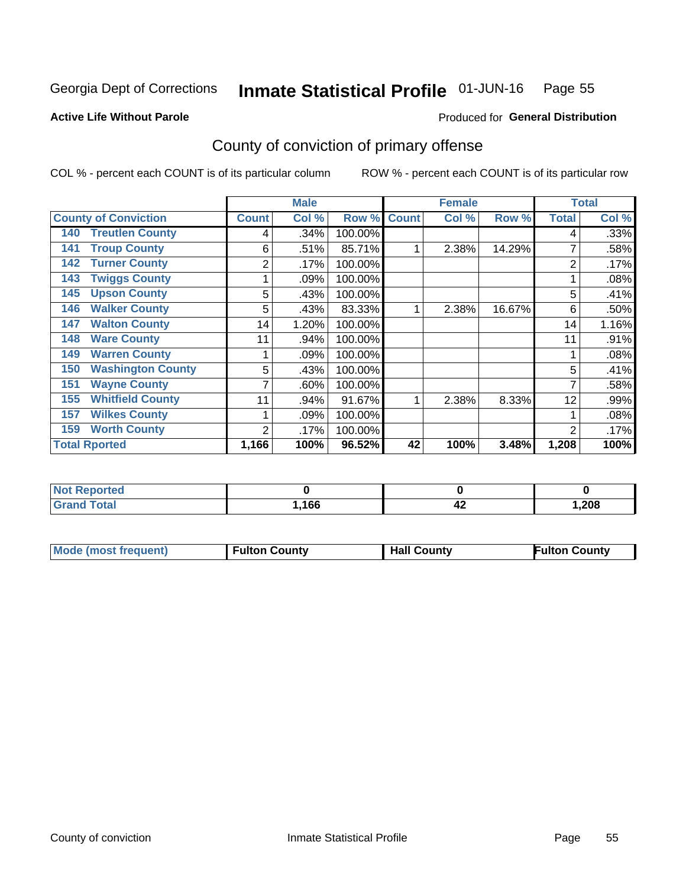Georgia Dept of Corrections **Inmate Statistical Profile** 01-JUN-16

**Active Life Without Parole**

Produced for **General Distribution**

## County of conviction of primary offense

COL % - percent each COUNT is of its particular column

ROW % - percent each COUNT is of its particular row

| County of Conviction | Male | | | Female | | | Total | |
|---|---|---|---|---|---|---|---|---|
| | Count | Col % | Row % | Count | Col % | Row % | Total | Col % |
| 140 Treutlen County | 4 | .34% | 100.00% | | | | 4 | .33% |
| 141 Troup County | 6 | .51% | 85.71% | 1 | 2.38% | 14.29% | 7 | .58% |
| 142 Turner County | 2 | .17% | 100.00% | | | | 2 | .17% |
| 143 Twiggs County | 1 | .09% | 100.00% | | | | 1 | .08% |
| 145 Upson County | 5 | .43% | 100.00% | | | | 5 | .41% |
| 146 Walker County | 5 | .43% | 83.33% | 1 | 2.38% | 16.67% | 6 | .50% |
| 147 Walton County | 14 | 1.20% | 100.00% | | | | 14 | 1.16% |
| 148 Ware County | 11 | .94% | 100.00% | | | | 11 | .91% |
| 149 Warren County | 1 | .09% | 100.00% | | | | 1 | .08% |
| 150 Washington County | 5 | .43% | 100.00% | | | | 5 | .41% |
| 151 Wayne County | 7 | .60% | 100.00% | | | | 7 | .58% |
| 155 Whitfield County | 11 | .94% | 91.67% | 1 | 2.38% | 8.33% | 12 | .99% |
| 157 Wilkes County | 1 | .09% | 100.00% | | | | 1 | .08% |
| 159 Worth County | 2 | .17% | 100.00% | | | | 2 | .17% |
| **Total Rported** | **1,166** | **100%** | **96.52%** | **42** | **100%** | **3.48%** | **1,208** | **100%** |

| | Male | Female | Total |
|---|---|---|---|
| Not Reported | 0 | 0 | 0 |
| Grand Total | 1,166 | 42 | 1,208 |

| | Male | Female | Total |
|---|---|---|---|
| Mode (most frequent) | Fulton County | Hall County | Fulton County |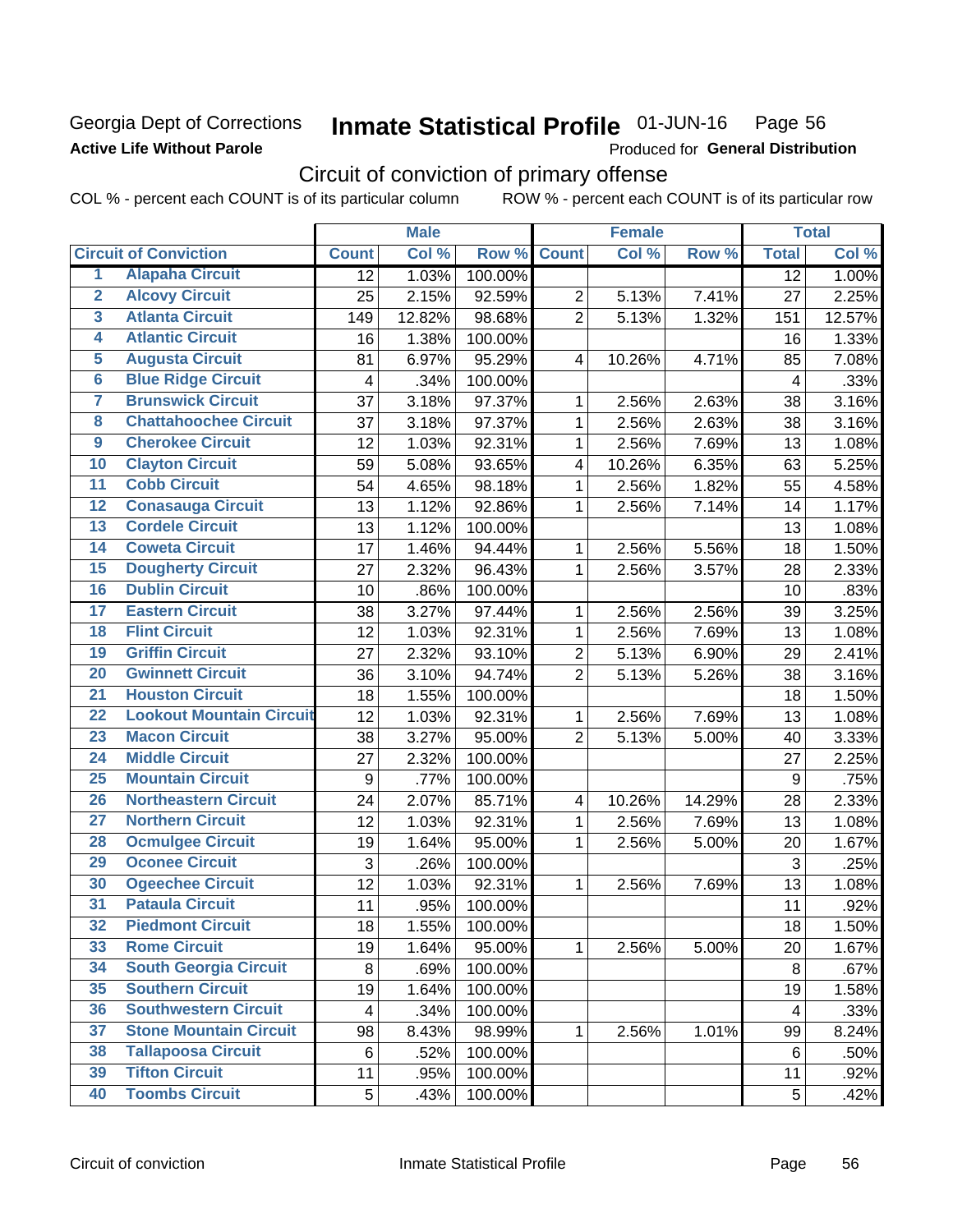Georgia Dept of Corrections
**Active Life Without Parole**

# Inmate Statistical Profile 01-JUN-16 Page 56

Produced for **General Distribution**

## Circuit of conviction of primary offense

COL % - percent each COUNT is of its particular column ROW % - percent each COUNT is of its particular row

| | Circuit of Conviction | Male | | | Female | | | Total | |
|---|---|---|---|---|---|---|---|---|---|
| | | Count | Col % | Row % | Count | Col % | Row % | Total | Col % |
| 1 | Alapaha Circuit | 12 | 1.03% | 100.00% | | | | 12 | 1.00% |
| 2 | Alcovy Circuit | 25 | 2.15% | 92.59% | 2 | 5.13% | 7.41% | 27 | 2.25% |
| 3 | Atlanta Circuit | 149 | 12.82% | 98.68% | 2 | 5.13% | 1.32% | 151 | 12.57% |
| 4 | Atlantic Circuit | 16 | 1.38% | 100.00% | | | | 16 | 1.33% |
| 5 | Augusta Circuit | 81 | 6.97% | 95.29% | 4 | 10.26% | 4.71% | 85 | 7.08% |
| 6 | Blue Ridge Circuit | 4 | .34% | 100.00% | | | | 4 | .33% |
| 7 | Brunswick Circuit | 37 | 3.18% | 97.37% | 1 | 2.56% | 2.63% | 38 | 3.16% |
| 8 | Chattahoochee Circuit | 37 | 3.18% | 97.37% | 1 | 2.56% | 2.63% | 38 | 3.16% |
| 9 | Cherokee Circuit | 12 | 1.03% | 92.31% | 1 | 2.56% | 7.69% | 13 | 1.08% |
| 10 | Clayton Circuit | 59 | 5.08% | 93.65% | 4 | 10.26% | 6.35% | 63 | 5.25% |
| 11 | Cobb Circuit | 54 | 4.65% | 98.18% | 1 | 2.56% | 1.82% | 55 | 4.58% |
| 12 | Conasauga Circuit | 13 | 1.12% | 92.86% | 1 | 2.56% | 7.14% | 14 | 1.17% |
| 13 | Cordele Circuit | 13 | 1.12% | 100.00% | | | | 13 | 1.08% |
| 14 | Coweta Circuit | 17 | 1.46% | 94.44% | 1 | 2.56% | 5.56% | 18 | 1.50% |
| 15 | Dougherty Circuit | 27 | 2.32% | 96.43% | 1 | 2.56% | 3.57% | 28 | 2.33% |
| 16 | Dublin Circuit | 10 | .86% | 100.00% | | | | 10 | .83% |
| 17 | Eastern Circuit | 38 | 3.27% | 97.44% | 1 | 2.56% | 2.56% | 39 | 3.25% |
| 18 | Flint Circuit | 12 | 1.03% | 92.31% | 1 | 2.56% | 7.69% | 13 | 1.08% |
| 19 | Griffin Circuit | 27 | 2.32% | 93.10% | 2 | 5.13% | 6.90% | 29 | 2.41% |
| 20 | Gwinnett Circuit | 36 | 3.10% | 94.74% | 2 | 5.13% | 5.26% | 38 | 3.16% |
| 21 | Houston Circuit | 18 | 1.55% | 100.00% | | | | 18 | 1.50% |
| 22 | Lookout Mountain Circuit | 12 | 1.03% | 92.31% | 1 | 2.56% | 7.69% | 13 | 1.08% |
| 23 | Macon Circuit | 38 | 3.27% | 95.00% | 2 | 5.13% | 5.00% | 40 | 3.33% |
| 24 | Middle Circuit | 27 | 2.32% | 100.00% | | | | 27 | 2.25% |
| 25 | Mountain Circuit | 9 | .77% | 100.00% | | | | 9 | .75% |
| 26 | Northeastern Circuit | 24 | 2.07% | 85.71% | 4 | 10.26% | 14.29% | 28 | 2.33% |
| 27 | Northern Circuit | 12 | 1.03% | 92.31% | 1 | 2.56% | 7.69% | 13 | 1.08% |
| 28 | Ocmulgee Circuit | 19 | 1.64% | 95.00% | 1 | 2.56% | 5.00% | 20 | 1.67% |
| 29 | Oconee Circuit | 3 | .26% | 100.00% | | | | 3 | .25% |
| 30 | Ogeechee Circuit | 12 | 1.03% | 92.31% | 1 | 2.56% | 7.69% | 13 | 1.08% |
| 31 | Pataula Circuit | 11 | .95% | 100.00% | | | | 11 | .92% |
| 32 | Piedmont Circuit | 18 | 1.55% | 100.00% | | | | 18 | 1.50% |
| 33 | Rome Circuit | 19 | 1.64% | 95.00% | 1 | 2.56% | 5.00% | 20 | 1.67% |
| 34 | South Georgia Circuit | 8 | .69% | 100.00% | | | | 8 | .67% |
| 35 | Southern Circuit | 19 | 1.64% | 100.00% | | | | 19 | 1.58% |
| 36 | Southwestern Circuit | 4 | .34% | 100.00% | | | | 4 | .33% |
| 37 | Stone Mountain Circuit | 98 | 8.43% | 98.99% | 1 | 2.56% | 1.01% | 99 | 8.24% |
| 38 | Tallapoosa Circuit | 6 | .52% | 100.00% | | | | 6 | .50% |
| 39 | Tifton Circuit | 11 | .95% | 100.00% | | | | 11 | .92% |
| 40 | Toombs Circuit | 5 | .43% | 100.00% | | | | 5 | .42% |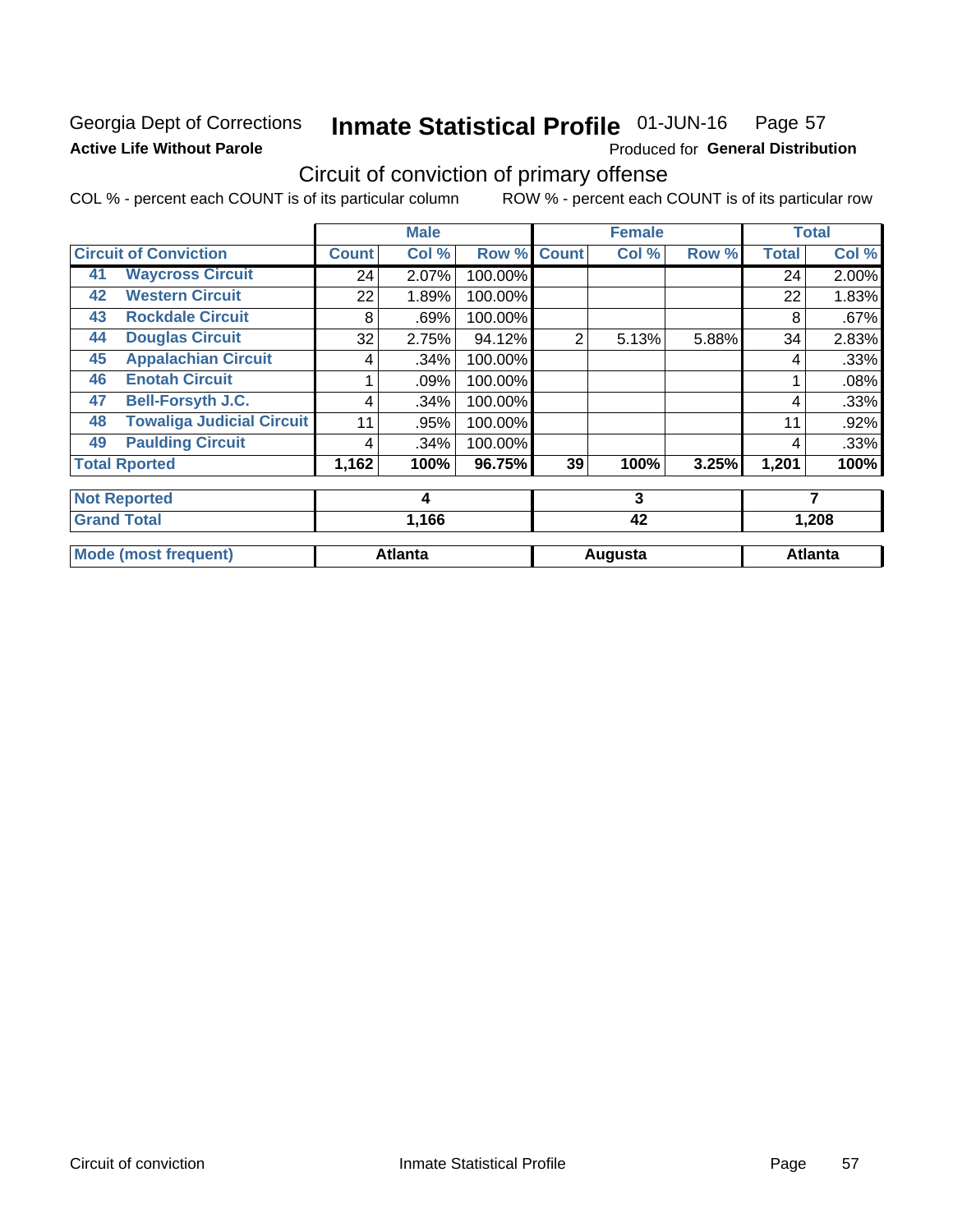Georgia Dept of Corrections **Inmate Statistical Profile** 01-JUN-16 Page 57

**Active Life Without Parole**

Produced for **General Distribution**

## Circuit of conviction of primary offense

COL % - percent each COUNT is of its particular column ROW % - percent each COUNT is of its particular row

| | | Male | | | Female | | | Total | |
|---|---|---|---|---|---|---|---|---|---|
| **Circuit of Conviction** | | **Count** | **Col %** | **Row %** | **Count** | **Col %** | **Row %** | **Total** | **Col %** |
| 41 | **Waycross Circuit** | 24 | 2.07% | 100.00% | | | | 24 | 2.00% |
| 42 | **Western Circuit** | 22 | 1.89% | 100.00% | | | | 22 | 1.83% |
| 43 | **Rockdale Circuit** | 8 | .69% | 100.00% | | | | 8 | .67% |
| 44 | **Douglas Circuit** | 32 | 2.75% | 94.12% | 2 | 5.13% | 5.88% | 34 | 2.83% |
| 45 | **Appalachian Circuit** | 4 | .34% | 100.00% | | | | 4 | .33% |
| 46 | **Enotah Circuit** | 1 | .09% | 100.00% | | | | 1 | .08% |
| 47 | **Bell-Forsyth J.C.** | 4 | .34% | 100.00% | | | | 4 | .33% |
| 48 | **Towaliga Judicial Circuit** | 11 | .95% | 100.00% | | | | 11 | .92% |
| 49 | **Paulding Circuit** | 4 | .34% | 100.00% | | | | 4 | .33% |
| **Total Rported** | | **1,162** | **100%** | **96.75%** | **39** | **100%** | **3.25%** | **1,201** | **100%** |
| **Not Reported** | | **4** | | | **3** | | | **7** | |
| **Grand Total** | | **1,166** | | | **42** | | | **1,208** | |
| **Mode (most frequent)** | | **Atlanta** | | | **Augusta** | | | **Atlanta** | |

Circuit of conviction Inmate Statistical Profile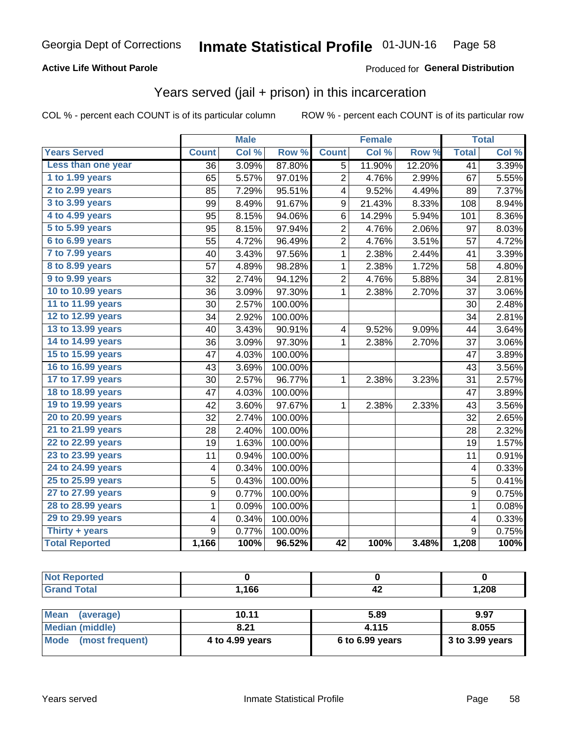Georgia Dept of Corrections **Inmate Statistical Profile** 01-JUN-16

**Active Life Without Parole**

Produced for **General Distribution**

## Years served (jail + prison) in this incarceration

COL % - percent each COUNT is of its particular column     ROW % - percent each COUNT is of its particular row

| | Male | | | Female | | | Total | |
|---|---|---|---|---|---|---|---|---|
| **Years Served** | **Count** | **Col %** | **Row %** | **Count** | **Col %** | **Row %** | **Total** | **Col %** |
| Less than one year | 36 | 3.09% | 87.80% | 5 | 11.90% | 12.20% | 41 | 3.39% |
| 1 to 1.99 years | 65 | 5.57% | 97.01% | 2 | 4.76% | 2.99% | 67 | 5.55% |
| 2 to 2.99 years | 85 | 7.29% | 95.51% | 4 | 9.52% | 4.49% | 89 | 7.37% |
| 3 to 3.99 years | 99 | 8.49% | 91.67% | 9 | 21.43% | 8.33% | 108 | 8.94% |
| 4 to 4.99 years | 95 | 8.15% | 94.06% | 6 | 14.29% | 5.94% | 101 | 8.36% |
| 5 to 5.99 years | 95 | 8.15% | 97.94% | 2 | 4.76% | 2.06% | 97 | 8.03% |
| 6 to 6.99 years | 55 | 4.72% | 96.49% | 2 | 4.76% | 3.51% | 57 | 4.72% |
| 7 to 7.99 years | 40 | 3.43% | 97.56% | 1 | 2.38% | 2.44% | 41 | 3.39% |
| 8 to 8.99 years | 57 | 4.89% | 98.28% | 1 | 2.38% | 1.72% | 58 | 4.80% |
| 9 to 9.99 years | 32 | 2.74% | 94.12% | 2 | 4.76% | 5.88% | 34 | 2.81% |
| 10 to 10.99 years | 36 | 3.09% | 97.30% | 1 | 2.38% | 2.70% | 37 | 3.06% |
| 11 to 11.99 years | 30 | 2.57% | 100.00% | | | | 30 | 2.48% |
| 12 to 12.99 years | 34 | 2.92% | 100.00% | | | | 34 | 2.81% |
| 13 to 13.99 years | 40 | 3.43% | 90.91% | 4 | 9.52% | 9.09% | 44 | 3.64% |
| 14 to 14.99 years | 36 | 3.09% | 97.30% | 1 | 2.38% | 2.70% | 37 | 3.06% |
| 15 to 15.99 years | 47 | 4.03% | 100.00% | | | | 47 | 3.89% |
| 16 to 16.99 years | 43 | 3.69% | 100.00% | | | | 43 | 3.56% |
| 17 to 17.99 years | 30 | 2.57% | 96.77% | 1 | 2.38% | 3.23% | 31 | 2.57% |
| 18 to 18.99 years | 47 | 4.03% | 100.00% | | | | 47 | 3.89% |
| 19 to 19.99 years | 42 | 3.60% | 97.67% | 1 | 2.38% | 2.33% | 43 | 3.56% |
| 20 to 20.99 years | 32 | 2.74% | 100.00% | | | | 32 | 2.65% |
| 21 to 21.99 years | 28 | 2.40% | 100.00% | | | | 28 | 2.32% |
| 22 to 22.99 years | 19 | 1.63% | 100.00% | | | | 19 | 1.57% |
| 23 to 23.99 years | 11 | 0.94% | 100.00% | | | | 11 | 0.91% |
| 24 to 24.99 years | 4 | 0.34% | 100.00% | | | | 4 | 0.33% |
| 25 to 25.99 years | 5 | 0.43% | 100.00% | | | | 5 | 0.41% |
| 27 to 27.99 years | 9 | 0.77% | 100.00% | | | | 9 | 0.75% |
| 28 to 28.99 years | 1 | 0.09% | 100.00% | | | | 1 | 0.08% |
| 29 to 29.99 years | 4 | 0.34% | 100.00% | | | | 4 | 0.33% |
| Thirty + years | 9 | 0.77% | 100.00% | | | | 9 | 0.75% |
| **Total Reported** | **1,166** | **100%** | **96.52%** | **42** | **100%** | **3.48%** | **1,208** | **100%** |

| | Male | Female | Total |
|---|---|---|---|
| Not Reported | 0 | 0 | 0 |
| Grand Total | 1,166 | 42 | 1,208 |

| | Male | Female | Total |
|---|---|---|---|
| Mean (average) | 10.11 | 5.89 | 9.97 |
| Median (middle) | 8.21 | 4.115 | 8.055 |
| Mode (most frequent) | 4 to 4.99 years | 6 to 6.99 years | 3 to 3.99 years |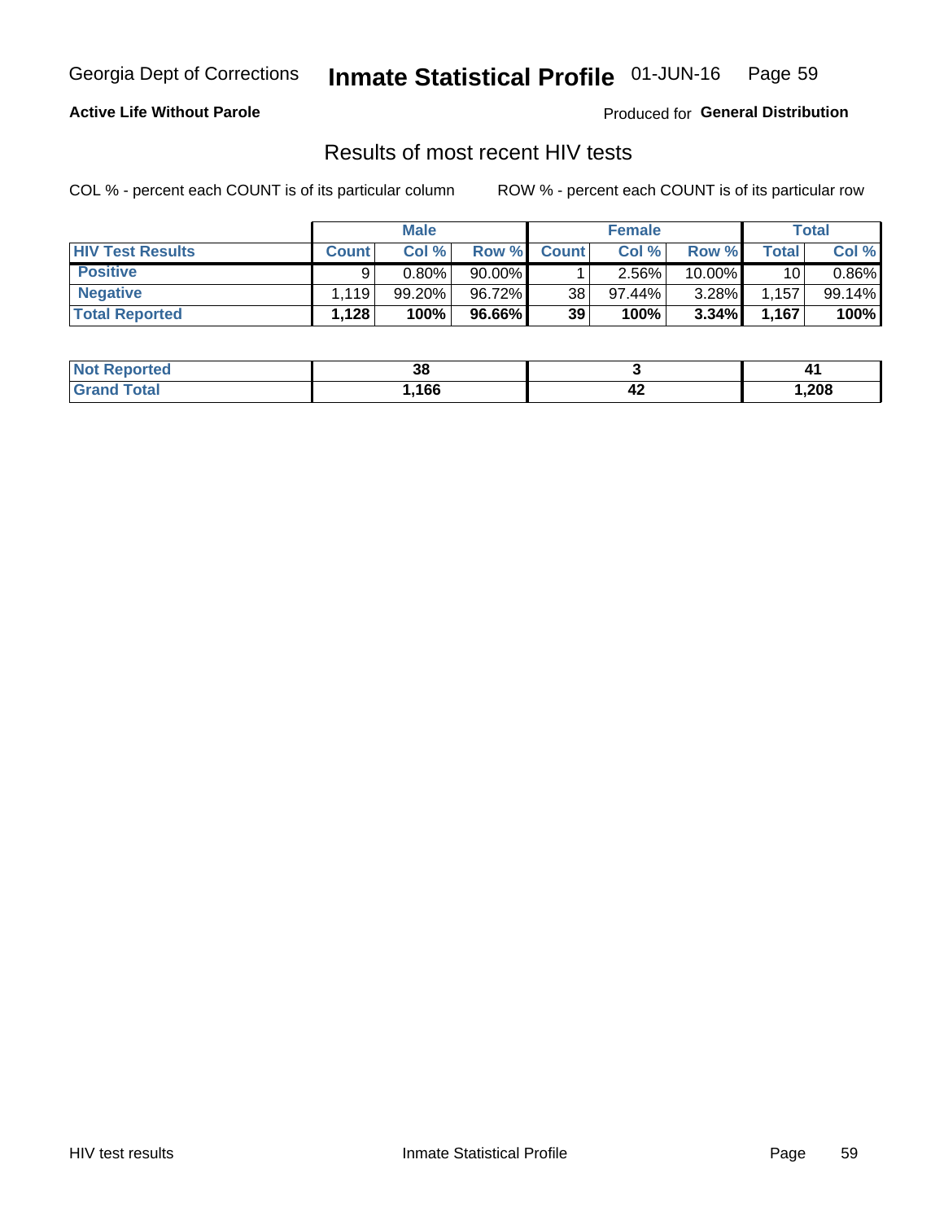Georgia Dept of Corrections **Inmate Statistical Profile** 01-JUN-16

**Active Life Without Parole**

Produced for **General Distribution**

## Results of most recent HIV tests

COL % - percent each COUNT is of its particular column    ROW % - percent each COUNT is of its particular row

| | Male | | | Female | | | Total | |
|---|---|---|---|---|---|---|---|---|
| **HIV Test Results** | **Count** | **Col %** | **Row %** | **Count** | **Col %** | **Row %** | **Total** | **Col %** |
| **Positive** | 9 | 0.80% | 90.00% | 1 | 2.56% | 10.00% | 10 | 0.86% |
| **Negative** | 1,119 | 99.20% | 96.72% | 38 | 97.44% | 3.28% | 1,157 | 99.14% |
| **Total Reported** | **1,128** | **100%** | **96.66%** | **39** | **100%** | **3.34%** | **1,167** | **100%** |

| | Male | Female | Total |
|---|---|---|---|
| **Not Reported** | **38** | **3** | **41** |
| **Grand Total** | **1,166** | **42** | **1,208** |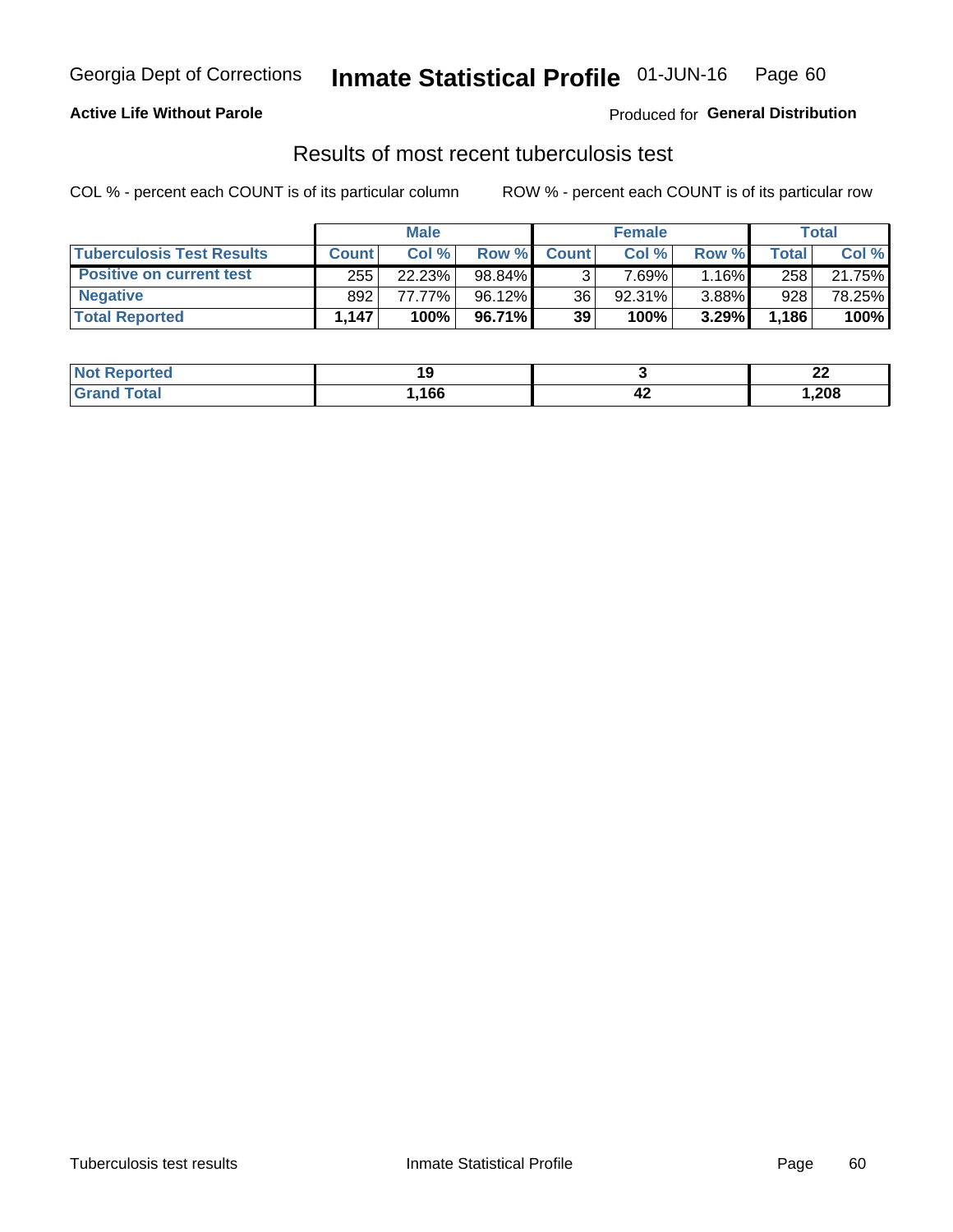**Active Life Without Parole**

Produced for **General Distribution**

## Results of most recent tuberculosis test

COL % - percent each COUNT is of its particular column

ROW % - percent each COUNT is of its particular row

| | Male | | | Female | | | Total | |
|---|---|---|---|---|---|---|---|---|
| **Tuberculosis Test Results** | **Count** | **Col %** | **Row %** | **Count** | **Col %** | **Row %** | **Total** | **Col %** |
| **Positive on current test** | 255 | 22.23% | 98.84% | 3 | 7.69% | 1.16% | 258 | 21.75% |
| **Negative** | 892 | 77.77% | 96.12% | 36 | 92.31% | 3.88% | 928 | 78.25% |
| **Total Reported** | **1,147** | **100%** | **96.71%** | **39** | **100%** | **3.29%** | **1,186** | **100%** |

| | Male | Female | Total |
|---|---|---|---|
| **Not Reported** | **19** | **3** | **22** |
| **Grand Total** | **1,166** | **42** | **1,208** |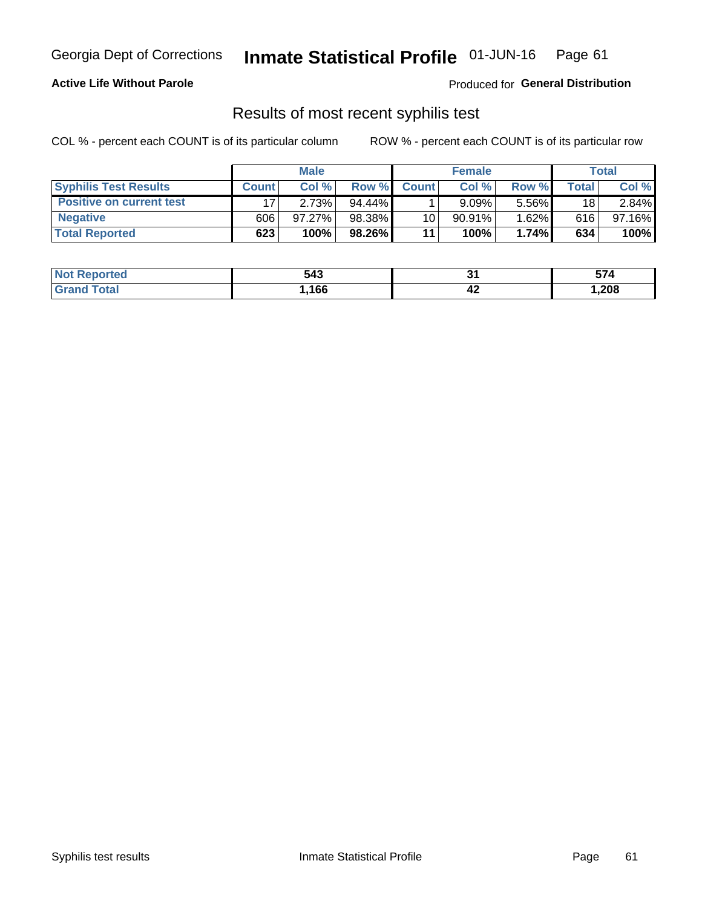Georgia Dept of Corrections **Inmate Statistical Profile** 01-JUN-16 Page 61

**Active Life Without Parole**

Produced for **General Distribution**

## Results of most recent syphilis test

COL % - percent each COUNT is of its particular column ROW % - percent each COUNT is of its particular row

| | Male | | | Female | | | Total | |
|---|---|---|---|---|---|---|---|---|
| **Syphilis Test Results** | **Count** | **Col %** | **Row %** | **Count** | **Col %** | **Row %** | **Total** | **Col %** |
| **Positive on current test** | 17 | 2.73% | 94.44% | 1 | 9.09% | 5.56% | 18 | 2.84% |
| **Negative** | 606 | 97.27% | 98.38% | 10 | 90.91% | 1.62% | 616 | 97.16% |
| **Total Reported** | **623** | **100%** | **98.26%** | **11** | **100%** | **1.74%** | **634** | **100%** |

| | Male | Female | Total |
|---|---|---|---|
| **Not Reported** | **543** | **31** | **574** |
| **Grand Total** | **1,166** | **42** | **1,208** |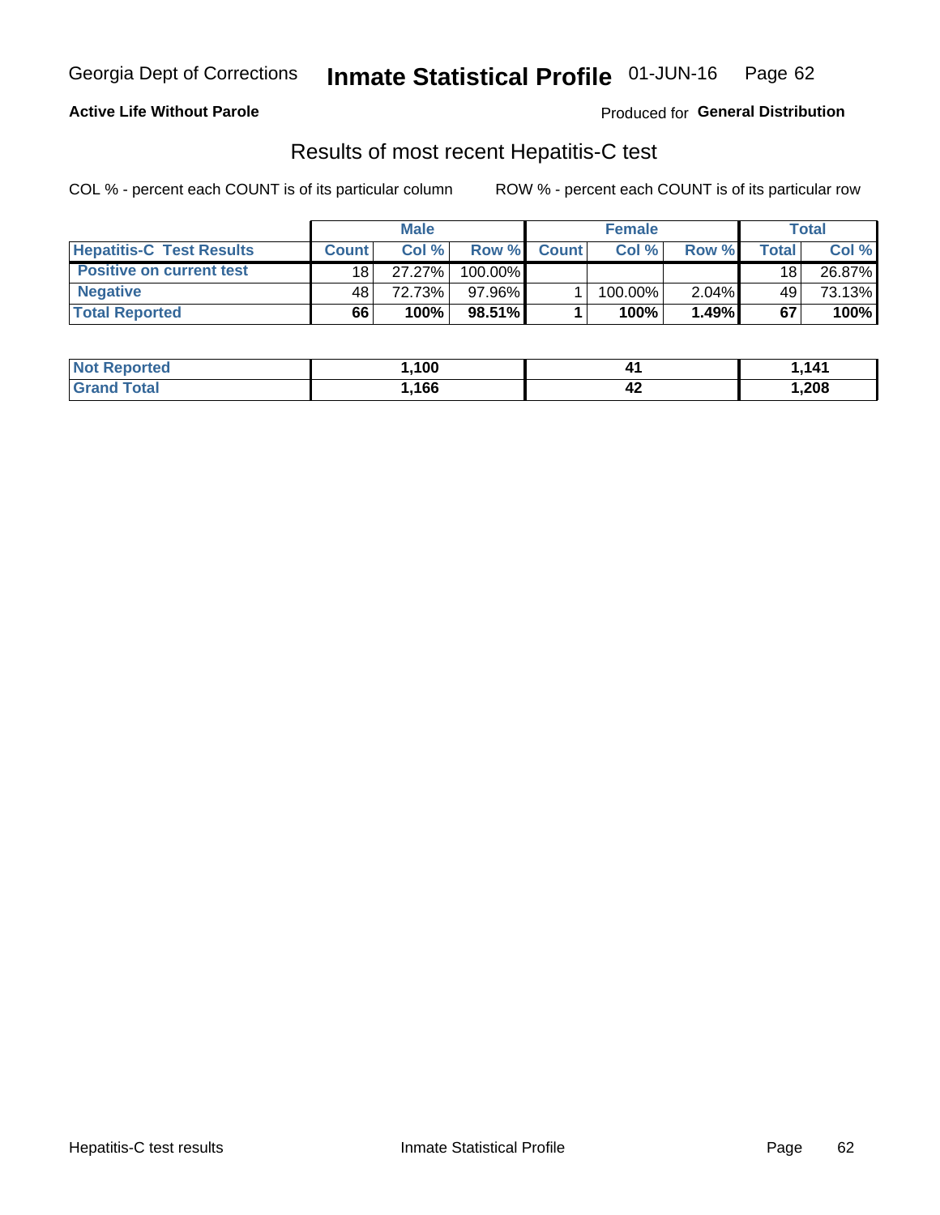Georgia Dept of Corrections **Inmate Statistical Profile** 01-JUN-16

**Active Life Without Parole**

Produced for **General Distribution**

## Results of most recent Hepatitis-C test

COL % - percent each COUNT is of its particular column

ROW % - percent each COUNT is of its particular row

| | Male | | | Female | | | Total | |
|---|---|---|---|---|---|---|---|---|
| **Hepatitis-C Test Results** | **Count** | **Col %** | **Row %** | **Count** | **Col %** | **Row %** | **Total** | **Col %** |
| **Positive on current test** | 18 | 27.27% | 100.00% | | | | 18 | 26.87% |
| **Negative** | 48 | 72.73% | 97.96% | 1 | 100.00% | 2.04% | 49 | 73.13% |
| **Total Reported** | **66** | **100%** | **98.51%** | **1** | **100%** | **1.49%** | **67** | **100%** |

| | Male | Female | Total |
|---|---|---|---|
| **Not Reported** | **1,100** | **41** | **1,141** |
| **Grand Total** | **1,166** | **42** | **1,208** |

Hepatitis-C test results